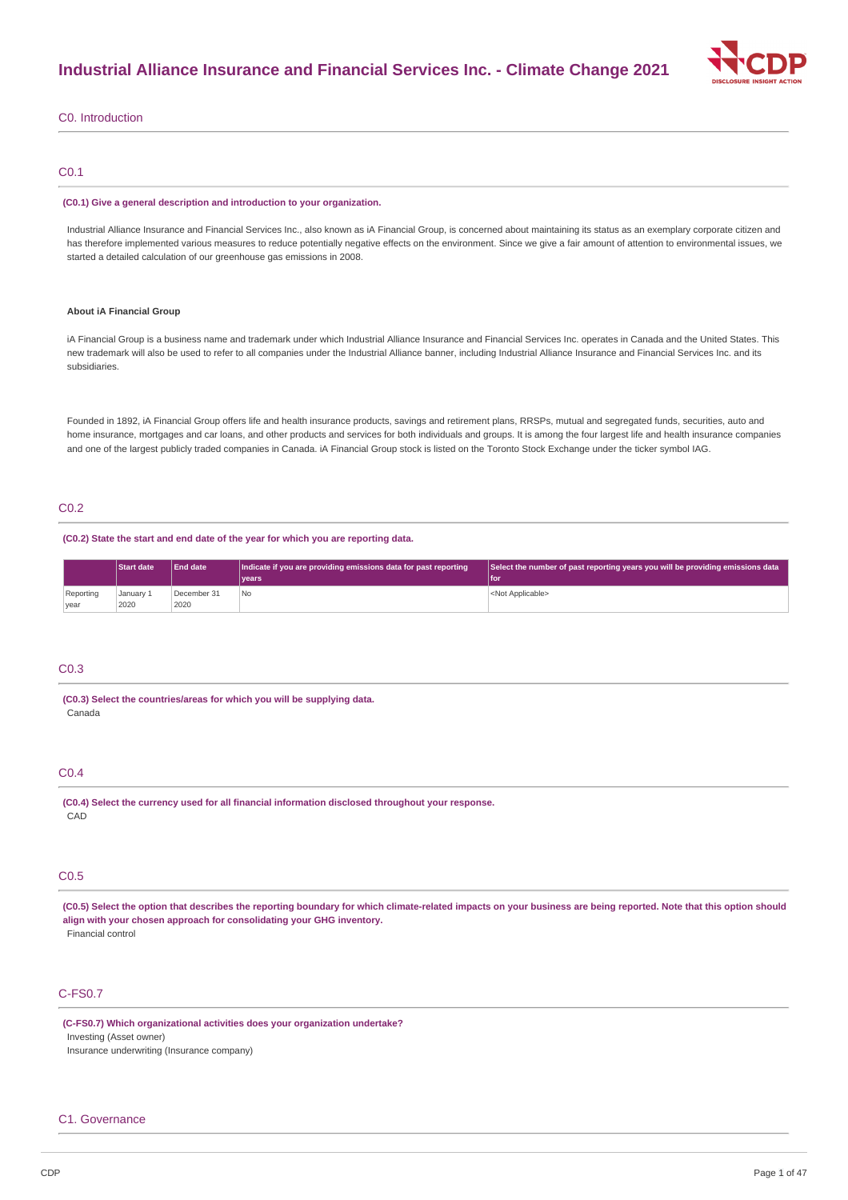# Industrial Alliance Insurance and Financial Services Inc. - Climate Change 2021

## C0. Introduction

### C0.1

**(C0.1) Give a general description and introduction to your organization.**

Industrial Alliance Insurance and Financial Services Inc., also known as iA Financial Group, is concerned about maintaining its status as an exemplary corporate citizen and has therefore implemented various measures to reduce potentially negative effects on the environment. Since we give a fair amount of attention to environmental issues, we started a detailed calculation of our greenhouse gas emissions in 2008.

**About iA Financial Group**

iA Financial Group is a business name and trademark under which Industrial Alliance Insurance and Financial Services Inc. operates in Canada and the United States. This new trademark will also be used to refer to all companies under the Industrial Alliance banner, including Industrial Alliance Insurance and Financial Services Inc. and its subsidiaries.

Founded in 1892, iA Financial Group offers life and health insurance products, savings and retirement plans, RRSPs, mutual and segregated funds, securities, auto and home insurance, mortgages and car loans, and other products and services for both individuals and groups. It is among the four largest life and health insurance companies and one of the largest publicly traded companies in Canada. iA Financial Group stock is listed on the Toronto Stock Exchange under the ticker symbol IAG.

### C0.2

**(C0.2) State the start and end date of the year for which you are reporting data.**

| | Start date | End date | Indicate if you are providing emissions data for past reporting years | Select the number of past reporting years you will be providing emissions data for |
|---|---|---|---|---|
| Reporting year | January 1 2020 | December 31 2020 | No | <Not Applicable> |

### C0.3

**(C0.3) Select the countries/areas for which you will be supplying data.**

Canada

### C0.4

**(C0.4) Select the currency used for all financial information disclosed throughout your response.**

CAD

### C0.5

**(C0.5) Select the option that describes the reporting boundary for which climate-related impacts on your business are being reported. Note that this option should align with your chosen approach for consolidating your GHG inventory.**

Financial control

### C-FS0.7

**(C-FS0.7) Which organizational activities does your organization undertake?**

Investing (Asset owner)

Insurance underwriting (Insurance company)

## C1. Governance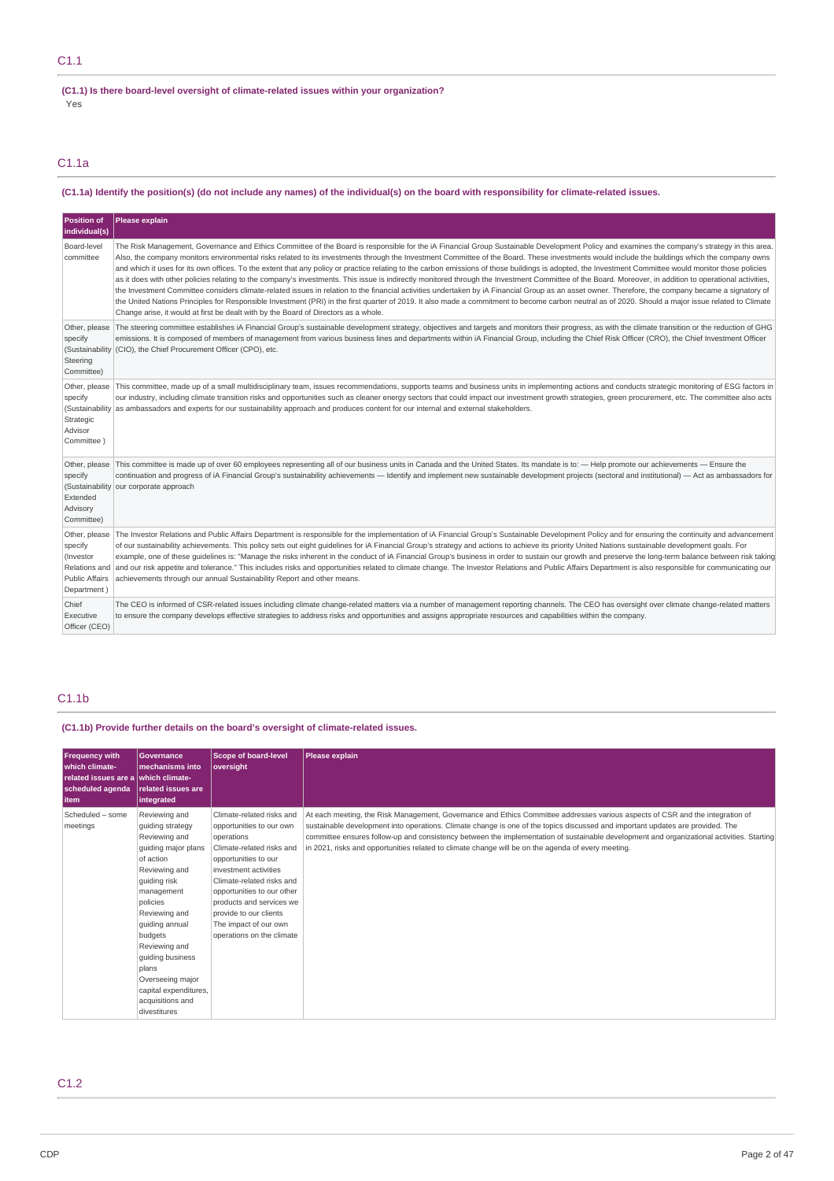## C1.1

**(C1.1) Is there board-level oversight of climate-related issues within your organization?**

Yes

## C1.1a

**(C1.1a) Identify the position(s) (do not include any names) of the individual(s) on the board with responsibility for climate-related issues.**

| Position of individual(s) | Please explain |
|---|---|
| Board-level committee | The Risk Management, Governance and Ethics Committee of the Board is responsible for the iA Financial Group Sustainable Development Policy and examines the company's strategy in this area. Also, the company monitors environmental risks related to its investments through the Investment Committee of the Board. These investments would include the buildings which the company owns and which it uses for its own offices. To the extent that any policy or practice relating to the carbon emissions of those buildings is adopted, the Investment Committee would monitor those policies as it does with other policies relating to the company's investments. This issue is indirectly monitored through the Investment Committee of the Board. Moreover, in addition to operational activities, the Investment Committee considers climate-related issues in relation to the financial activities undertaken by iA Financial Group as an asset owner. Therefore, the company became a signatory of the United Nations Principles for Responsible Investment (PRI) in the first quarter of 2019. It also made a commitment to become carbon neutral as of 2020. Should a major issue related to Climate Change arise, it would at first be dealt with by the Board of Directors as a whole. |
| Other, please specify (Sustainability Steering Committee) | The steering committee establishes iA Financial Group's sustainable development strategy, objectives and targets and monitors their progress, as with the climate transition or the reduction of GHG emissions. It is composed of members of management from various business lines and departments within iA Financial Group, including the Chief Risk Officer (CRO), the Chief Investment Officer (CIO), the Chief Procurement Officer (CPO), etc. |
| Other, please specify (Sustainability Strategic Advisor Committee ) | This committee, made up of a small multidisciplinary team, issues recommendations, supports teams and business units in implementing actions and conducts strategic monitoring of ESG factors in our industry, including climate transition risks and opportunities such as cleaner energy sectors that could impact our investment growth strategies, green procurement, etc. The committee also acts as ambassadors and experts for our sustainability approach and produces content for our internal and external stakeholders. |
| Other, please specify (Sustainability Extended Advisory Committee) | This committee is made up of over 60 employees representing all of our business units in Canada and the United States. Its mandate is to: — Help promote our achievements — Ensure the continuation and progress of iA Financial Group's sustainability achievements — Identify and implement new sustainable development projects (sectoral and institutional) — Act as ambassadors for our corporate approach |
| Other, please specify (Investor Relations and Public Affairs Department ) | The Investor Relations and Public Affairs Department is responsible for the implementation of iA Financial Group's Sustainable Development Policy and for ensuring the continuity and advancement of our sustainability achievements. This policy sets out eight guidelines for iA Financial Group's strategy and actions to achieve its priority United Nations sustainable development goals. For example, one of these guidelines is: "Manage the risks inherent in the conduct of iA Financial Group's business in order to sustain our growth and preserve the long-term balance between risk taking and our risk appetite and tolerance." This includes risks and opportunities related to climate change. The Investor Relations and Public Affairs Department is also responsible for communicating our achievements through our annual Sustainability Report and other means. |
| Chief Executive Officer (CEO) | The CEO is informed of CSR-related issues including climate change-related matters via a number of management reporting channels. The CEO has oversight over climate change-related matters to ensure the company develops effective strategies to address risks and opportunities and assigns appropriate resources and capabilities within the company. |

## C1.1b

**(C1.1b) Provide further details on the board's oversight of climate-related issues.**

| Frequency with which climate-related issues are a scheduled agenda item | Governance mechanisms into which climate-related issues are integrated | Scope of board-level oversight | Please explain |
|---|---|---|---|
| Scheduled – some meetings | Reviewing and guiding strategy<br>Reviewing and guiding major plans of action<br>Reviewing and guiding risk management policies<br>Reviewing and guiding annual budgets<br>Reviewing and guiding business plans<br>Overseeing major capital expenditures, acquisitions and divestitures | Climate-related risks and opportunities to our own operations<br>Climate-related risks and opportunities to our investment activities<br>Climate-related risks and opportunities to our other products and services we provide to our clients<br>The impact of our own operations on the climate | At each meeting, the Risk Management, Governance and Ethics Committee addresses various aspects of CSR and the integration of sustainable development into operations. Climate change is one of the topics discussed and important updates are provided. The committee ensures follow-up and consistency between the implementation of sustainable development and organizational activities. Starting in 2021, risks and opportunities related to climate change will be on the agenda of every meeting. |

## C1.2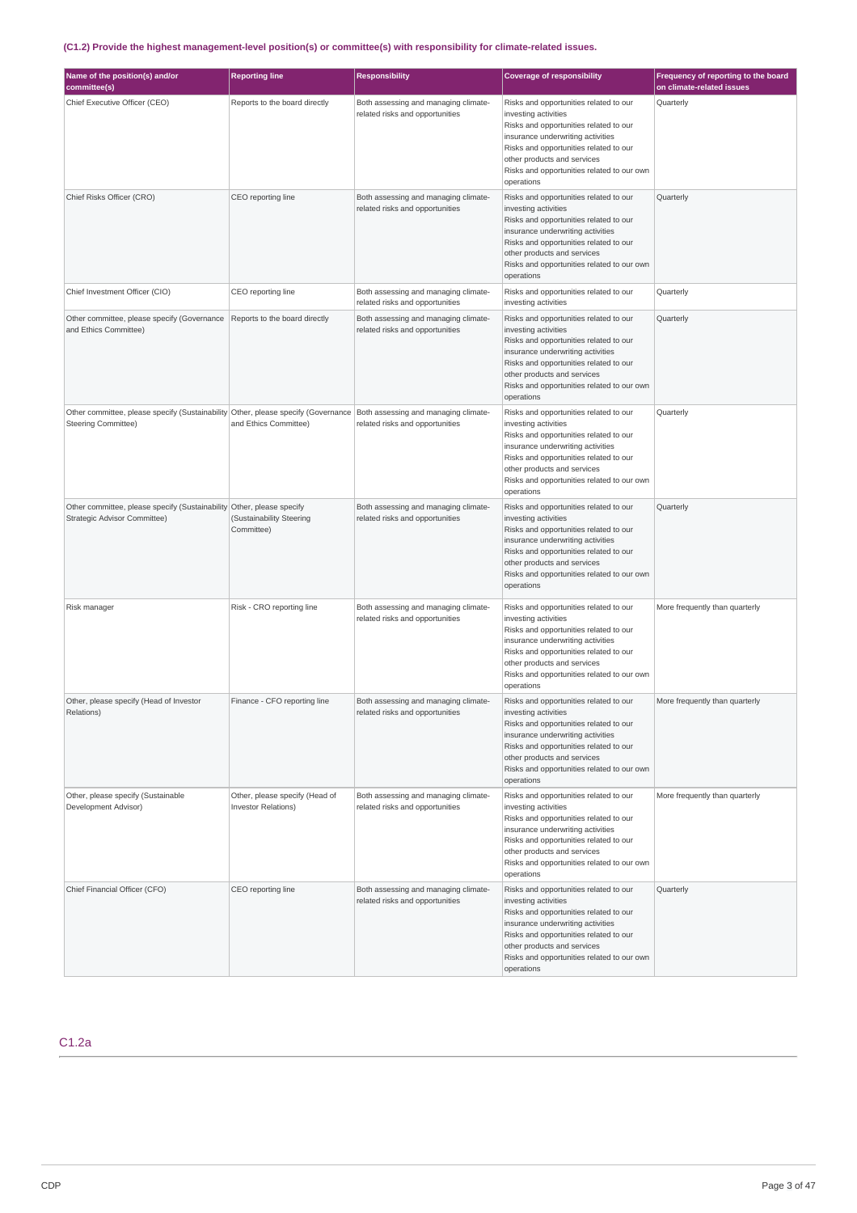### (C1.2) Provide the highest management-level position(s) or committee(s) with responsibility for climate-related issues.

| Name of the position(s) and/or committee(s) | Reporting line | Responsibility | Coverage of responsibility | Frequency of reporting to the board on climate-related issues |
|---|---|---|---|---|
| Chief Executive Officer (CEO) | Reports to the board directly | Both assessing and managing climate-related risks and opportunities | Risks and opportunities related to our investing activities<br>Risks and opportunities related to our insurance underwriting activities<br>Risks and opportunities related to our other products and services<br>Risks and opportunities related to our own operations | Quarterly |
| Chief Risks Officer (CRO) | CEO reporting line | Both assessing and managing climate-related risks and opportunities | Risks and opportunities related to our investing activities<br>Risks and opportunities related to our insurance underwriting activities<br>Risks and opportunities related to our other products and services<br>Risks and opportunities related to our own operations | Quarterly |
| Chief Investment Officer (CIO) | CEO reporting line | Both assessing and managing climate-related risks and opportunities | Risks and opportunities related to our investing activities | Quarterly |
| Other committee, please specify (Governance and Ethics Committee) | Reports to the board directly | Both assessing and managing climate-related risks and opportunities | Risks and opportunities related to our investing activities<br>Risks and opportunities related to our insurance underwriting activities<br>Risks and opportunities related to our other products and services<br>Risks and opportunities related to our own operations | Quarterly |
| Other committee, please specify (Sustainability Steering Committee) | Other, please specify (Governance and Ethics Committee) | Both assessing and managing climate-related risks and opportunities | Risks and opportunities related to our investing activities<br>Risks and opportunities related to our insurance underwriting activities<br>Risks and opportunities related to our other products and services<br>Risks and opportunities related to our own operations | Quarterly |
| Other committee, please specify (Sustainability Strategic Advisor Committee) | Other, please specify (Sustainability Steering Committee) | Both assessing and managing climate-related risks and opportunities | Risks and opportunities related to our investing activities<br>Risks and opportunities related to our insurance underwriting activities<br>Risks and opportunities related to our other products and services<br>Risks and opportunities related to our own operations | Quarterly |
| Risk manager | Risk - CRO reporting line | Both assessing and managing climate-related risks and opportunities | Risks and opportunities related to our investing activities<br>Risks and opportunities related to our insurance underwriting activities<br>Risks and opportunities related to our other products and services<br>Risks and opportunities related to our own operations | More frequently than quarterly |
| Other, please specify (Head of Investor Relations) | Finance - CFO reporting line | Both assessing and managing climate-related risks and opportunities | Risks and opportunities related to our investing activities<br>Risks and opportunities related to our insurance underwriting activities<br>Risks and opportunities related to our other products and services<br>Risks and opportunities related to our own operations | More frequently than quarterly |
| Other, please specify (Sustainable Development Advisor) | Other, please specify (Head of Investor Relations) | Both assessing and managing climate-related risks and opportunities | Risks and opportunities related to our investing activities<br>Risks and opportunities related to our insurance underwriting activities<br>Risks and opportunities related to our other products and services<br>Risks and opportunities related to our own operations | More frequently than quarterly |
| Chief Financial Officer (CFO) | CEO reporting line | Both assessing and managing climate-related risks and opportunities | Risks and opportunities related to our investing activities<br>Risks and opportunities related to our insurance underwriting activities<br>Risks and opportunities related to our other products and services<br>Risks and opportunities related to our own operations | Quarterly |

## C1.2a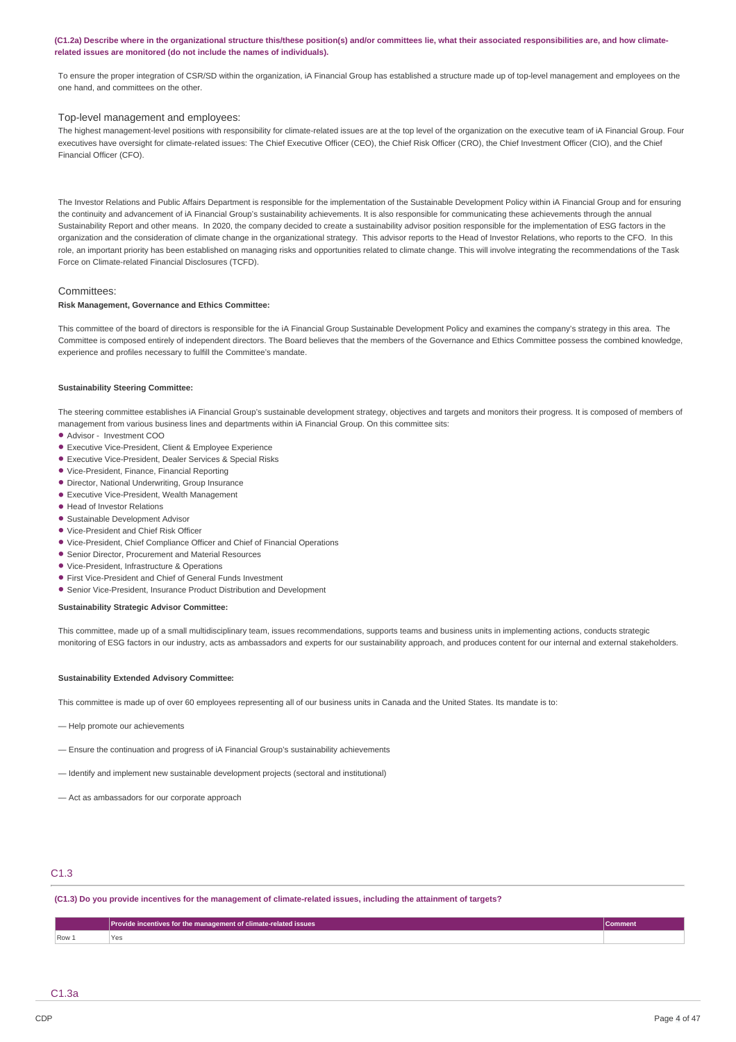**(C1.2a) Describe where in the organizational structure this/these position(s) and/or committees lie, what their associated responsibilities are, and how climate-related issues are monitored (do not include the names of individuals).**

To ensure the proper integration of CSR/SD within the organization, iA Financial Group has established a structure made up of top-level management and employees on the one hand, and committees on the other.

Top-level management and employees:

The highest management-level positions with responsibility for climate-related issues are at the top level of the organization on the executive team of iA Financial Group. Four executives have oversight for climate-related issues: The Chief Executive Officer (CEO), the Chief Risk Officer (CRO), the Chief Investment Officer (CIO), and the Chief Financial Officer (CFO).

The Investor Relations and Public Affairs Department is responsible for the implementation of the Sustainable Development Policy within iA Financial Group and for ensuring the continuity and advancement of iA Financial Group's sustainability achievements. It is also responsible for communicating these achievements through the annual Sustainability Report and other means. In 2020, the company decided to create a sustainability advisor position responsible for the implementation of ESG factors in the organization and the consideration of climate change in the organizational strategy. This advisor reports to the Head of Investor Relations, who reports to the CFO. In this role, an important priority has been established on managing risks and opportunities related to climate change. This will involve integrating the recommendations of the Task Force on Climate-related Financial Disclosures (TCFD).

Committees:

**Risk Management, Governance and Ethics Committee:**

This committee of the board of directors is responsible for the iA Financial Group Sustainable Development Policy and examines the company's strategy in this area. The Committee is composed entirely of independent directors. The Board believes that the members of the Governance and Ethics Committee possess the combined knowledge, experience and profiles necessary to fulfill the Committee's mandate.

**Sustainability Steering Committee:**

The steering committee establishes iA Financial Group's sustainable development strategy, objectives and targets and monitors their progress. It is composed of members of management from various business lines and departments within iA Financial Group. On this committee sits:

- Advisor - Investment COO
- Executive Vice-President, Client & Employee Experience
- Executive Vice-President, Dealer Services & Special Risks
- Vice-President, Finance, Financial Reporting
- Director, National Underwriting, Group Insurance
- Executive Vice-President, Wealth Management
- Head of Investor Relations
- Sustainable Development Advisor
- Vice-President and Chief Risk Officer
- Vice-President, Chief Compliance Officer and Chief of Financial Operations
- Senior Director, Procurement and Material Resources
- Vice-President, Infrastructure & Operations
- First Vice-President and Chief of General Funds Investment
- Senior Vice-President, Insurance Product Distribution and Development

**Sustainability Strategic Advisor Committee:**

This committee, made up of a small multidisciplinary team, issues recommendations, supports teams and business units in implementing actions, conducts strategic monitoring of ESG factors in our industry, acts as ambassadors and experts for our sustainability approach, and produces content for our internal and external stakeholders.

**Sustainability Extended Advisory Committee:**

This committee is made up of over 60 employees representing all of our business units in Canada and the United States. Its mandate is to:

— Help promote our achievements

— Ensure the continuation and progress of iA Financial Group's sustainability achievements

— Identify and implement new sustainable development projects (sectoral and institutional)

— Act as ambassadors for our corporate approach

## C1.3

**(C1.3) Do you provide incentives for the management of climate-related issues, including the attainment of targets?**

| | Provide incentives for the management of climate-related issues | Comment |
|---|---|---|
| Row 1 | Yes | |

## C1.3a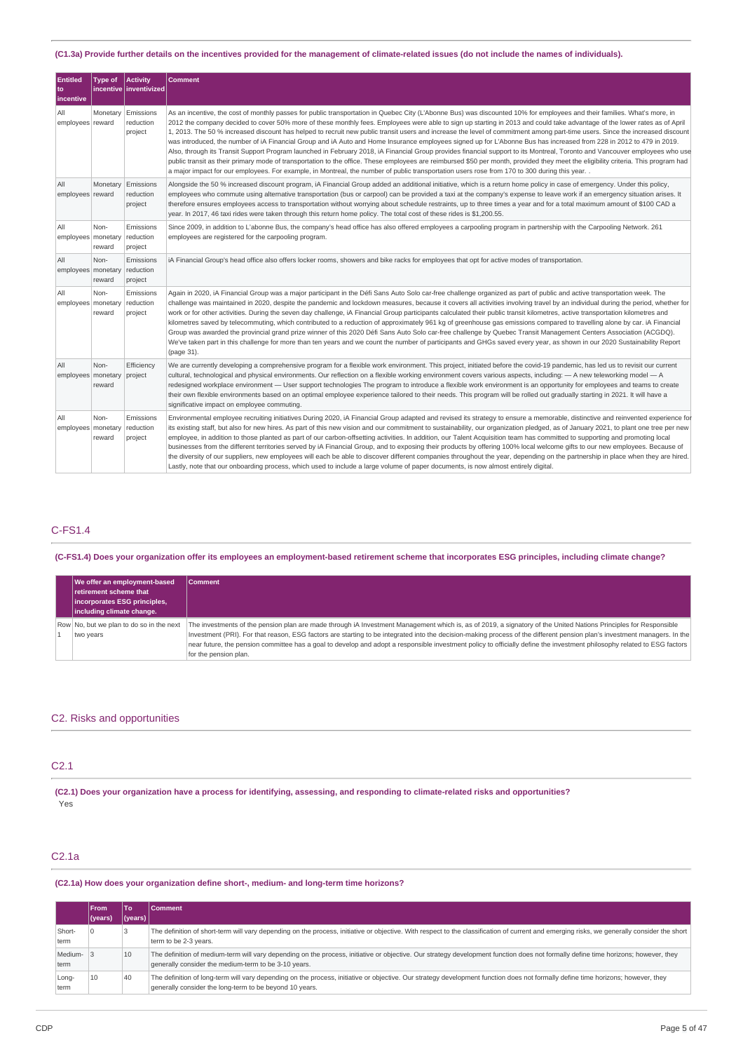(C1.3a) Provide further details on the incentives provided for the management of climate-related issues (do not include the names of individuals).

| Entitled to incentive | Type of incentive | Activity inventivized | Comment |
|---|---|---|---|
| All employees | Monetary reward | Emissions reduction project | As an incentive, the cost of monthly passes for public transportation in Quebec City (L'Abonne Bus) was discounted 10% for employees and their families. What's more, in 2012 the company decided to cover 50% more of these monthly fees. Employees were able to sign up starting in 2013 and could take advantage of the lower rates as of April 1, 2013. The 50 % increased discount has helped to recruit new public transit users and increase the level of commitment among part-time users. Since the increased discount was introduced, the number of iA Financial Group and iA Auto and Home Insurance employees signed up for L'Abonne Bus has increased from 228 in 2012 to 479 in 2019. Also, through its Transit Support Program launched in February 2018, iA Financial Group provides financial support to its Montreal, Toronto and Vancouver employees who use public transit as their primary mode of transportation to the office. These employees are reimbursed $50 per month, provided they meet the eligibility criteria. This program had a major impact for our employees. For example, in Montreal, the number of public transportation users rose from 170 to 300 during this year. . |
| All employees | Monetary reward | Emissions reduction project | Alongside the 50 % increased discount program, iA Financial Group added an additional initiative, which is a return home policy in case of emergency. Under this policy, employees who commute using alternative transportation (bus or carpool) can be provided a taxi at the company's expense to leave work if an emergency situation arises. It therefore ensures employees access to transportation without worrying about schedule restraints, up to three times a year and for a total maximum amount of $100 CAD a year. In 2017, 46 taxi rides were taken through this return home policy. The total cost of these rides is $1,200.55. |
| All employees | Non-monetary reward | Emissions reduction project | Since 2009, in addition to L'abonne Bus, the company's head office has also offered employees a carpooling program in partnership with the Carpooling Network. 261 employees are registered for the carpooling program. |
| All employees | Non-monetary reward | Emissions reduction project | iA Financial Group's head office also offers locker rooms, showers and bike racks for employees that opt for active modes of transportation. |
| All employees | Non-monetary reward | Emissions reduction project | Again in 2020, iA Financial Group was a major participant in the Défi Sans Auto Solo car-free challenge organized as part of public and active transportation week. The challenge was maintained in 2020, despite the pandemic and lockdown measures, because it covers all activities involving travel by an individual during the period, whether for work or for other activities. During the seven day challenge, iA Financial Group participants calculated their public transit kilometres, active transportation kilometres and kilometres saved by telecommuting, which contributed to a reduction of approximately 961 kg of greenhouse gas emissions compared to travelling alone by car. iA Financial Group was awarded the provincial grand prize winner of this 2020 Défi Sans Auto Solo car-free challenge by Quebec Transit Management Centers Association (ACGDQ). We've taken part in this challenge for more than ten years and we count the number of participants and GHGs saved every year, as shown in our 2020 Sustainability Report (page 31). |
| All employees | Non-monetary reward | Efficiency project | We are currently developing a comprehensive program for a flexible work environment. This project, initiated before the covid-19 pandemic, has led us to revisit our current cultural, technological and physical environments. Our reflection on a flexible working environment covers various aspects, including: — A new teleworking model — A redesigned workplace environment — User support technologies The program to introduce a flexible work environment is an opportunity for employees and teams to create their own flexible environments based on an optimal employee experience tailored to their needs. This program will be rolled out gradually starting in 2021. It will have a significative impact on employee commuting. |
| All employees | Non-monetary reward | Emissions reduction project | Environmental employee recruiting initiatives During 2020, iA Financial Group adapted and revised its strategy to ensure a memorable, distinctive and reinvented experience for its existing staff, but also for new hires. As part of this new vision and our commitment to sustainability, our organization pledged, as of January 2021, to plant one tree per new employee, in addition to those planted as part of our carbon-offsetting activities. In addition, our Talent Acquisition team has committed to supporting and promoting local businesses from the different territories served by iA Financial Group, and to exposing their products by offering 100% local welcome gifts to our new employees. Because of the diversity of our suppliers, new employees will each be able to discover different companies throughout the year, depending on the partnership in place when they are hired. Lastly, note that our onboarding process, which used to include a large volume of paper documents, is now almost entirely digital. |

## C-FS1.4

(C-FS1.4) Does your organization offer its employees an employment-based retirement scheme that incorporates ESG principles, including climate change?

| | We offer an employment-based retirement scheme that incorporates ESG principles, including climate change. | Comment |
|---|---|---|
| Row 1 | No, but we plan to do so in the next two years | The investments of the pension plan are made through iA Investment Management which is, as of 2019, a signatory of the United Nations Principles for Responsible Investment (PRI). For that reason, ESG factors are starting to be integrated into the decision-making process of the different pension plan's investment managers. In the near future, the pension committee has a goal to develop and adopt a responsible investment policy to officially define the investment philosophy related to ESG factors for the pension plan. |

## C2. Risks and opportunities

## C2.1

(C2.1) Does your organization have a process for identifying, assessing, and responding to climate-related risks and opportunities?

Yes

## C2.1a

(C2.1a) How does your organization define short-, medium- and long-term time horizons?

| | From (years) | To (years) | Comment |
|---|---|---|---|
| Short-term | 0 | 3 | The definition of short-term will vary depending on the process, initiative or objective. With respect to the classification of current and emerging risks, we generally consider the short term to be 2-3 years. |
| Medium-term | 3 | 10 | The definition of medium-term will vary depending on the process, initiative or objective. Our strategy development function does not formally define time horizons; however, they generally consider the medium-term to be 3-10 years. |
| Long-term | 10 | 40 | The definition of long-term will vary depending on the process, initiative or objective. Our strategy development function does not formally define time horizons; however, they generally consider the long-term to be beyond 10 years. |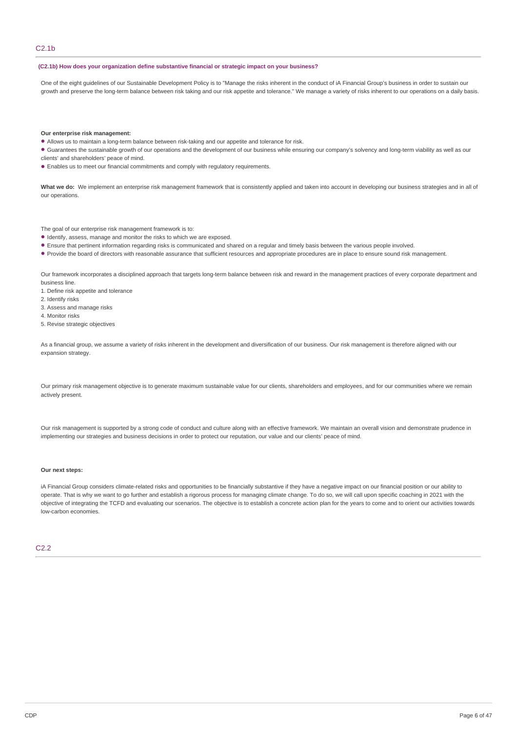## C2.1b

**(C2.1b) How does your organization define substantive financial or strategic impact on your business?**

One of the eight guidelines of our Sustainable Development Policy is to "Manage the risks inherent in the conduct of iA Financial Group's business in order to sustain our growth and preserve the long-term balance between risk taking and our risk appetite and tolerance." We manage a variety of risks inherent to our operations on a daily basis.

**Our enterprise risk management:**

- Allows us to maintain a long-term balance between risk-taking and our appetite and tolerance for risk.
- Guarantees the sustainable growth of our operations and the development of our business while ensuring our company's solvency and long-term viability as well as our clients' and shareholders' peace of mind.
- Enables us to meet our financial commitments and comply with regulatory requirements.

**What we do:** We implement an enterprise risk management framework that is consistently applied and taken into account in developing our business strategies and in all of our operations.

The goal of our enterprise risk management framework is to:

- Identify, assess, manage and monitor the risks to which we are exposed.
- Ensure that pertinent information regarding risks is communicated and shared on a regular and timely basis between the various people involved.
- Provide the board of directors with reasonable assurance that sufficient resources and appropriate procedures are in place to ensure sound risk management.

Our framework incorporates a disciplined approach that targets long-term balance between risk and reward in the management practices of every corporate department and business line.

1. Define risk appetite and tolerance
2. Identify risks
3. Assess and manage risks
4. Monitor risks
5. Revise strategic objectives

As a financial group, we assume a variety of risks inherent in the development and diversification of our business. Our risk management is therefore aligned with our expansion strategy.

Our primary risk management objective is to generate maximum sustainable value for our clients, shareholders and employees, and for our communities where we remain actively present.

Our risk management is supported by a strong code of conduct and culture along with an effective framework. We maintain an overall vision and demonstrate prudence in implementing our strategies and business decisions in order to protect our reputation, our value and our clients' peace of mind.

**Our next steps:**

iA Financial Group considers climate-related risks and opportunities to be financially substantive if they have a negative impact on our financial position or our ability to operate. That is why we want to go further and establish a rigorous process for managing climate change. To do so, we will call upon specific coaching in 2021 with the objective of integrating the TCFD and evaluating our scenarios. The objective is to establish a concrete action plan for the years to come and to orient our activities towards low-carbon economies.

## C2.2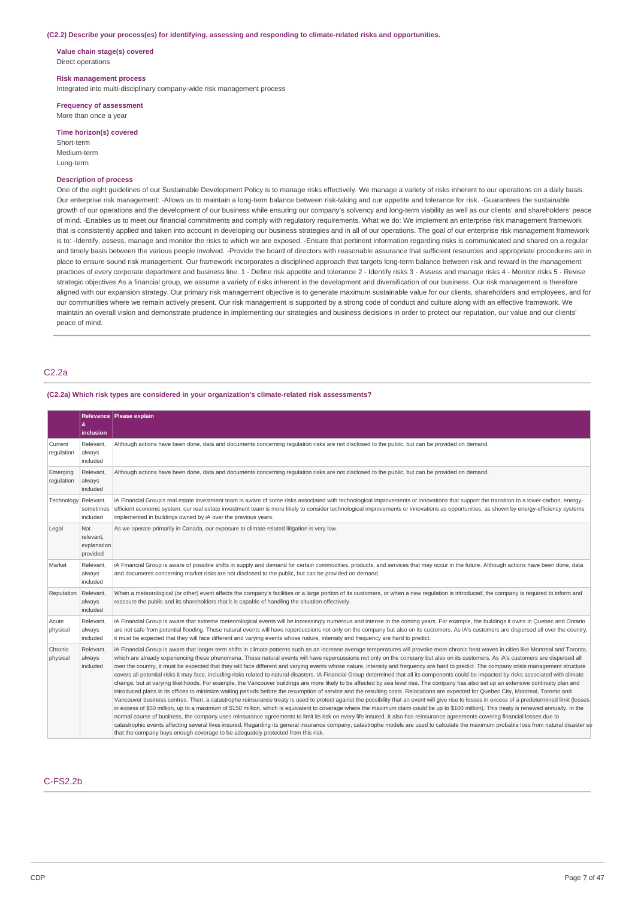**(C2.2) Describe your process(es) for identifying, assessing and responding to climate-related risks and opportunities.**

**Value chain stage(s) covered**
Direct operations

**Risk management process**
Integrated into multi-disciplinary company-wide risk management process

**Frequency of assessment**
More than once a year

**Time horizon(s) covered**
Short-term
Medium-term
Long-term

**Description of process**
One of the eight guidelines of our Sustainable Development Policy is to manage risks effectively. We manage a variety of risks inherent to our operations on a daily basis. Our enterprise risk management: -Allows us to maintain a long-term balance between risk-taking and our appetite and tolerance for risk. -Guarantees the sustainable growth of our operations and the development of our business while ensuring our company's solvency and long-term viability as well as our clients' and shareholders' peace of mind. -Enables us to meet our financial commitments and comply with regulatory requirements. What we do: We implement an enterprise risk management framework that is consistently applied and taken into account in developing our business strategies and in all of our operations. The goal of our enterprise risk management framework is to: -Identify, assess, manage and monitor the risks to which we are exposed. -Ensure that pertinent information regarding risks is communicated and shared on a regular and timely basis between the various people involved. -Provide the board of directors with reasonable assurance that sufficient resources and appropriate procedures are in place to ensure sound risk management. Our framework incorporates a disciplined approach that targets long-term balance between risk and reward in the management practices of every corporate department and business line. 1 - Define risk appetite and tolerance 2 - Identify risks 3 - Assess and manage risks 4 - Monitor risks 5 - Revise strategic objectives As a financial group, we assume a variety of risks inherent in the development and diversification of our business. Our risk management is therefore aligned with our expansion strategy. Our primary risk management objective is to generate maximum sustainable value for our clients, shareholders and employees, and for our communities where we remain actively present. Our risk management is supported by a strong code of conduct and culture along with an effective framework. We maintain an overall vision and demonstrate prudence in implementing our strategies and business decisions in order to protect our reputation, our value and our clients' peace of mind.

## C2.2a

**(C2.2a) Which risk types are considered in your organization's climate-related risk assessments?**

| | Relevance & inclusion | Please explain |
|---|---|---|
| Current regulation | Relevant, always included | Although actions have been done, data and documents concerning regulation risks are not disclosed to the public, but can be provided on demand. |
| Emerging regulation | Relevant, always included | Although actions have been done, data and documents concerning regulation risks are not disclosed to the public, but can be provided on demand. |
| Technology | Relevant, sometimes included | iA Financial Group's real estate investment team is aware of some risks associated with technological improvements or innovations that support the transition to a lower-carbon, energy-efficient economic system; our real estate investment team is more likely to consider technological improvements or innovations as opportunities, as shown by energy-efficiency systems implemented in buildings owned by iA over the previous years. |
| Legal | Not relevant, explanation provided | As we operate primarily in Canada, our exposure to climate-related litigation is very low. |
| Market | Relevant, always included | iA Financial Group is aware of possible shifts in supply and demand for certain commodities, products, and services that may occur in the future. Although actions have been done, data and documents concerning market risks are not disclosed to the public, but can be provided on demand. |
| Reputation | Relevant, always included | When a meteorological (or other) event affects the company's facilities or a large portion of its customers, or when a new regulation is introduced, the company is required to inform and reassure the public and its shareholders that it is capable of handling the situation effectively. |
| Acute physical | Relevant, always included | iA Financial Group is aware that extreme meteorological events will be increasingly numerous and intense in the coming years. For example, the buildings it owns in Quebec and Ontario are not safe from potential flooding. These natural events will have repercussions not only on the company but also on its customers. As iA's customers are dispersed all over the country, it must be expected that they will face different and varying events whose nature, intensity and frequency are hard to predict. |
| Chronic physical | Relevant, always included | iA Financial Group is aware that longer-term shifts in climate patterns such as an increase average temperatures will provoke more chronic heat waves in cities like Montreal and Toronto, which are already experiencing these phenomena. These natural events will have repercussions not only on the company but also on its customers. As iA's customers are dispersed all over the country, it must be expected that they will face different and varying events whose nature, intensity and frequency are hard to predict. The company crisis management structure covers all potential risks it may face, including risks related to natural disasters. iA Financial Group determined that all its components could be impacted by risks associated with climate change, but at varying likelihoods. For example, the Vancouver buildings are more likely to be affected by sea level rise. The company has also set up an extensive continuity plan and introduced plans in its offices to minimize waiting periods before the resumption of service and the resulting costs. Relocations are expected for Quebec City, Montreal, Toronto and Vancouver business centres. Then, a catastrophe reinsurance treaty is used to protect against the possibility that an event will give rise to losses in excess of a predetermined limit (losses in excess of $50 million, up to a maximum of $150 million, which is equivalent to coverage where the maximum claim could be up to $100 million). This treaty is renewed annually. In the normal course of business, the company uses reinsurance agreements to limit its risk on every life insured. It also has reinsurance agreements covering financial losses due to catastrophic events affecting several lives insured. Regarding its general insurance company, catastrophe models are used to calculate the maximum probable loss from natural disaster so that the company buys enough coverage to be adequately protected from this risk. |

## C-FS2.2b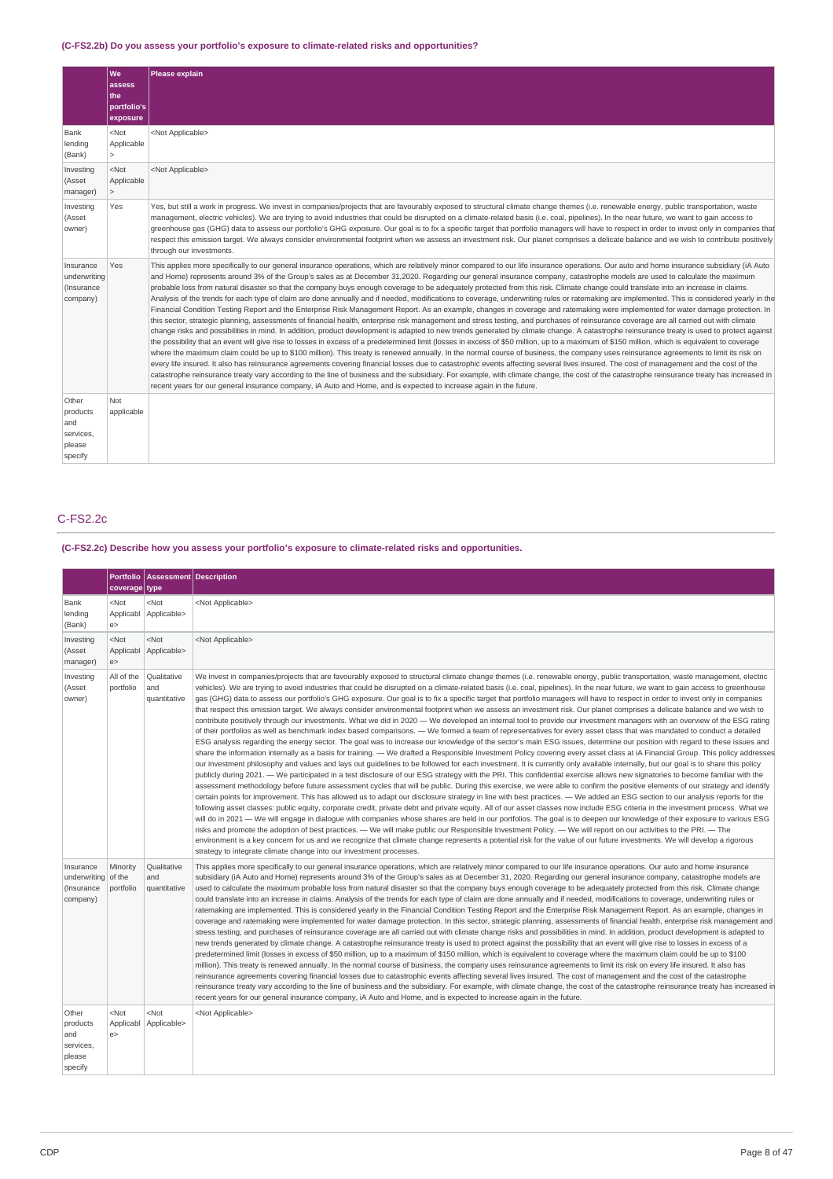### (C-FS2.2b) Do you assess your portfolio's exposure to climate-related risks and opportunities?

| | We assess the portfolio's exposure | Please explain |
|---|---|---|
| Bank lending (Bank) | <Not Applicable> | <Not Applicable> |
| Investing (Asset manager) | <Not Applicable> | <Not Applicable> |
| Investing (Asset owner) | Yes | Yes, but still a work in progress. We invest in companies/projects that are favourably exposed to structural climate change themes (i.e. renewable energy, public transportation, waste management, electric vehicles). We are trying to avoid industries that could be disrupted on a climate-related basis (i.e. coal, pipelines). In the near future, we want to gain access to greenhouse gas (GHG) data to assess our portfolio's GHG exposure. Our goal is to fix a specific target that portfolio managers will have to respect in order to invest only in companies that respect this emission target. We always consider environmental footprint when we assess an investment risk. Our planet comprises a delicate balance and we wish to contribute positively through our investments. |
| Insurance underwriting (Insurance company) | Yes | This applies more specifically to our general insurance operations, which are relatively minor compared to our life insurance operations. Our auto and home insurance subsidiary (iA Auto and Home) represents around 3% of the Group's sales as at December 31,2020. Regarding our general insurance company, catastrophe models are used to calculate the maximum probable loss from natural disaster so that the company buys enough coverage to be adequately protected from this risk. Climate change could translate into an increase in claims. Analysis of the trends for each type of claim are done annually and if needed, modifications to coverage, underwriting rules or ratemaking are implemented. This is considered yearly in the Financial Condition Testing Report and the Enterprise Risk Management Report. As an example, changes in coverage and ratemaking were implemented for water damage protection. In this sector, strategic planning, assessments of financial health, enterprise risk management and stress testing, and purchases of reinsurance coverage are all carried out with climate change risks and possibilities in mind. In addition, product development is adapted to new trends generated by climate change. A catastrophe reinsurance treaty is used to protect against the possibility that an event will give rise to losses in excess of a predetermined limit (losses in excess of $50 million, up to a maximum of $150 million, which is equivalent to coverage where the maximum claim could be up to $100 million). This treaty is renewed annually. In the normal course of business, the company uses reinsurance agreements to limit its risk on every life insured. It also has reinsurance agreements covering financial losses due to catastrophic events affecting several lives insured. The cost of management and the cost of the catastrophe reinsurance treaty vary according to the line of business and the subsidiary. For example, with climate change, the cost of the catastrophe reinsurance treaty has increased in recent years for our general insurance company, iA Auto and Home, and is expected to increase again in the future. |
| Other products and services, please specify | Not applicable | |

## C-FS2.2c

### (C-FS2.2c) Describe how you assess your portfolio's exposure to climate-related risks and opportunities.

| | Portfolio coverage | Assessment type | Description |
|---|---|---|---|
| Bank lending (Bank) | <Not Applicable> | <Not Applicable> | <Not Applicable> |
| Investing (Asset manager) | <Not Applicable> | <Not Applicable> | <Not Applicable> |
| Investing (Asset owner) | All of the portfolio | Qualitative and quantitative | We invest in companies/projects that are favourably exposed to structural climate change themes (i.e. renewable energy, public transportation, waste management, electric vehicles). We are trying to avoid industries that could be disrupted on a climate-related basis (i.e. coal, pipelines). In the near future, we want to gain access to greenhouse gas (GHG) data to assess our portfolio's GHG exposure. Our goal is to fix a specific target that portfolio managers will have to respect in order to invest only in companies that respect this emission target. We always consider environmental footprint when we assess an investment risk. Our planet comprises a delicate balance and we wish to contribute positively through our investments. What we did in 2020 — We developed an internal tool to provide our investment managers with an overview of the ESG rating of their portfolios as well as benchmark index based comparisons. — We formed a team of representatives for every asset class that was mandated to conduct a detailed ESG analysis regarding the energy sector. The goal was to increase our knowledge of the sector's main ESG issues, determine our position with regard to these issues and share the information internally as a basis for training. — We drafted a Responsible Investment Policy covering every asset class at iA Financial Group. This policy addresses our investment philosophy and values and lays out guidelines to be followed for each investment. It is currently only available internally, but our goal is to share this policy publicly during 2021. — We participated in a test disclosure of our ESG strategy with the PRI. This confidential exercise allows new signatories to become familiar with the assessment methodology before future assessment cycles that will be public. During this exercise, we were able to confirm the positive elements of our strategy and identify certain points for improvement. This has allowed us to adapt our disclosure strategy in line with best practices. — We added an ESG section to our analysis reports for the following asset classes: public equity, corporate credit, private debt and private equity. All of our asset classes now include ESG criteria in the investment process. What we will do in 2021 — We will engage in dialogue with companies whose shares are held in our portfolios. The goal is to deepen our knowledge of their exposure to various ESG risks and promote the adoption of best practices. — We will make public our Responsible Investment Policy. — We will report on our activities to the PRI. — The environment is a key concern for us and we recognize that climate change represents a potential risk for the value of our future investments. We will develop a rigorous strategy to integrate climate change into our investment processes. |
| Insurance underwriting (Insurance company) | Minority of the portfolio | Qualitative and quantitative | This applies more specifically to our general insurance operations, which are relatively minor compared to our life insurance operations. Our auto and home insurance subsidiary (iA Auto and Home) represents around 3% of the Group's sales as at December 31, 2020. Regarding our general insurance company, catastrophe models are used to calculate the maximum probable loss from natural disaster so that the company buys enough coverage to be adequately protected from this risk. Climate change could translate into an increase in claims. Analysis of the trends for each type of claim are done annually and if needed, modifications to coverage, underwriting rules or ratemaking are implemented. This is considered yearly in the Financial Condition Testing Report and the Enterprise Risk Management Report. As an example, changes in coverage and ratemaking were implemented for water damage protection. In this sector, strategic planning, assessments of financial health, enterprise risk management and stress testing, and purchases of reinsurance coverage are all carried out with climate change risks and possibilities in mind. In addition, product development is adapted to new trends generated by climate change. A catastrophe reinsurance treaty is used to protect against the possibility that an event will give rise to losses in excess of a predetermined limit (losses in excess of $50 million, up to a maximum of $150 million, which is equivalent to coverage where the maximum claim could be up to $100 million). This treaty is renewed annually. In the normal course of business, the company uses reinsurance agreements to limit its risk on every life insured. It also has reinsurance agreements covering financial losses due to catastrophic events affecting several lives insured. The cost of management and the cost of the catastrophe reinsurance treaty vary according to the line of business and the subsidiary. For example, with climate change, the cost of the catastrophe reinsurance treaty has increased in recent years for our general insurance company, iA Auto and Home, and is expected to increase again in the future. |
| Other products and services, please specify | <Not Applicable> | <Not Applicable> | <Not Applicable> |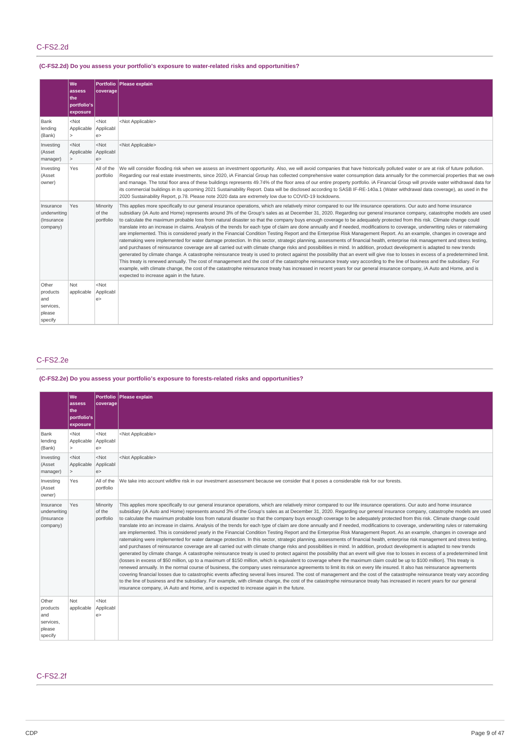## C-FS2.2d

**(C-FS2.2d) Do you assess your portfolio's exposure to water-related risks and opportunities?**

| | We assess the portfolio's exposure | Portfolio coverage | Please explain |
|---|---|---|---|
| Bank lending (Bank) | <Not Applicable> | <Not Applicable> | <Not Applicable> |
| Investing (Asset manager) | <Not Applicable> | <Not Applicable> | <Not Applicable> |
| Investing (Asset owner) | Yes | All of the portfolio | We will consider flooding risk when we assess an investment opportunity. Also, we will avoid companies that have historically polluted water or are at risk of future pollution. Regarding our real estate investments, since 2020, iA Financial Group has collected comprehensive water consumption data annually for the commercial properties that we own and manage. The total floor area of these buildings represents 49.74% of the floor area of our entire property portfolio. iA Financial Group will provide water withdrawal data for its commercial buildings in its upcoming 2021 Sustainability Report. Data will be disclosed according to SASB IF-RE-140a.1 (Water withdrawal data coverage), as used in the 2020 Sustainability Report, p.78. Please note 2020 data are extremely low due to COVID-19 lockdowns. |
| Insurance underwriting (Insurance company) | Yes | Minority of the portfolio | This applies more specifically to our general insurance operations, which are relatively minor compared to our life insurance operations. Our auto and home insurance subsidiary (iA Auto and Home) represents around 3% of the Group's sales as at December 31, 2020. Regarding our general insurance company, catastrophe models are used to calculate the maximum probable loss from natural disaster so that the company buys enough coverage to be adequately protected from this risk. Climate change could translate into an increase in claims. Analysis of the trends for each type of claim are done annually and if needed, modifications to coverage, underwriting rules or ratemaking are implemented. This is considered yearly in the Financial Condition Testing Report and the Enterprise Risk Management Report. As an example, changes in coverage and ratemaking were implemented for water damage protection. In this sector, strategic planning, assessments of financial health, enterprise risk management and stress testing, and purchases of reinsurance coverage are all carried out with climate change risks and possibilities in mind. In addition, product development is adapted to new trends generated by climate change. A catastrophe reinsurance treaty is used to protect against the possibility that an event will give rise to losses in excess of a predetermined limit. This treaty is renewed annually. The cost of management and the cost of the catastrophe reinsurance treaty vary according to the line of business and the subsidiary. For example, with climate change, the cost of the catastrophe reinsurance treaty has increased in recent years for our general insurance company, iA Auto and Home, and is expected to increase again in the future. |
| Other products and services, please specify | Not applicable | <Not Applicable> | |

## C-FS2.2e

**(C-FS2.2e) Do you assess your portfolio's exposure to forests-related risks and opportunities?**

| | We assess the portfolio's exposure | Portfolio coverage | Please explain |
|---|---|---|---|
| Bank lending (Bank) | <Not Applicable> | <Not Applicable> | <Not Applicable> |
| Investing (Asset manager) | <Not Applicable> | <Not Applicable> | <Not Applicable> |
| Investing (Asset owner) | Yes | All of the portfolio | We take into account wildfire risk in our investment assessment because we consider that it poses a considerable risk for our forests. |
| Insurance underwriting (Insurance company) | Yes | Minority of the portfolio | This applies more specifically to our general insurance operations, which are relatively minor compared to our life insurance operations. Our auto and home insurance subsidiary (iA Auto and Home) represents around 3% of the Group's sales as at December 31, 2020. Regarding our general insurance company, catastrophe models are used to calculate the maximum probable loss from natural disaster so that the company buys enough coverage to be adequately protected from this risk. Climate change could translate into an increase in claims. Analysis of the trends for each type of claim are done annually and if needed, modifications to coverage, underwriting rules or ratemaking are implemented. This is considered yearly in the Financial Condition Testing Report and the Enterprise Risk Management Report. As an example, changes in coverage and ratemaking were implemented for water damage protection. In this sector, strategic planning, assessments of financial health, enterprise risk management and stress testing, and purchases of reinsurance coverage are all carried out with climate change risks and possibilities in mind. In addition, product development is adapted to new trends generated by climate change. A catastrophe reinsurance treaty is used to protect against the possibility that an event will give rise to losses in excess of a predetermined limit (losses in excess of $50 million, up to a maximum of $150 million, which is equivalent to coverage where the maximum claim could be up to $100 million). This treaty is renewed annually. In the normal course of business, the company uses reinsurance agreements to limit its risk on every life insured. It also has reinsurance agreements covering financial losses due to catastrophic events affecting several lives insured. The cost of management and the cost of the catastrophe reinsurance treaty vary according to the line of business and the subsidiary. For example, with climate change, the cost of the catastrophe reinsurance treaty has increased in recent years for our general insurance company, iA Auto and Home, and is expected to increase again in the future. |
| Other products and services, please specify | Not applicable | <Not Applicable> | |

## C-FS2.2f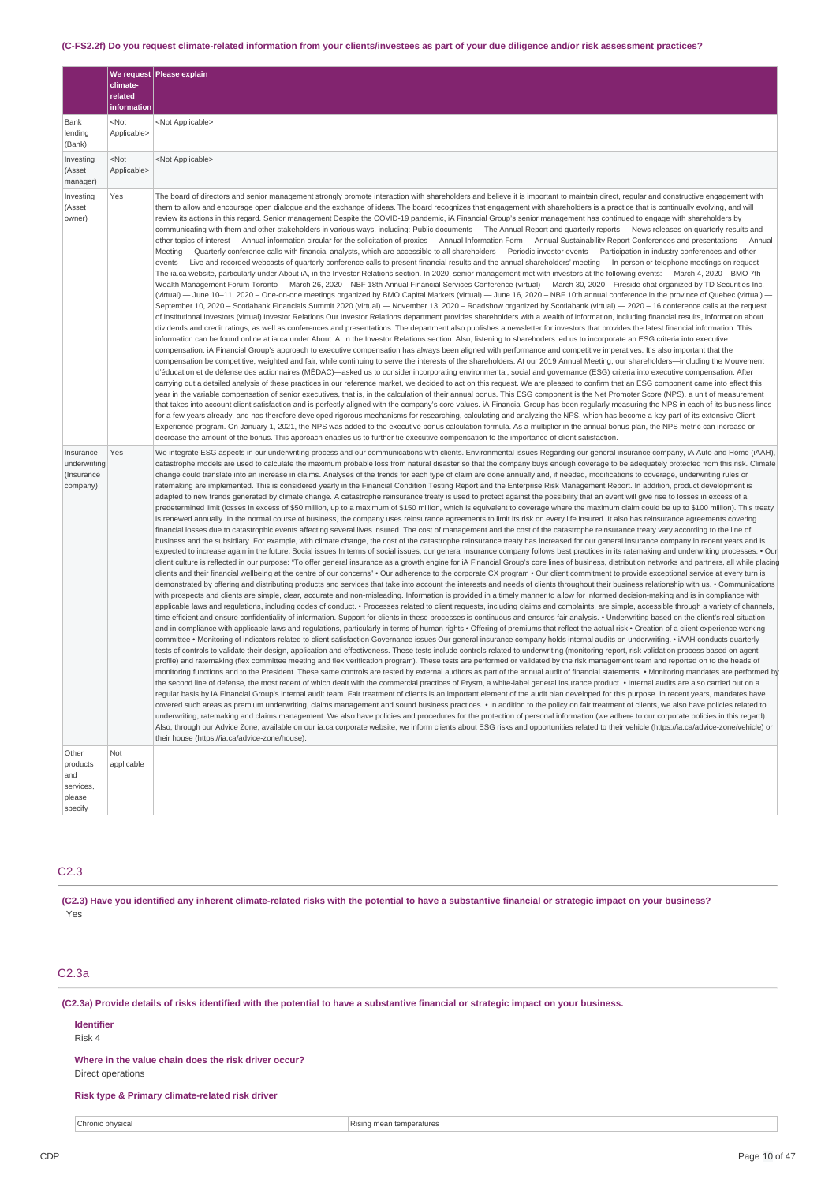### (C-FS2.2f) Do you request climate-related information from your clients/investees as part of your due diligence and/or risk assessment practices?

| | We request climate-related information | Please explain |
|---|---|---|
| Bank lending (Bank) | <Not Applicable> | <Not Applicable> |
| Investing (Asset manager) | <Not Applicable> | <Not Applicable> |
| Investing (Asset owner) | Yes | The board of directors and senior management strongly promote interaction with shareholders and believe it is important to maintain direct, regular and constructive engagement with them to allow and encourage open dialogue and the exchange of ideas. The board recognizes that engagement with shareholders is a practice that is continually evolving, and will review its actions in this regard. Senior management Despite the COVID-19 pandemic, iA Financial Group's senior management has continued to engage with shareholders by communicating with them and other stakeholders in various ways, including: Public documents — The Annual Report and quarterly reports — News releases on quarterly results and other topics of interest — Annual information circular for the solicitation of proxies — Annual Information Form — Annual Sustainability Report Conferences and presentations — Annual Meeting — Quarterly conference calls with financial analysts, which are accessible to all shareholders — Periodic investor events — Participation in industry conferences and other events — Live and recorded webcasts of quarterly conference calls to present financial results and the annual shareholders' meeting — In-person or telephone meetings on request — The ia.ca website, particularly under About iA, in the Investor Relations section. In 2020, senior management met with investors at the following events: — March 4, 2020 – BMO 7th Wealth Management Forum Toronto — March 26, 2020 – NBF 18th Annual Financial Services Conference (virtual) — March 30, 2020 – Fireside chat organized by TD Securities Inc. (virtual) — June 10–11, 2020 – One-on-one meetings organized by BMO Capital Markets (virtual) — June 16, 2020 – NBF 10th annual conference in the province of Quebec (virtual) — September 10, 2020 – Scotiabank Financials Summit 2020 (virtual) — November 13, 2020 – Roadshow organized by Scotiabank (virtual) — 2020 – 16 conference calls at the request of institutional investors (virtual) Investor Relations Our Investor Relations department provides shareholders with a wealth of information, including financial results, information about dividends and credit ratings, as well as conferences and presentations. The department also publishes a newsletter for investors that provides the latest financial information. This information can be found online at ia.ca under About iA, in the Investor Relations section. Also, listening to shareholders led us to incorporate an ESG criteria into executive compensation. iA Financial Group's approach to executive compensation has always been aligned with performance and competitive imperatives. It's also important that the compensation be competitive, weighted and fair, while continuing to serve the interests of the shareholders. At our 2019 Annual Meeting, our shareholders—including the Mouvement d'éducation et de défense des actionnaires (MÉDAC)—asked us to consider incorporating environmental, social and governance (ESG) criteria into executive compensation. After carrying out a detailed analysis of these practices in our reference market, we decided to act on this request. We are pleased to confirm that an ESG component came into effect this year in the variable compensation of senior executives, that is, in the calculation of their annual bonus. This ESG component is the Net Promoter Score (NPS), a unit of measurement that takes into account client satisfaction and is perfectly aligned with the company's core values. iA Financial Group has been regularly measuring the NPS in each of its business lines for a few years already, and has therefore developed rigorous mechanisms for researching, calculating and analyzing the NPS, which has become a key part of its extensive Client Experience program. On January 1, 2021, the NPS was added to the executive bonus calculation formula. As a multiplier in the annual bonus plan, the NPS metric can increase or decrease the amount of the bonus. This approach enables us to further tie executive compensation to the importance of client satisfaction. |
| Insurance underwriting (Insurance company) | Yes | We integrate ESG aspects in our underwriting process and our communications with clients. Environmental issues Regarding our general insurance company, iA Auto and Home (iAAH), catastrophe models are used to calculate the maximum probable loss from natural disaster so that the company buys enough coverage to be adequately protected from this risk. Climate change could translate into an increase in claims. Analyses of the trends for each type of claim are done annually and, if needed, modifications to coverage, underwriting rules or ratemaking are implemented. This is considered yearly in the Financial Condition Testing Report and the Enterprise Risk Management Report. In addition, product development is adapted to new trends generated by climate change. A catastrophe reinsurance treaty is used to protect against the possibility that an event will give rise to losses in excess of a predetermined limit (losses in excess of $50 million, up to a maximum of $150 million, which is equivalent to coverage where the maximum claim could be up to $100 million). This treaty is renewed annually. In the normal course of business, the company uses reinsurance agreements to limit its risk on every life insured. It also has reinsurance agreements covering financial losses due to catastrophic events affecting several lives insured. The cost of management and the cost of the catastrophe reinsurance treaty vary according to the line of business and the subsidiary. For example, with climate change, the cost of the catastrophe reinsurance treaty has increased for our general insurance company in recent years and is expected to increase again in the future. Social issues In terms of social issues, our general insurance company follows best practices in its ratemaking and underwriting processes. • Our client culture is reflected in our purpose: "To offer general insurance as a growth engine for iA Financial Group's core lines of business, distribution networks and partners, all while placing clients and their financial wellbeing at the centre of our concerns" • Our adherence to the corporate CX program • Our client commitment to provide exceptional service at every turn is demonstrated by offering and distributing products and services that take into account the interests and needs of clients throughout their business relationship with us. • Communications with prospects and clients are simple, clear, accurate and non-misleading. Information is provided in a timely manner to allow for informed decision-making and is in compliance with applicable laws and regulations, including codes of conduct. • Processes related to client requests, including claims and complaints, are simple, accessible through a variety of channels, time efficient and ensure confidentiality of information. Support for clients in these processes is continuous and ensures fair analysis. • Underwriting based on the client's real situation and in compliance with applicable laws and regulations, particularly in terms of human rights • Offering of premiums that reflect the actual risk • Creation of a client experience working committee • Monitoring of indicators related to client satisfaction Governance issues Our general insurance company holds internal audits on underwriting. • iAAH conducts quarterly tests of controls to validate their design, application and effectiveness. These tests include controls related to underwriting (monitoring report, risk validation process based on agent profile) and ratemaking (flex committee meeting and flex verification program). These tests are performed or validated by the risk management team and reported on to the heads of monitoring functions and to the President. These same controls are tested by external auditors as part of the annual audit of financial statements. • Monitoring mandates are performed by the second line of defense, the most recent of which dealt with the commercial practices of Prysm, a white-label general insurance product. • Internal audits are also carried out on a regular basis by iA Financial Group's internal audit team. Fair treatment of clients is an important element of the audit plan developed for this purpose. In recent years, mandates have covered such areas as premium underwriting, claims management and sound business practices. • In addition to the policy on fair treatment of clients, we also have policies related to underwriting, ratemaking and claims management. We also have policies and procedures for the protection of personal information (we adhere to our corporate policies in this regard). Also, through our Advice Zone, available on our ia.ca corporate website, we inform clients about ESG risks and opportunities related to their vehicle (https://ia.ca/advice-zone/vehicle) or their house (https://ia.ca/advice-zone/house). |
| Other products and services, please specify | Not applicable | |

## C2.3

**(C2.3) Have you identified any inherent climate-related risks with the potential to have a substantive financial or strategic impact on your business?**

Yes

## C2.3a

**(C2.3a) Provide details of risks identified with the potential to have a substantive financial or strategic impact on your business.**

**Identifier**

Risk 4

**Where in the value chain does the risk driver occur?**

Direct operations

**Risk type & Primary climate-related risk driver**

| | |
|---|---|
| Chronic physical | Rising mean temperatures |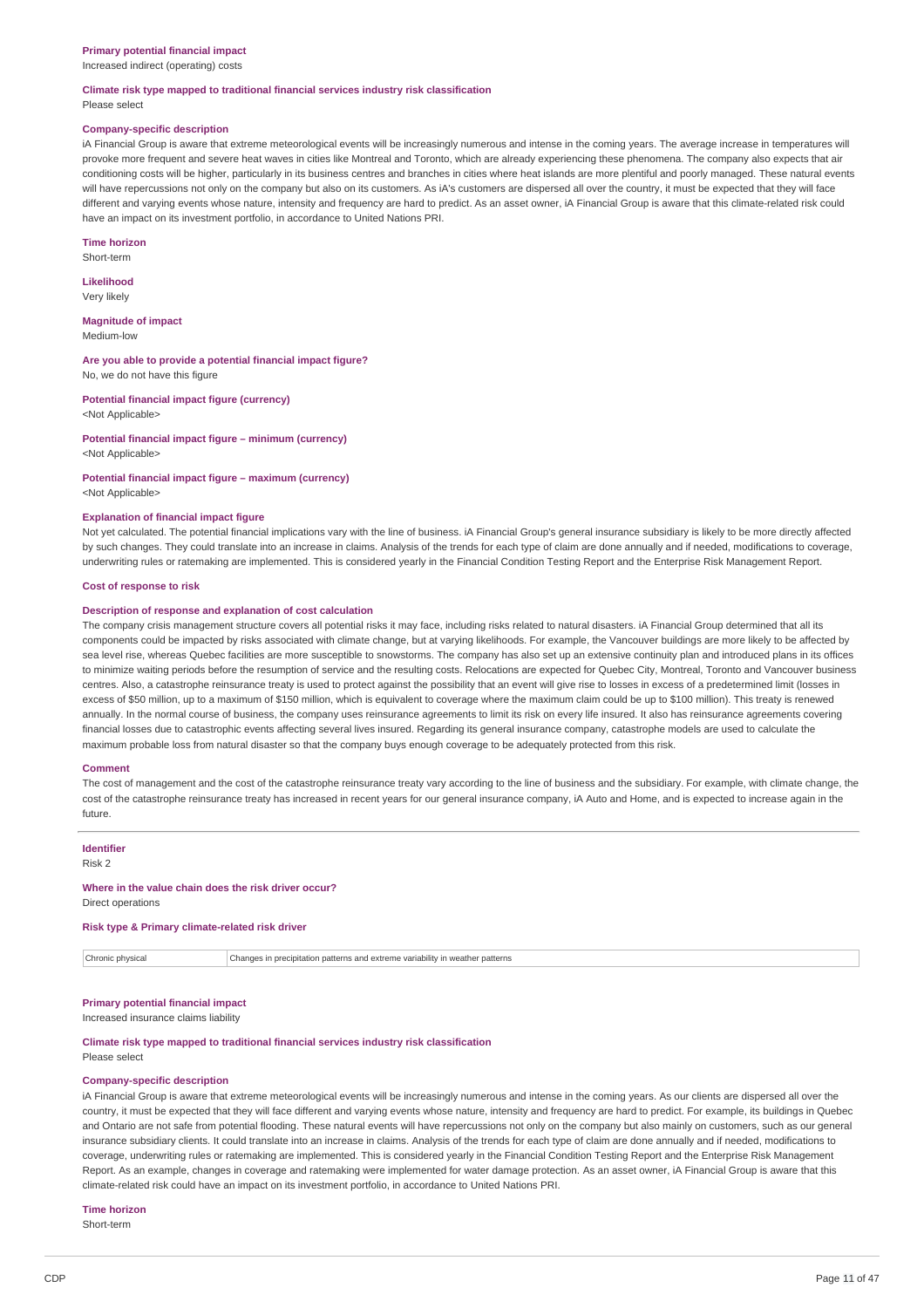**Primary potential financial impact**
Increased indirect (operating) costs

**Climate risk type mapped to traditional financial services industry risk classification**
Please select

**Company-specific description**
iA Financial Group is aware that extreme meteorological events will be increasingly numerous and intense in the coming years. The average increase in temperatures will provoke more frequent and severe heat waves in cities like Montreal and Toronto, which are already experiencing these phenomena. The company also expects that air conditioning costs will be higher, particularly in its business centres and branches in cities where heat islands are more plentiful and poorly managed. These natural events will have repercussions not only on the company but also on its customers. As iA's customers are dispersed all over the country, it must be expected that they will face different and varying events whose nature, intensity and frequency are hard to predict. As an asset owner, iA Financial Group is aware that this climate-related risk could have an impact on its investment portfolio, in accordance to United Nations PRI.

**Time horizon**
Short-term

**Likelihood**
Very likely

**Magnitude of impact**
Medium-low

**Are you able to provide a potential financial impact figure?**
No, we do not have this figure

**Potential financial impact figure (currency)**
<Not Applicable>

**Potential financial impact figure – minimum (currency)**
<Not Applicable>

**Potential financial impact figure – maximum (currency)**
<Not Applicable>

**Explanation of financial impact figure**
Not yet calculated. The potential financial implications vary with the line of business. iA Financial Group's general insurance subsidiary is likely to be more directly affected by such changes. They could translate into an increase in claims. Analysis of the trends for each type of claim are done annually and if needed, modifications to coverage, underwriting rules or ratemaking are implemented. This is considered yearly in the Financial Condition Testing Report and the Enterprise Risk Management Report.

**Cost of response to risk**

**Description of response and explanation of cost calculation**
The company crisis management structure covers all potential risks it may face, including risks related to natural disasters. iA Financial Group determined that all its components could be impacted by risks associated with climate change, but at varying likelihoods. For example, the Vancouver buildings are more likely to be affected by sea level rise, whereas Quebec facilities are more susceptible to snowstorms. The company has also set up an extensive continuity plan and introduced plans in its offices to minimize waiting periods before the resumption of service and the resulting costs. Relocations are expected for Quebec City, Montreal, Toronto and Vancouver business centres. Also, a catastrophe reinsurance treaty is used to protect against the possibility that an event will give rise to losses in excess of a predetermined limit (losses in excess of $50 million, up to a maximum of $150 million, which is equivalent to coverage where the maximum claim could be up to $100 million). This treaty is renewed annually. In the normal course of business, the company uses reinsurance agreements to limit its risk on every life insured. It also has reinsurance agreements covering financial losses due to catastrophic events affecting several lives insured. Regarding its general insurance company, catastrophe models are used to calculate the maximum probable loss from natural disaster so that the company buys enough coverage to be adequately protected from this risk.

**Comment**
The cost of management and the cost of the catastrophe reinsurance treaty vary according to the line of business and the subsidiary. For example, with climate change, the cost of the catastrophe reinsurance treaty has increased in recent years for our general insurance company, iA Auto and Home, and is expected to increase again in the future.

---

**Identifier**
Risk 2

**Where in the value chain does the risk driver occur?**
Direct operations

**Risk type & Primary climate-related risk driver**

| | |
|---|---|
| Chronic physical | Changes in precipitation patterns and extreme variability in weather patterns |

**Primary potential financial impact**
Increased insurance claims liability

**Climate risk type mapped to traditional financial services industry risk classification**
Please select

**Company-specific description**
iA Financial Group is aware that extreme meteorological events will be increasingly numerous and intense in the coming years. As our clients are dispersed all over the country, it must be expected that they will face different and varying events whose nature, intensity and frequency are hard to predict. For example, its buildings in Quebec and Ontario are not safe from potential flooding. These natural events will have repercussions not only on the company but also mainly on customers, such as our general insurance subsidiary clients. It could translate into an increase in claims. Analysis of the trends for each type of claim are done annually and if needed, modifications to coverage, underwriting rules or ratemaking are implemented. This is considered yearly in the Financial Condition Testing Report and the Enterprise Risk Management Report. As an example, changes in coverage and ratemaking were implemented for water damage protection. As an asset owner, iA Financial Group is aware that this climate-related risk could have an impact on its investment portfolio, in accordance to United Nations PRI.

**Time horizon**
Short-term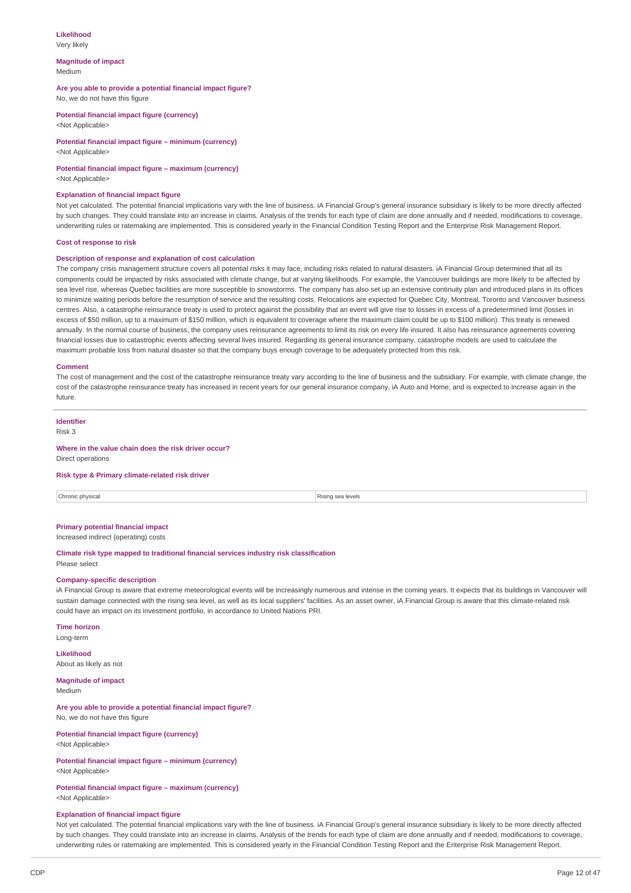**Likelihood**
Very likely

**Magnitude of impact**
Medium

**Are you able to provide a potential financial impact figure?**
No, we do not have this figure

**Potential financial impact figure (currency)**
<Not Applicable>

**Potential financial impact figure – minimum (currency)**
<Not Applicable>

**Potential financial impact figure – maximum (currency)**
<Not Applicable>

**Explanation of financial impact figure**
Not yet calculated. The potential financial implications vary with the line of business. iA Financial Group's general insurance subsidiary is likely to be more directly affected by such changes. They could translate into an increase in claims. Analysis of the trends for each type of claim are done annually and if needed, modifications to coverage, underwriting rules or ratemaking are implemented. This is considered yearly in the Financial Condition Testing Report and the Enterprise Risk Management Report.

**Cost of response to risk**

**Description of response and explanation of cost calculation**
The company crisis management structure covers all potential risks it may face, including risks related to natural disasters. iA Financial Group determined that all its components could be impacted by risks associated with climate change, but at varying likelihoods. For example, the Vancouver buildings are more likely to be affected by sea level rise, whereas Quebec facilities are more susceptible to snowstorms. The company has also set up an extensive continuity plan and introduced plans in its offices to minimize waiting periods before the resumption of service and the resulting costs. Relocations are expected for Quebec City, Montreal, Toronto and Vancouver business centres. Also, a catastrophe reinsurance treaty is used to protect against the possibility that an event will give rise to losses in excess of a predetermined limit (losses in excess of $50 million, up to a maximum of $150 million, which is equivalent to coverage where the maximum claim could be up to $100 million). This treaty is renewed annually. In the normal course of business, the company uses reinsurance agreements to limit its risk on every life insured. It also has reinsurance agreements covering financial losses due to catastrophic events affecting several lives insured. Regarding its general insurance company, catastrophe models are used to calculate the maximum probable loss from natural disaster so that the company buys enough coverage to be adequately protected from this risk.

**Comment**
The cost of management and the cost of the catastrophe reinsurance treaty vary according to the line of business and the subsidiary. For example, with climate change, the cost of the catastrophe reinsurance treaty has increased in recent years for our general insurance company, iA Auto and Home, and is expected to increase again in the future.

---

**Identifier**
Risk 3

**Where in the value chain does the risk driver occur?**
Direct operations

**Risk type & Primary climate-related risk driver**

| Chronic physical | Rising sea levels |
|---|---|

**Primary potential financial impact**
Increased indirect (operating) costs

**Climate risk type mapped to traditional financial services industry risk classification**
Please select

**Company-specific description**
iA Financial Group is aware that extreme meteorological events will be increasingly numerous and intense in the coming years. It expects that its buildings in Vancouver will sustain damage connected with the rising sea level, as well as its local suppliers' facilities. As an asset owner, iA Financial Group is aware that this climate-related risk could have an impact on its investment portfolio, in accordance to United Nations PRI.

**Time horizon**
Long-term

**Likelihood**
About as likely as not

**Magnitude of impact**
Medium

**Are you able to provide a potential financial impact figure?**
No, we do not have this figure

**Potential financial impact figure (currency)**
<Not Applicable>

**Potential financial impact figure – minimum (currency)**
<Not Applicable>

**Potential financial impact figure – maximum (currency)**
<Not Applicable>

**Explanation of financial impact figure**
Not yet calculated. The potential financial implications vary with the line of business. iA Financial Group's general insurance subsidiary is likely to be more directly affected by such changes. They could translate into an increase in claims. Analysis of the trends for each type of claim are done annually and if needed, modifications to coverage, underwriting rules or ratemaking are implemented. This is considered yearly in the Financial Condition Testing Report and the Enterprise Risk Management Report.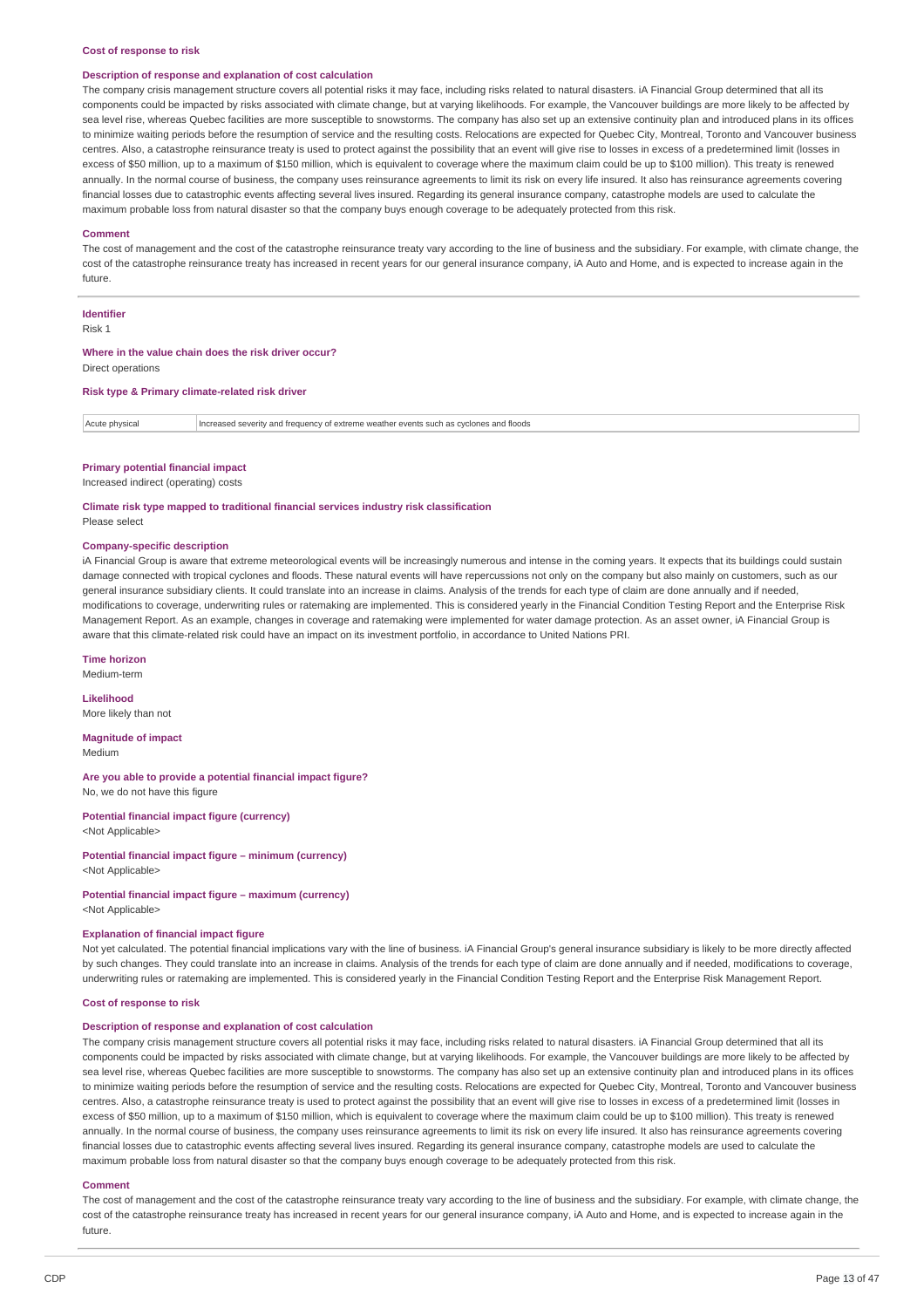**Cost of response to risk**

**Description of response and explanation of cost calculation**

The company crisis management structure covers all potential risks it may face, including risks related to natural disasters. iA Financial Group determined that all its components could be impacted by risks associated with climate change, but at varying likelihoods. For example, the Vancouver buildings are more likely to be affected by sea level rise, whereas Quebec facilities are more susceptible to snowstorms. The company has also set up an extensive continuity plan and introduced plans in its offices to minimize waiting periods before the resumption of service and the resulting costs. Relocations are expected for Quebec City, Montreal, Toronto and Vancouver business centres. Also, a catastrophe reinsurance treaty is used to protect against the possibility that an event will give rise to losses in excess of a predetermined limit (losses in excess of $50 million, up to a maximum of $150 million, which is equivalent to coverage where the maximum claim could be up to $100 million). This treaty is renewed annually. In the normal course of business, the company uses reinsurance agreements to limit its risk on every life insured. It also has reinsurance agreements covering financial losses due to catastrophic events affecting several lives insured. Regarding its general insurance company, catastrophe models are used to calculate the maximum probable loss from natural disaster so that the company buys enough coverage to be adequately protected from this risk.

**Comment**

The cost of management and the cost of the catastrophe reinsurance treaty vary according to the line of business and the subsidiary. For example, with climate change, the cost of the catastrophe reinsurance treaty has increased in recent years for our general insurance company, iA Auto and Home, and is expected to increase again in the future.

---

**Identifier**

Risk 1

**Where in the value chain does the risk driver occur?**

Direct operations

**Risk type & Primary climate-related risk driver**

| Acute physical | Increased severity and frequency of extreme weather events such as cyclones and floods |
|---|---|

**Primary potential financial impact**

Increased indirect (operating) costs

**Climate risk type mapped to traditional financial services industry risk classification**

Please select

**Company-specific description**

iA Financial Group is aware that extreme meteorological events will be increasingly numerous and intense in the coming years. It expects that its buildings could sustain damage connected with tropical cyclones and floods. These natural events will have repercussions not only on the company but also mainly on customers, such as our general insurance subsidiary clients. It could translate into an increase in claims. Analysis of the trends for each type of claim are done annually and if needed, modifications to coverage, underwriting rules or ratemaking are implemented. This is considered yearly in the Financial Condition Testing Report and the Enterprise Risk Management Report. As an example, changes in coverage and ratemaking were implemented for water damage protection. As an asset owner, iA Financial Group is aware that this climate-related risk could have an impact on its investment portfolio, in accordance to United Nations PRI.

**Time horizon**

Medium-term

**Likelihood**

More likely than not

**Magnitude of impact**

Medium

**Are you able to provide a potential financial impact figure?**

No, we do not have this figure

**Potential financial impact figure (currency)**

<Not Applicable>

**Potential financial impact figure – minimum (currency)**

<Not Applicable>

**Potential financial impact figure – maximum (currency)**

<Not Applicable>

**Explanation of financial impact figure**

Not yet calculated. The potential financial implications vary with the line of business. iA Financial Group's general insurance subsidiary is likely to be more directly affected by such changes. They could translate into an increase in claims. Analysis of the trends for each type of claim are done annually and if needed, modifications to coverage, underwriting rules or ratemaking are implemented. This is considered yearly in the Financial Condition Testing Report and the Enterprise Risk Management Report.

**Cost of response to risk**

**Description of response and explanation of cost calculation**

The company crisis management structure covers all potential risks it may face, including risks related to natural disasters. iA Financial Group determined that all its components could be impacted by risks associated with climate change, but at varying likelihoods. For example, the Vancouver buildings are more likely to be affected by sea level rise, whereas Quebec facilities are more susceptible to snowstorms. The company has also set up an extensive continuity plan and introduced plans in its offices to minimize waiting periods before the resumption of service and the resulting costs. Relocations are expected for Quebec City, Montreal, Toronto and Vancouver business centres. Also, a catastrophe reinsurance treaty is used to protect against the possibility that an event will give rise to losses in excess of a predetermined limit (losses in excess of $50 million, up to a maximum of $150 million, which is equivalent to coverage where the maximum claim could be up to $100 million). This treaty is renewed annually. In the normal course of business, the company uses reinsurance agreements to limit its risk on every life insured. It also has reinsurance agreements covering financial losses due to catastrophic events affecting several lives insured. Regarding its general insurance company, catastrophe models are used to calculate the maximum probable loss from natural disaster so that the company buys enough coverage to be adequately protected from this risk.

**Comment**

The cost of management and the cost of the catastrophe reinsurance treaty vary according to the line of business and the subsidiary. For example, with climate change, the cost of the catastrophe reinsurance treaty has increased in recent years for our general insurance company, iA Auto and Home, and is expected to increase again in the future.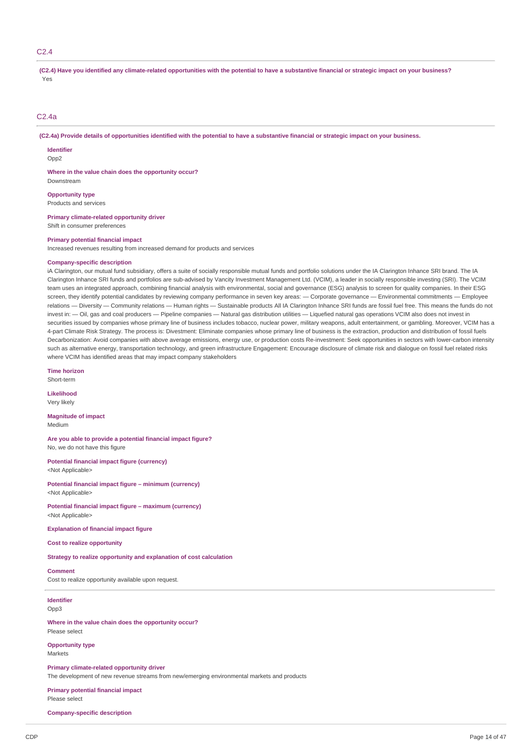## C2.4

**(C2.4) Have you identified any climate-related opportunities with the potential to have a substantive financial or strategic impact on your business?**

Yes

## C2.4a

**(C2.4a) Provide details of opportunities identified with the potential to have a substantive financial or strategic impact on your business.**

**Identifier**

Opp2

**Where in the value chain does the opportunity occur?**

Downstream

**Opportunity type**

Products and services

**Primary climate-related opportunity driver**

Shift in consumer preferences

**Primary potential financial impact**

Increased revenues resulting from increased demand for products and services

**Company-specific description**

iA Clarington, our mutual fund subsidiary, offers a suite of socially responsible mutual funds and portfolio solutions under the IA Clarington Inhance SRI brand. The IA Clarington Inhance SRI funds and portfolios are sub-advised by Vancity Investment Management Ltd. (VCIM), a leader in socially responsible investing (SRI). The VCIM team uses an integrated approach, combining financial analysis with environmental, social and governance (ESG) analysis to screen for quality companies. In their ESG screen, they identify potential candidates by reviewing company performance in seven key areas: — Corporate governance — Environmental commitments — Employee relations — Diversity — Community relations — Human rights — Sustainable products All IA Clarington Inhance SRI funds are fossil fuel free. This means the funds do not invest in: — Oil, gas and coal producers — Pipeline companies — Natural gas distribution utilities — Liquefied natural gas operations VCIM also does not invest in securities issued by companies whose primary line of business includes tobacco, nuclear power, military weapons, adult entertainment, or gambling. Moreover, VCIM has a 4-part Climate Risk Strategy. The process is: Divestment: Eliminate companies whose primary line of business is the extraction, production and distribution of fossil fuels Decarbonization: Avoid companies with above average emissions, energy use, or production costs Re-investment: Seek opportunities in sectors with lower-carbon intensity such as alternative energy, transportation technology, and green infrastructure Engagement: Encourage disclosure of climate risk and dialogue on fossil fuel related risks where VCIM has identified areas that may impact company stakeholders

**Time horizon**

Short-term

**Likelihood**

Very likely

**Magnitude of impact**

Medium

**Are you able to provide a potential financial impact figure?**

No, we do not have this figure

**Potential financial impact figure (currency)**

<Not Applicable>

**Potential financial impact figure – minimum (currency)**

<Not Applicable>

**Potential financial impact figure – maximum (currency)**

<Not Applicable>

**Explanation of financial impact figure**

**Cost to realize opportunity**

**Strategy to realize opportunity and explanation of cost calculation**

**Comment**

Cost to realize opportunity available upon request.

---

**Identifier**

Opp3

**Where in the value chain does the opportunity occur?**

Please select

**Opportunity type**

Markets

**Primary climate-related opportunity driver**

The development of new revenue streams from new/emerging environmental markets and products

**Primary potential financial impact**

Please select

**Company-specific description**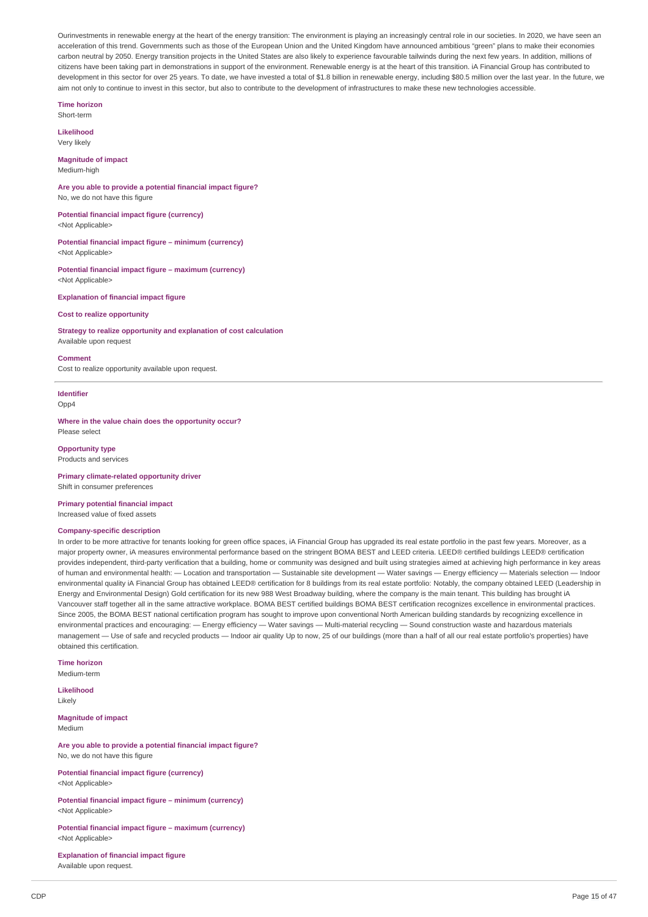Ourinvestments in renewable energy at the heart of the energy transition: The environment is playing an increasingly central role in our societies. In 2020, we have seen an acceleration of this trend. Governments such as those of the European Union and the United Kingdom have announced ambitious "green" plans to make their economies carbon neutral by 2050. Energy transition projects in the United States are also likely to experience favourable tailwinds during the next few years. In addition, millions of citizens have been taking part in demonstrations in support of the environment. Renewable energy is at the heart of this transition. iA Financial Group has contributed to development in this sector for over 25 years. To date, we have invested a total of $1.8 billion in renewable energy, including $80.5 million over the last year. In the future, we aim not only to continue to invest in this sector, but also to contribute to the development of infrastructures to make these new technologies accessible.

**Time horizon**
Short-term

**Likelihood**
Very likely

**Magnitude of impact**
Medium-high

**Are you able to provide a potential financial impact figure?**
No, we do not have this figure

**Potential financial impact figure (currency)**
<Not Applicable>

**Potential financial impact figure – minimum (currency)**
<Not Applicable>

**Potential financial impact figure – maximum (currency)**
<Not Applicable>

**Explanation of financial impact figure**

**Cost to realize opportunity**

**Strategy to realize opportunity and explanation of cost calculation**
Available upon request

**Comment**
Cost to realize opportunity available upon request.

---

**Identifier**
Opp4

**Where in the value chain does the opportunity occur?**
Please select

**Opportunity type**
Products and services

**Primary climate-related opportunity driver**
Shift in consumer preferences

**Primary potential financial impact**
Increased value of fixed assets

**Company-specific description**
In order to be more attractive for tenants looking for green office spaces, iA Financial Group has upgraded its real estate portfolio in the past few years. Moreover, as a major property owner, iA measures environmental performance based on the stringent BOMA BEST and LEED criteria. LEED® certified buildings LEED® certification provides independent, third-party verification that a building, home or community was designed and built using strategies aimed at achieving high performance in key areas of human and environmental health: — Location and transportation — Sustainable site development — Water savings — Energy efficiency — Materials selection — Indoor environmental quality iA Financial Group has obtained LEED® certification for 8 buildings from its real estate portfolio: Notably, the company obtained LEED (Leadership in Energy and Environmental Design) Gold certification for its new 988 West Broadway building, where the company is the main tenant. This building has brought iA Vancouver staff together all in the same attractive workplace. BOMA BEST certified buildings BOMA BEST certification recognizes excellence in environmental practices. Since 2005, the BOMA BEST national certification program has sought to improve upon conventional North American building standards by recognizing excellence in environmental practices and encouraging: — Energy efficiency — Water savings — Multi-material recycling — Sound construction waste and hazardous materials management — Use of safe and recycled products — Indoor air quality Up to now, 25 of our buildings (more than a half of all our real estate portfolio's properties) have obtained this certification.

**Time horizon**
Medium-term

**Likelihood**
Likely

**Magnitude of impact**
Medium

**Are you able to provide a potential financial impact figure?**
No, we do not have this figure

**Potential financial impact figure (currency)**
<Not Applicable>

**Potential financial impact figure – minimum (currency)**
<Not Applicable>

**Potential financial impact figure – maximum (currency)**
<Not Applicable>

**Explanation of financial impact figure**
Available upon request.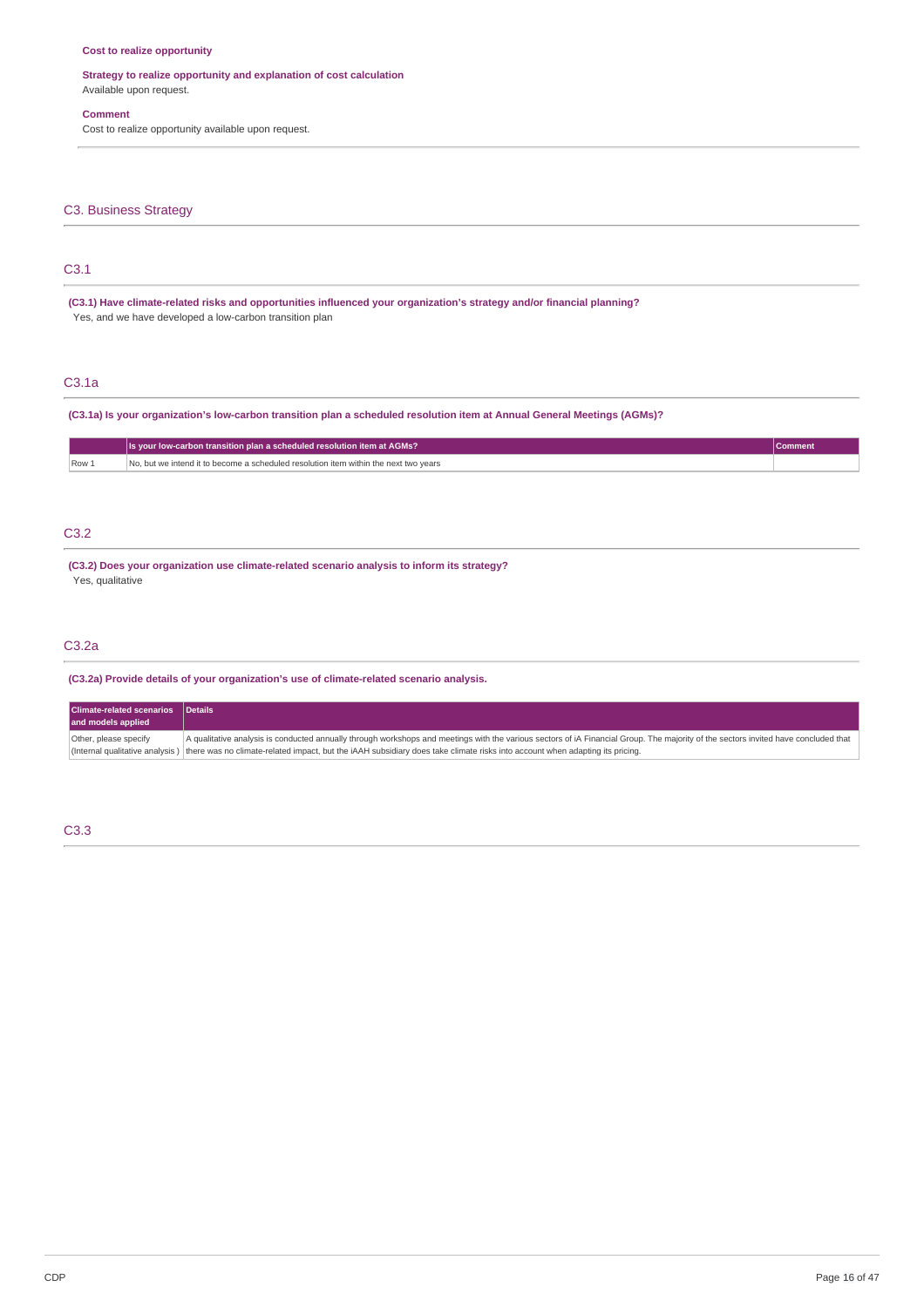**Cost to realize opportunity**

**Strategy to realize opportunity and explanation of cost calculation**
Available upon request.

**Comment**
Cost to realize opportunity available upon request.

## C3. Business Strategy

### C3.1

**(C3.1) Have climate-related risks and opportunities influenced your organization's strategy and/or financial planning?**
Yes, and we have developed a low-carbon transition plan

### C3.1a

**(C3.1a) Is your organization's low-carbon transition plan a scheduled resolution item at Annual General Meetings (AGMs)?**

| | Is your low-carbon transition plan a scheduled resolution item at AGMs? | Comment |
|---|---|---|
| Row 1 | No, but we intend it to become a scheduled resolution item within the next two years | |

### C3.2

**(C3.2) Does your organization use climate-related scenario analysis to inform its strategy?**
Yes, qualitative

### C3.2a

**(C3.2a) Provide details of your organization's use of climate-related scenario analysis.**

| Climate-related scenarios and models applied | Details |
|---|---|
| Other, please specify (Internal qualitative analysis ) | A qualitative analysis is conducted annually through workshops and meetings with the various sectors of iA Financial Group. The majority of the sectors invited have concluded that there was no climate-related impact, but the iAAH subsidiary does take climate risks into account when adapting its pricing. |

### C3.3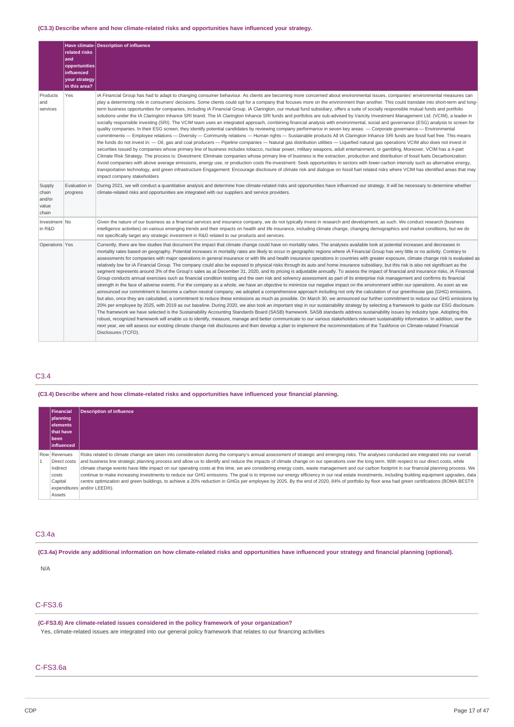**(C3.3) Describe where and how climate-related risks and opportunities have influenced your strategy.**

| | Have climate-related risks and opportunities influenced your strategy in this area? | Description of influence |
|---|---|---|
| Products and services | Yes | iA Financial Group has had to adapt to changing consumer behaviour. As clients are becoming more concerned about environmental issues, companies' environmental measures can play a determining role in consumers' decisions. Some clients could opt for a company that focuses more on the environment than another. This could translate into short-term and long-term business opportunities for companies, including iA Financial Group. iA Clarington, our mutual fund subsidiary, offers a suite of socially responsible mutual funds and portfolio solutions under the IA Clarington Inhance SRI brand. The IA Clarington Inhance SRI funds and portfolios are sub-advised by Vancity Investment Management Ltd. (VCIM), a leader in socially responsible investing (SRI). The VCIM team uses an integrated approach, combining financial analysis with environmental, social and governance (ESG) analysis to screen for quality companies. In their ESG screen, they identify potential candidates by reviewing company performance in seven key areas: — Corporate governance — Environmental commitments — Employee relations — Diversity — Community relations — Human rights — Sustainable products All IA Clarington Inhance SRI funds are fossil fuel free. This means the funds do not invest in: — Oil, gas and coal producers — Pipeline companies — Natural gas distribution utilities — Liquefied natural gas operations VCIM also does not invest in securities issued by companies whose primary line of business includes tobacco, nuclear power, military weapons, adult entertainment, or gambling. Moreover, VCIM has a 4-part Climate Risk Strategy. The process is: Divestment: Eliminate companies whose primary line of business is the extraction, production and distribution of fossil fuels Decarbonization: Avoid companies with above average emissions, energy use, or production costs Re-investment: Seek opportunities in sectors with lower-carbon intensity such as alternative energy, transportation technology, and green infrastructure Engagement: Encourage disclosure of climate risk and dialogue on fossil fuel related risks where VCIM has identified areas that may impact company stakeholders |
| Supply chain and/or value chain | Evaluation in progress | During 2021, we will conduct a quantitative analysis and determine how climate-related risks and opportunities have influenced our strategy. It will be necessary to determine whether climate-related risks and opportunities are integrated with our suppliers and service providers. |
| Investment in R&D | No | Given the nature of our business as a financial services and insurance company, we do not typically invest in research and development, as such. We conduct research (business intelligence activities) on various emerging trends and their impacts on health and life insurance, including climate change, changing demographics and market conditions, but we do not specifically target any strategic investment in R&D related to our products and services. |
| Operations | Yes | Currently, there are few studies that document the impact that climate change could have on mortality rates. The analyses available look at potential increases and decreases in mortality rates based on geography. Potential increases in mortality rates are likely to occur in geographic regions where iA Financial Group has very little or no activity. Contrary to assessments for companies with major operations in general insurance or with life and health insurance operations in countries with greater exposure, climate change risk is evaluated as relatively low for iA Financial Group. The company could also be exposed to physical risks through its auto and home insurance subsidiary, but this risk is also not significant as the segment represents around 3% of the Group's sales as at December 31, 2020, and its pricing is adjustable annually. To assess the impact of financial and insurance risks, iA Financial Group conducts annual exercises such as financial condition testing and the own risk and solvency assessment as part of its enterprise risk management and confirms its financial strength in the face of adverse events. For the company as a whole, we have an objective to minimize our negative impact on the environment within our operations. As soon as we announced our commitment to become a carbon neutral company, we adopted a comprehensive approach including not only the calculation of our greenhouse gas (GHG) emissions, but also, once they are calculated, a commitment to reduce these emissions as much as possible. On March 30, we announced our further commitment to reduce our GHG emissions by 20% per employee by 2025, with 2019 as our baseline. During 2020, we also took an important step in our sustainability strategy by selecting a framework to guide our ESG disclosure. The framework we have selected is the Sustainability Accounting Standards Board (SASB) framework. SASB standards address sustainability issues by industry type. Adopting this robust, recognized framework will enable us to identify, measure, manage and better communicate to our various stakeholders relevant sustainability information. In addition, over the next year, we will assess our existing climate change risk disclosures and then develop a plan to implement the recommendations of the Taskforce on Climate-related Financial Disclosures (TCFD). |

## C3.4

**(C3.4) Describe where and how climate-related risks and opportunities have influenced your financial planning.**

| | Financial planning elements that have been influenced | Description of influence |
|---|---|---|
| Row 1 | Revenues<br>Direct costs<br>Indirect costs<br>Capital expenditures<br>Assets | Risks related to climate change are taken into consideration during the company's annual assessment of strategic and emerging risks. The analyses conducted are integrated into our overall and business line strategic planning process and allow us to identify and reduce the impacts of climate change on our operations over the long term. With respect to our direct costs, while climate change events have little impact on our operating costs at this time, we are considering energy costs, waste management and our carbon footprint in our financial planning process. We continue to make increasing investments to reduce our GHG emissions. The goal is to improve our energy efficiency in our real estate investments, including building equipment upgrades, data centre optimization and green buildings, to achieve a 20% reduction in GHGs per employee by 2025. By the end of 2020, 84% of portfolio by floor area had green certifications (BOMA BEST® and/or LEED®). |

## C3.4a

**(C3.4a) Provide any additional information on how climate-related risks and opportunities have influenced your strategy and financial planning (optional).**

N/A

## C-FS3.6

**(C-FS3.6) Are climate-related issues considered in the policy framework of your organization?**

Yes, climate-related issues are integrated into our general policy framework that relates to our financing activities

## C-FS3.6a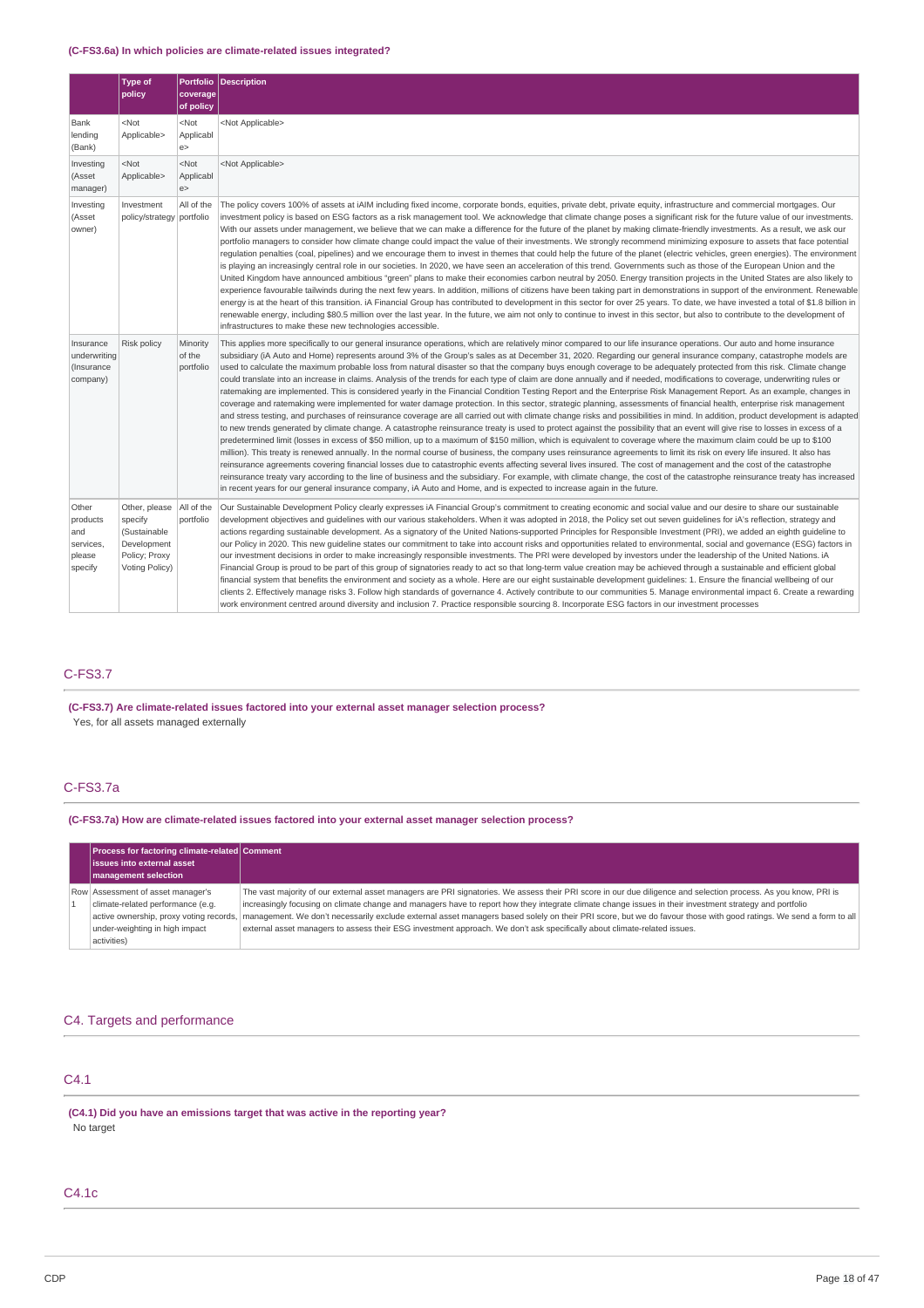(C-FS3.6a) In which policies are climate-related issues integrated?

| | Type of policy | Portfolio coverage of policy | Description |
|---|---|---|---|
| Bank lending (Bank) | <Not Applicable> | <Not Applicable> | <Not Applicable> |
| Investing (Asset manager) | <Not Applicable> | <Not Applicable> | <Not Applicable> |
| Investing (Asset owner) | Investment policy/strategy | All of the portfolio | The policy covers 100% of assets at iAIM including fixed income, corporate bonds, equities, private debt, private equity, infrastructure and commercial mortgages. Our investment policy is based on ESG factors as a risk management tool. We acknowledge that climate change poses a significant risk for the future value of our investments. With our assets under management, we believe that we can make a difference for the future of the planet by making climate-friendly investments. As a result, we ask our portfolio managers to consider how climate change could impact the value of their investments. We strongly recommend minimizing exposure to assets that face potential regulation penalties (coal, pipelines) and we encourage them to invest in themes that could help the future of the planet (electric vehicles, green energies). The environment is playing an increasingly central role in our societies. In 2020, we have seen an acceleration of this trend. Governments such as those of the European Union and the United Kingdom have announced ambitious "green" plans to make their economies carbon neutral by 2050. Energy transition projects in the United States are also likely to experience favourable tailwinds during the next few years. In addition, millions of citizens have been taking part in demonstrations in support of the environment. Renewable energy is at the heart of this transition. iA Financial Group has contributed to development in this sector for over 25 years. To date, we have invested a total of $1.8 billion in renewable energy, including $80.5 million over the last year. In the future, we aim not only to continue to invest in this sector, but also to contribute to the development of infrastructures to make these new technologies accessible. |
| Insurance underwriting (Insurance company) | Risk policy | Minority of the portfolio | This applies more specifically to our general insurance operations, which are relatively minor compared to our life insurance operations. Our auto and home insurance subsidiary (iA Auto and Home) represents around 3% of the Group's sales as at December 31, 2020. Regarding our general insurance company, catastrophe models are used to calculate the maximum probable loss from natural disaster so that the company buys enough coverage to be adequately protected from this risk. Climate change could translate into an increase in claims. Analysis of the trends for each type of claim are done annually and if needed, modifications to coverage, underwriting rules or ratemaking are implemented. This is considered yearly in the Financial Condition Testing Report and the Enterprise Risk Management Report. As an example, changes in coverage and ratemaking were implemented for water damage protection. In this sector, strategic planning, assessments of financial health, enterprise risk management and stress testing, and purchases of reinsurance coverage are all carried out with climate change risks and possibilities in mind. In addition, product development is adapted to new trends generated by climate change. A catastrophe reinsurance treaty is used to protect against the possibility that an event will give rise to losses in excess of a predetermined limit (losses in excess of $50 million, up to a maximum of $150 million, which is equivalent to coverage where the maximum claim could be up to $100 million). This treaty is renewed annually. In the normal course of business, the company uses reinsurance agreements to limit its risk on every life insured. It also has reinsurance agreements covering financial losses due to catastrophic events affecting several lives insured. The cost of management and the cost of the catastrophe reinsurance treaty vary according to the line of business and the subsidiary. For example, with climate change, the cost of the catastrophe reinsurance treaty has increased in recent years for our general insurance company, iA Auto and Home, and is expected to increase again in the future. |
| Other products and services, please specify | Other, please specify (Sustainable Development Policy; Proxy Voting Policy) | All of the portfolio | Our Sustainable Development Policy clearly expresses iA Financial Group's commitment to creating economic and social value and our desire to share our sustainable development objectives and guidelines with our various stakeholders. When it was adopted in 2018, the Policy set out seven guidelines for iA's reflection, strategy and actions regarding sustainable development. As a signatory of the United Nations-supported Principles for Responsible Investment (PRI), we added an eighth guideline to our Policy in 2020. This new guideline states our commitment to take into account risks and opportunities related to environmental, social and governance (ESG) factors in our investment decisions in order to make increasingly responsible investments. The PRI were developed by investors under the leadership of the United Nations. iA Financial Group is proud to be part of this group of signatories ready to act so that long-term value creation may be achieved through a sustainable and efficient global financial system that benefits the environment and society as a whole. Here are our eight sustainable development guidelines: 1. Ensure the financial wellbeing of our clients 2. Effectively manage risks 3. Follow high standards of governance 4. Actively contribute to our communities 5. Manage environmental impact 6. Create a rewarding work environment centred around diversity and inclusion 7. Practice responsible sourcing 8. Incorporate ESG factors in our investment processes |

## C-FS3.7

**(C-FS3.7) Are climate-related issues factored into your external asset manager selection process?**

Yes, for all assets managed externally

## C-FS3.7a

**(C-FS3.7a) How are climate-related issues factored into your external asset manager selection process?**

| | Process for factoring climate-related issues into external asset management selection | Comment |
|---|---|---|
| Row 1 | Assessment of asset manager's climate-related performance (e.g. active ownership, proxy voting records, under-weighting in high impact activities) | The vast majority of our external asset managers are PRI signatories. We assess their PRI score in our due diligence and selection process. As you know, PRI is increasingly focusing on climate change and managers have to report how they integrate climate change issues in their investment strategy and portfolio management. We don't necessarily exclude external asset managers based solely on their PRI score, but we do favour those with good ratings. We send a form to all external asset managers to assess their ESG investment approach. We don't ask specifically about climate-related issues. |

# C4. Targets and performance

## C4.1

**(C4.1) Did you have an emissions target that was active in the reporting year?**

No target

## C4.1c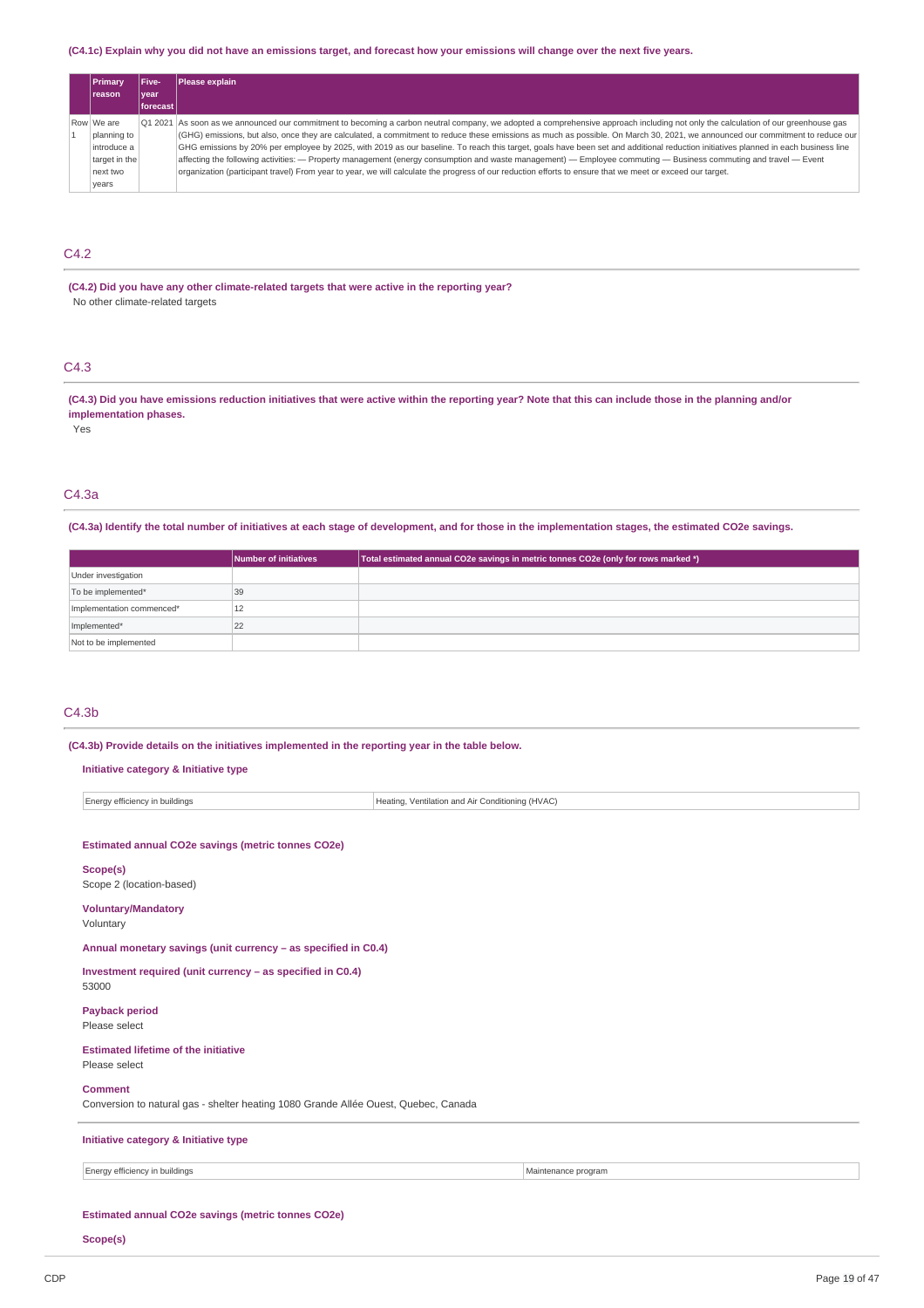**(C4.1c) Explain why you did not have an emissions target, and forecast how your emissions will change over the next five years.**

| | Primary reason | Five-year forecast | Please explain |
|---|---|---|---|
| Row 1 | We are planning to introduce a target in the next two years | Q1 2021 | As soon as we announced our commitment to becoming a carbon neutral company, we adopted a comprehensive approach including not only the calculation of our greenhouse gas (GHG) emissions, but also, once they are calculated, a commitment to reduce these emissions as much as possible. On March 30, 2021, we announced our commitment to reduce our GHG emissions by 20% per employee by 2025, with 2019 as our baseline. To reach this target, goals have been set and additional reduction initiatives planned in each business line affecting the following activities: — Property management (energy consumption and waste management) — Employee commuting — Business commuting and travel — Event organization (participant travel) From year to year, we will calculate the progress of our reduction efforts to ensure that we meet or exceed our target. |

## C4.2

**(C4.2) Did you have any other climate-related targets that were active in the reporting year?**

No other climate-related targets

## C4.3

**(C4.3) Did you have emissions reduction initiatives that were active within the reporting year? Note that this can include those in the planning and/or implementation phases.**

Yes

## C4.3a

**(C4.3a) Identify the total number of initiatives at each stage of development, and for those in the implementation stages, the estimated CO2e savings.**

| | Number of initiatives | Total estimated annual CO2e savings in metric tonnes CO2e (only for rows marked *) |
|---|---|---|
| Under investigation | | |
| To be implemented* | 39 | |
| Implementation commenced* | 12 | |
| Implemented* | 22 | |
| Not to be implemented | | |

## C4.3b

**(C4.3b) Provide details on the initiatives implemented in the reporting year in the table below.**

**Initiative category & Initiative type**

| | |
|---|---|
| Energy efficiency in buildings | Heating, Ventilation and Air Conditioning (HVAC) |

**Estimated annual CO2e savings (metric tonnes CO2e)**

**Scope(s)**

Scope 2 (location-based)

**Voluntary/Mandatory**

Voluntary

**Annual monetary savings (unit currency – as specified in C0.4)**

**Investment required (unit currency – as specified in C0.4)**

53000

**Payback period**

Please select

**Estimated lifetime of the initiative**

Please select

**Comment**

Conversion to natural gas - shelter heating 1080 Grande Allée Ouest, Quebec, Canada

---

**Initiative category & Initiative type**

| | |
|---|---|
| Energy efficiency in buildings | Maintenance program |

**Estimated annual CO2e savings (metric tonnes CO2e)**

**Scope(s)**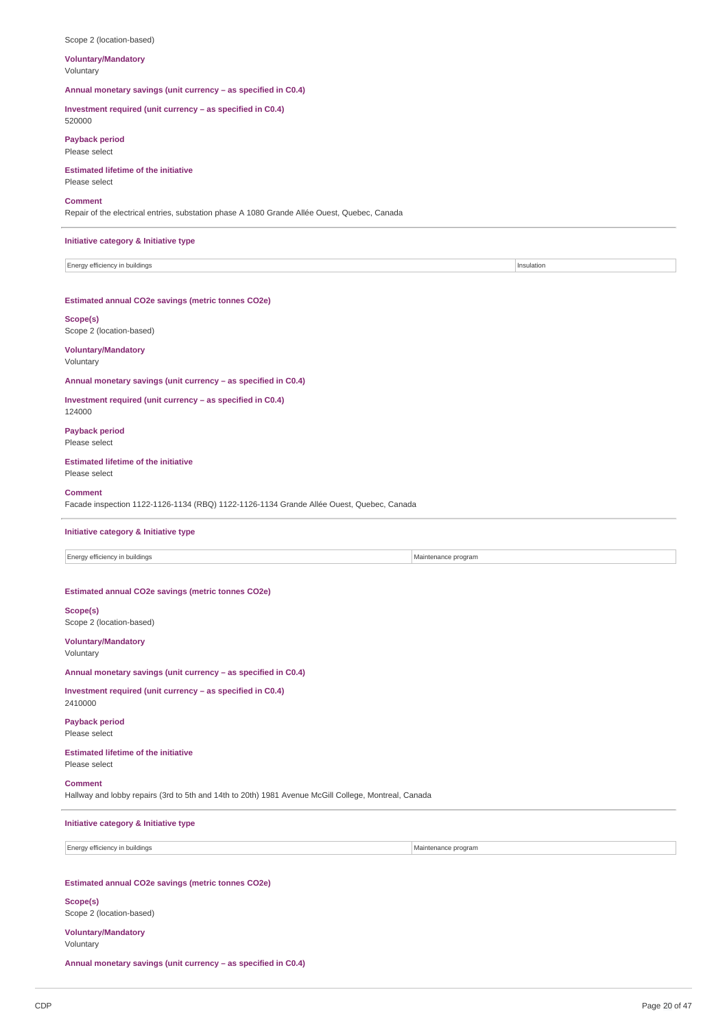Scope 2 (location-based)

**Voluntary/Mandatory**
Voluntary

**Annual monetary savings (unit currency – as specified in C0.4)**

**Investment required (unit currency – as specified in C0.4)**
520000

**Payback period**
Please select

**Estimated lifetime of the initiative**
Please select

**Comment**
Repair of the electrical entries, substation phase A 1080 Grande Allée Ouest, Quebec, Canada

---

**Initiative category & Initiative type**

| Energy efficiency in buildings | Insulation |
|---|---|

**Estimated annual CO2e savings (metric tonnes CO2e)**

**Scope(s)**
Scope 2 (location-based)

**Voluntary/Mandatory**
Voluntary

**Annual monetary savings (unit currency – as specified in C0.4)**

**Investment required (unit currency – as specified in C0.4)**
124000

**Payback period**
Please select

**Estimated lifetime of the initiative**
Please select

**Comment**
Facade inspection 1122-1126-1134 (RBQ) 1122-1126-1134 Grande Allée Ouest, Quebec, Canada

---

**Initiative category & Initiative type**

| Energy efficiency in buildings | Maintenance program |
|---|---|

**Estimated annual CO2e savings (metric tonnes CO2e)**

**Scope(s)**
Scope 2 (location-based)

**Voluntary/Mandatory**
Voluntary

**Annual monetary savings (unit currency – as specified in C0.4)**

**Investment required (unit currency – as specified in C0.4)**
2410000

**Payback period**
Please select

**Estimated lifetime of the initiative**
Please select

**Comment**
Hallway and lobby repairs (3rd to 5th and 14th to 20th) 1981 Avenue McGill College, Montreal, Canada

---

**Initiative category & Initiative type**

| Energy efficiency in buildings | Maintenance program |
|---|---|

**Estimated annual CO2e savings (metric tonnes CO2e)**

**Scope(s)**
Scope 2 (location-based)

**Voluntary/Mandatory**
Voluntary

**Annual monetary savings (unit currency – as specified in C0.4)**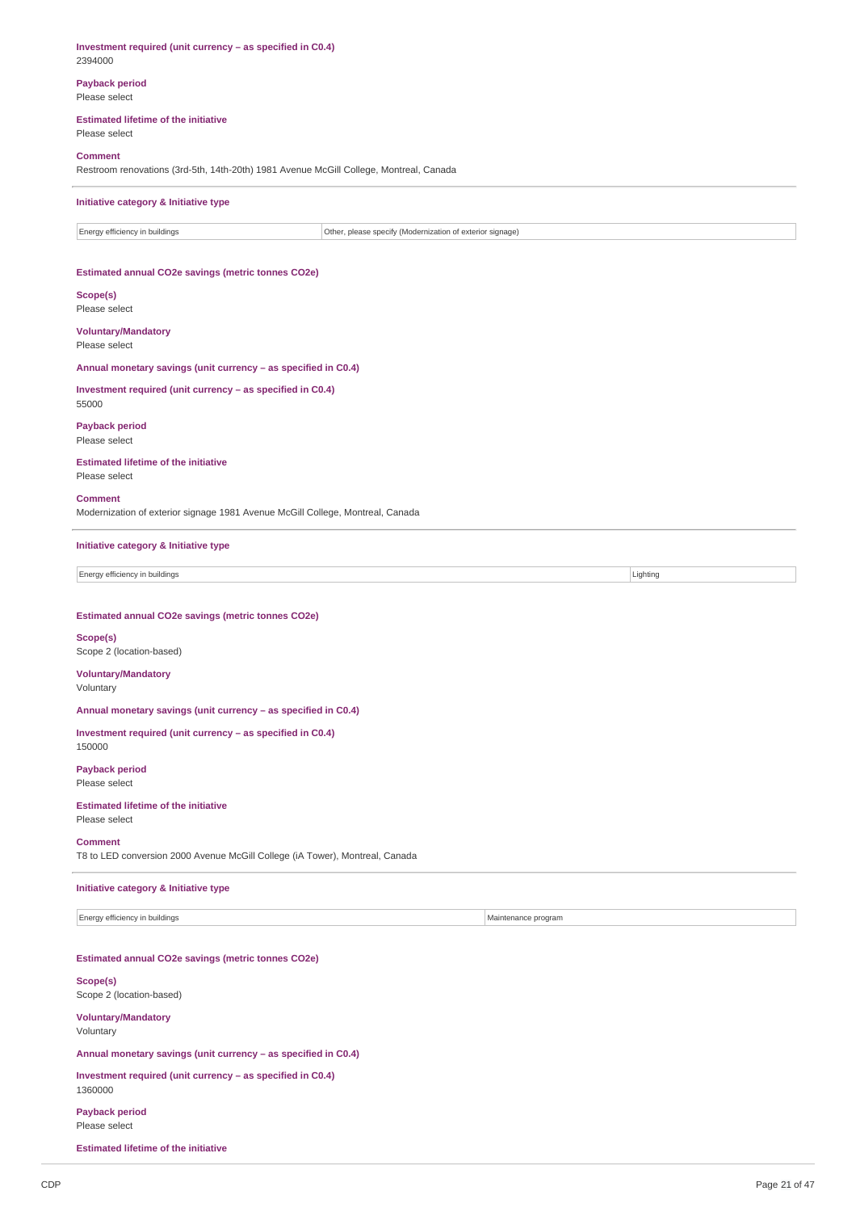**Investment required (unit currency – as specified in C0.4)**
2394000

**Payback period**
Please select

**Estimated lifetime of the initiative**
Please select

**Comment**
Restroom renovations (3rd-5th, 14th-20th) 1981 Avenue McGill College, Montreal, Canada

**Initiative category & Initiative type**

| Energy efficiency in buildings | Other, please specify (Modernization of exterior signage) |
|---|---|

**Estimated annual CO2e savings (metric tonnes CO2e)**

**Scope(s)**
Please select

**Voluntary/Mandatory**
Please select

**Annual monetary savings (unit currency – as specified in C0.4)**

**Investment required (unit currency – as specified in C0.4)**
55000

**Payback period**
Please select

**Estimated lifetime of the initiative**
Please select

**Comment**
Modernization of exterior signage 1981 Avenue McGill College, Montreal, Canada

**Initiative category & Initiative type**

| Energy efficiency in buildings | Lighting |
|---|---|

**Estimated annual CO2e savings (metric tonnes CO2e)**

**Scope(s)**
Scope 2 (location-based)

**Voluntary/Mandatory**
Voluntary

**Annual monetary savings (unit currency – as specified in C0.4)**

**Investment required (unit currency – as specified in C0.4)**
150000

**Payback period**
Please select

**Estimated lifetime of the initiative**
Please select

**Comment**
T8 to LED conversion 2000 Avenue McGill College (iA Tower), Montreal, Canada

**Initiative category & Initiative type**

| Energy efficiency in buildings | Maintenance program |
|---|---|

**Estimated annual CO2e savings (metric tonnes CO2e)**

**Scope(s)**
Scope 2 (location-based)

**Voluntary/Mandatory**
Voluntary

**Annual monetary savings (unit currency – as specified in C0.4)**

**Investment required (unit currency – as specified in C0.4)**
1360000

**Payback period**
Please select

**Estimated lifetime of the initiative**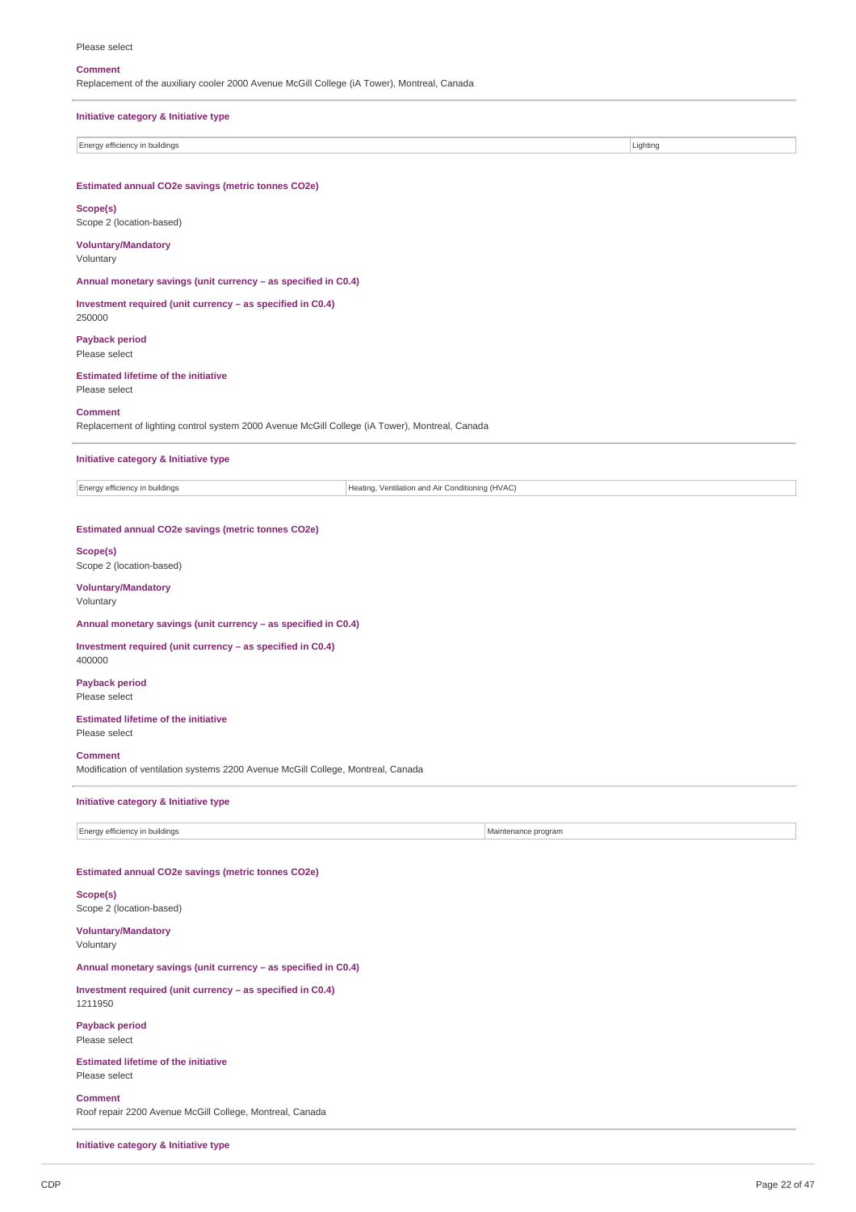Please select

**Comment**

Replacement of the auxiliary cooler 2000 Avenue McGill College (iA Tower), Montreal, Canada

**Initiative category & Initiative type**

| Energy efficiency in buildings | Lighting |
|---|---|

**Estimated annual CO2e savings (metric tonnes CO2e)**

**Scope(s)**

Scope 2 (location-based)

**Voluntary/Mandatory**

Voluntary

**Annual monetary savings (unit currency – as specified in C0.4)**

**Investment required (unit currency – as specified in C0.4)**

250000

**Payback period**

Please select

**Estimated lifetime of the initiative**

Please select

**Comment**

Replacement of lighting control system 2000 Avenue McGill College (iA Tower), Montreal, Canada

**Initiative category & Initiative type**

| Energy efficiency in buildings | Heating, Ventilation and Air Conditioning (HVAC) |
|---|---|

**Estimated annual CO2e savings (metric tonnes CO2e)**

**Scope(s)**

Scope 2 (location-based)

**Voluntary/Mandatory**

Voluntary

**Annual monetary savings (unit currency – as specified in C0.4)**

**Investment required (unit currency – as specified in C0.4)**

400000

**Payback period**

Please select

**Estimated lifetime of the initiative**

Please select

**Comment**

Modification of ventilation systems 2200 Avenue McGill College, Montreal, Canada

**Initiative category & Initiative type**

| Energy efficiency in buildings | Maintenance program |
|---|---|

**Estimated annual CO2e savings (metric tonnes CO2e)**

**Scope(s)**

Scope 2 (location-based)

**Voluntary/Mandatory**

Voluntary

**Annual monetary savings (unit currency – as specified in C0.4)**

**Investment required (unit currency – as specified in C0.4)**

1211950

**Payback period**

Please select

**Estimated lifetime of the initiative**

Please select

**Comment**

Roof repair 2200 Avenue McGill College, Montreal, Canada

**Initiative category & Initiative type**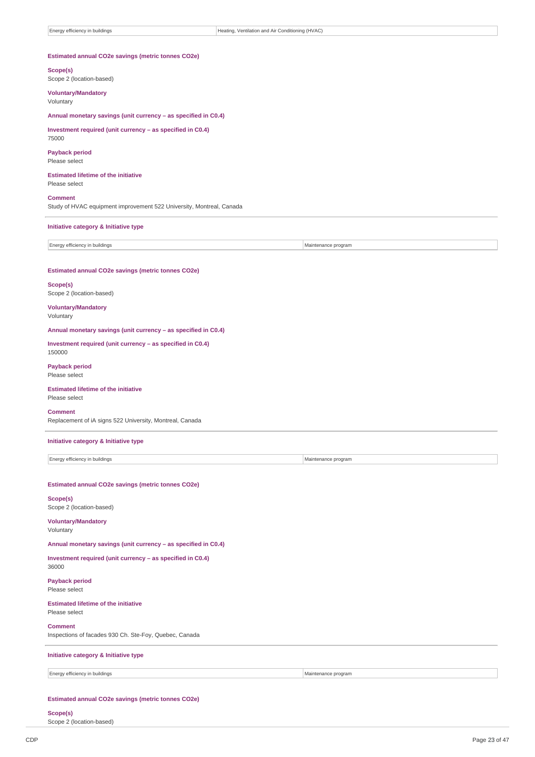| Energy efficiency in buildings | Heating, Ventilation and Air Conditioning (HVAC) |
|---|---|

**Estimated annual CO2e savings (metric tonnes CO2e)**

**Scope(s)**
Scope 2 (location-based)

**Voluntary/Mandatory**
Voluntary

**Annual monetary savings (unit currency – as specified in C0.4)**

**Investment required (unit currency – as specified in C0.4)**
75000

**Payback period**
Please select

**Estimated lifetime of the initiative**
Please select

**Comment**
Study of HVAC equipment improvement 522 University, Montreal, Canada

---

**Initiative category & Initiative type**

| Energy efficiency in buildings | Maintenance program |
|---|---|

**Estimated annual CO2e savings (metric tonnes CO2e)**

**Scope(s)**
Scope 2 (location-based)

**Voluntary/Mandatory**
Voluntary

**Annual monetary savings (unit currency – as specified in C0.4)**

**Investment required (unit currency – as specified in C0.4)**
150000

**Payback period**
Please select

**Estimated lifetime of the initiative**
Please select

**Comment**
Replacement of iA signs 522 University, Montreal, Canada

---

**Initiative category & Initiative type**

| Energy efficiency in buildings | Maintenance program |
|---|---|

**Estimated annual CO2e savings (metric tonnes CO2e)**

**Scope(s)**
Scope 2 (location-based)

**Voluntary/Mandatory**
Voluntary

**Annual monetary savings (unit currency – as specified in C0.4)**

**Investment required (unit currency – as specified in C0.4)**
36000

**Payback period**
Please select

**Estimated lifetime of the initiative**
Please select

**Comment**
Inspections of facades 930 Ch. Ste-Foy, Quebec, Canada

---

**Initiative category & Initiative type**

| Energy efficiency in buildings | Maintenance program |
|---|---|

**Estimated annual CO2e savings (metric tonnes CO2e)**

**Scope(s)**
Scope 2 (location-based)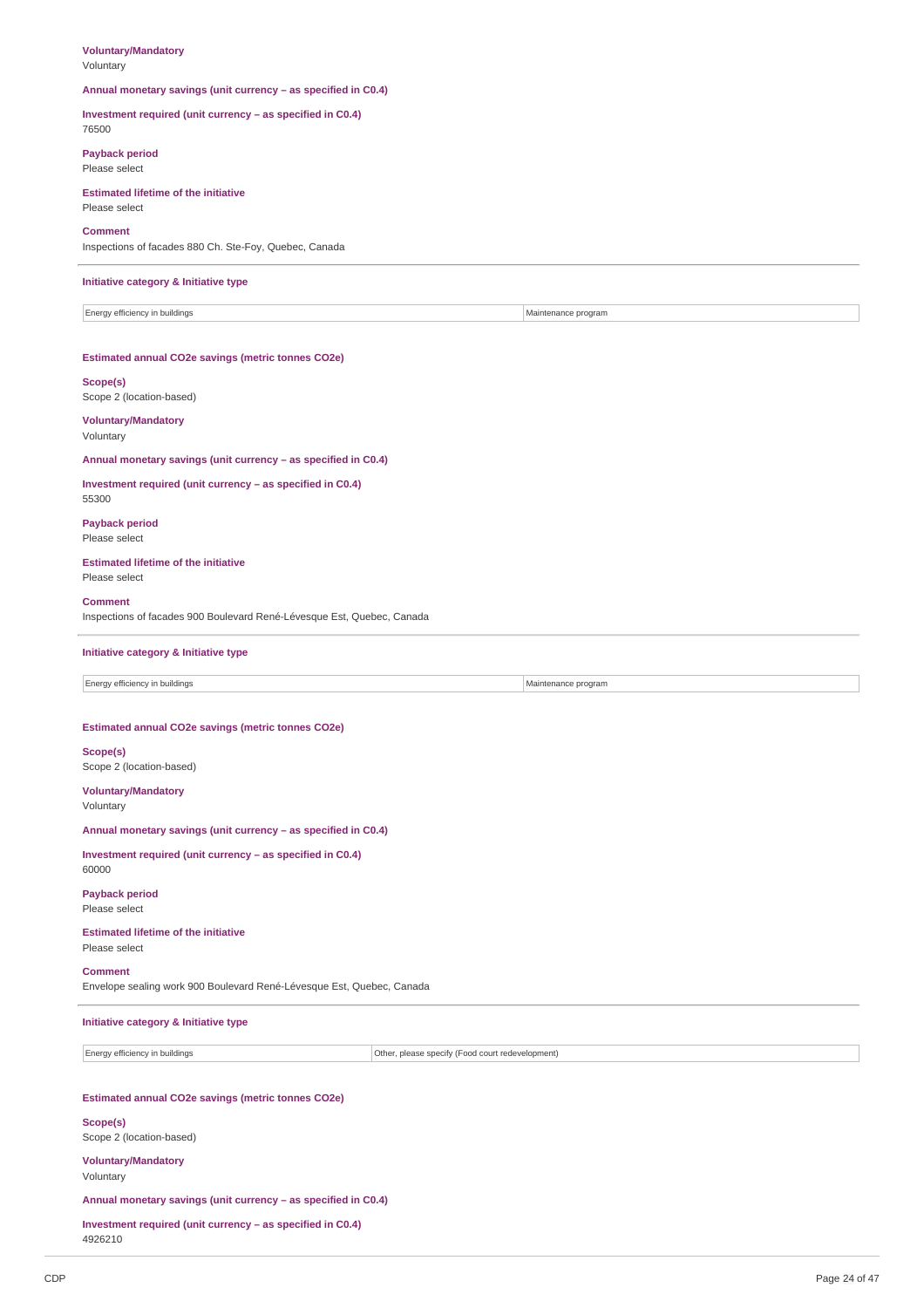**Voluntary/Mandatory**
Voluntary

**Annual monetary savings (unit currency – as specified in C0.4)**

**Investment required (unit currency – as specified in C0.4)**
76500

**Payback period**
Please select

**Estimated lifetime of the initiative**
Please select

**Comment**
Inspections of facades 880 Ch. Ste-Foy, Quebec, Canada

---

**Initiative category & Initiative type**

| Energy efficiency in buildings | Maintenance program |
|---|---|

**Estimated annual CO2e savings (metric tonnes CO2e)**

**Scope(s)**
Scope 2 (location-based)

**Voluntary/Mandatory**
Voluntary

**Annual monetary savings (unit currency – as specified in C0.4)**

**Investment required (unit currency – as specified in C0.4)**
55300

**Payback period**
Please select

**Estimated lifetime of the initiative**
Please select

**Comment**
Inspections of facades 900 Boulevard René-Lévesque Est, Quebec, Canada

---

**Initiative category & Initiative type**

| Energy efficiency in buildings | Maintenance program |
|---|---|

**Estimated annual CO2e savings (metric tonnes CO2e)**

**Scope(s)**
Scope 2 (location-based)

**Voluntary/Mandatory**
Voluntary

**Annual monetary savings (unit currency – as specified in C0.4)**

**Investment required (unit currency – as specified in C0.4)**
60000

**Payback period**
Please select

**Estimated lifetime of the initiative**
Please select

**Comment**
Envelope sealing work 900 Boulevard René-Lévesque Est, Quebec, Canada

---

**Initiative category & Initiative type**

| Energy efficiency in buildings | Other, please specify (Food court redevelopment) |
|---|---|

**Estimated annual CO2e savings (metric tonnes CO2e)**

**Scope(s)**
Scope 2 (location-based)

**Voluntary/Mandatory**
Voluntary

**Annual monetary savings (unit currency – as specified in C0.4)**

**Investment required (unit currency – as specified in C0.4)**
4926210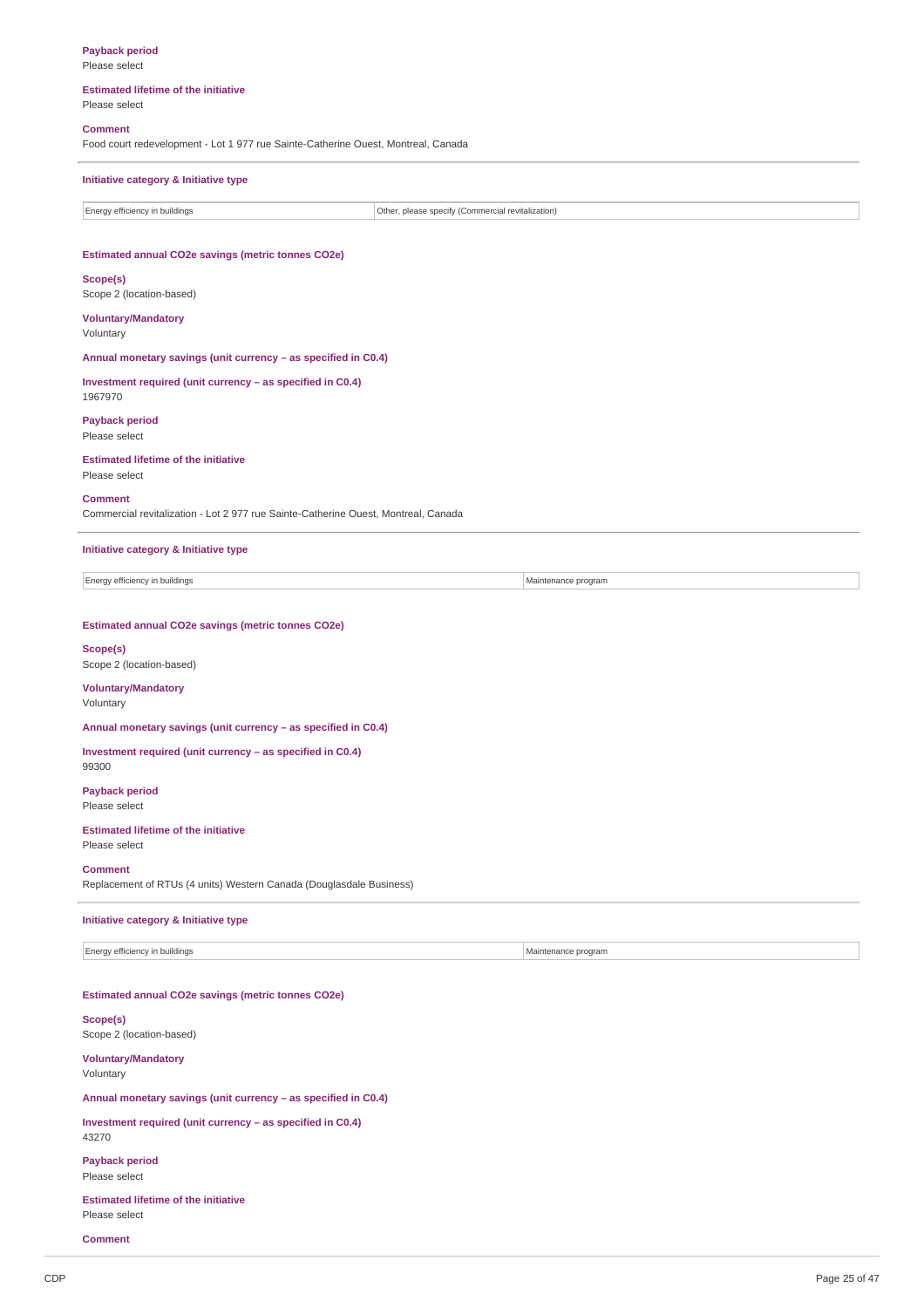**Payback period**
Please select

**Estimated lifetime of the initiative**
Please select

**Comment**
Food court redevelopment - Lot 1 977 rue Sainte-Catherine Ouest, Montreal, Canada

**Initiative category & Initiative type**

| Energy efficiency in buildings | Other, please specify (Commercial revitalization) |
|---|---|

**Estimated annual CO2e savings (metric tonnes CO2e)**

**Scope(s)**
Scope 2 (location-based)

**Voluntary/Mandatory**
Voluntary

**Annual monetary savings (unit currency – as specified in C0.4)**

**Investment required (unit currency – as specified in C0.4)**
1967970

**Payback period**
Please select

**Estimated lifetime of the initiative**
Please select

**Comment**
Commercial revitalization - Lot 2 977 rue Sainte-Catherine Ouest, Montreal, Canada

**Initiative category & Initiative type**

| Energy efficiency in buildings | Maintenance program |
|---|---|

**Estimated annual CO2e savings (metric tonnes CO2e)**

**Scope(s)**
Scope 2 (location-based)

**Voluntary/Mandatory**
Voluntary

**Annual monetary savings (unit currency – as specified in C0.4)**

**Investment required (unit currency – as specified in C0.4)**
99300

**Payback period**
Please select

**Estimated lifetime of the initiative**
Please select

**Comment**
Replacement of RTUs (4 units) Western Canada (Douglasdale Business)

**Initiative category & Initiative type**

| Energy efficiency in buildings | Maintenance program |
|---|---|

**Estimated annual CO2e savings (metric tonnes CO2e)**

**Scope(s)**
Scope 2 (location-based)

**Voluntary/Mandatory**
Voluntary

**Annual monetary savings (unit currency – as specified in C0.4)**

**Investment required (unit currency – as specified in C0.4)**
43270

**Payback period**
Please select

**Estimated lifetime of the initiative**
Please select

**Comment**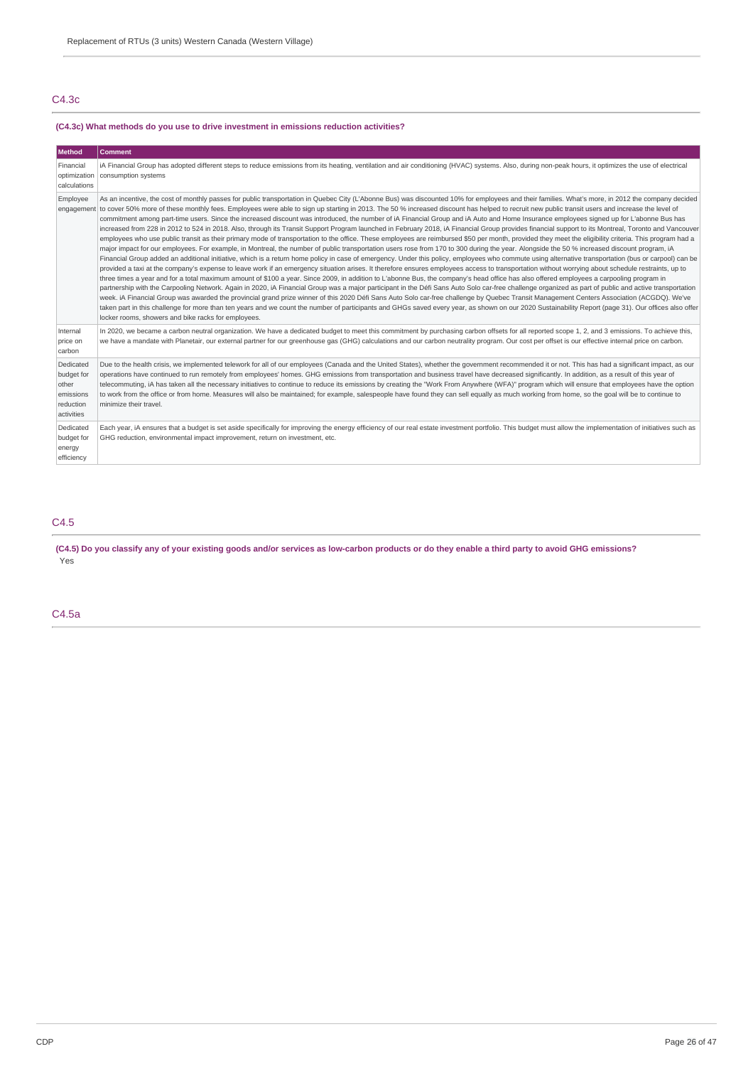Replacement of RTUs (3 units) Western Canada (Western Village)

## C4.3c

**(C4.3c) What methods do you use to drive investment in emissions reduction activities?**

| Method | Comment |
|---|---|
| Financial optimization calculations | iA Financial Group has adopted different steps to reduce emissions from its heating, ventilation and air conditioning (HVAC) systems. Also, during non-peak hours, it optimizes the use of electrical consumption systems |
| Employee engagement | As an incentive, the cost of monthly passes for public transportation in Quebec City (L'Abonne Bus) was discounted 10% for employees and their families. What's more, in 2012 the company decided to cover 50% more of these monthly fees. Employees were able to sign up starting in 2013. The 50 % increased discount has helped to recruit new public transit users and increase the level of commitment among part-time users. Since the increased discount was introduced, the number of iA Financial Group and iA Auto and Home Insurance employees signed up for L'abonne Bus has increased from 228 in 2012 to 524 in 2018. Also, through its Transit Support Program launched in February 2018, iA Financial Group provides financial support to its Montreal, Toronto and Vancouver employees who use public transit as their primary mode of transportation to the office. These employees are reimbursed $50 per month, provided they meet the eligibility criteria. This program had a major impact for our employees. For example, in Montreal, the number of public transportation users rose from 170 to 300 during the year. Alongside the 50 % increased discount program, iA Financial Group added an additional initiative, which is a return home policy in case of emergency. Under this policy, employees who commute using alternative transportation (bus or carpool) can be provided a taxi at the company's expense to leave work if an emergency situation arises. It therefore ensures employees access to transportation without worrying about schedule restraints, up to three times a year and for a total maximum amount of $100 a year. Since 2009, in addition to L'abonne Bus, the company's head office has also offered employees a carpooling program in partnership with the Carpooling Network. Again in 2020, iA Financial Group was a major participant in the Défi Sans Auto Solo car-free challenge organized as part of public and active transportation week. iA Financial Group was awarded the provincial grand prize winner of this 2020 Défi Sans Auto Solo car-free challenge by Quebec Transit Management Centers Association (ACGDQ). We've taken part in this challenge for more than ten years and we count the number of participants and GHGs saved every year, as shown on our 2020 Sustainability Report (page 31). Our offices also offer locker rooms, showers and bike racks for employees. |
| Internal price on carbon | In 2020, we became a carbon neutral organization. We have a dedicated budget to meet this commitment by purchasing carbon offsets for all reported scope 1, 2, and 3 emissions. To achieve this, we have a mandate with Planetair, our external partner for our greenhouse gas (GHG) calculations and our carbon neutrality program. Our cost per offset is our effective internal price on carbon. |
| Dedicated budget for other emissions reduction activities | Due to the health crisis, we implemented telework for all of our employees (Canada and the United States), whether the government recommended it or not. This has had a significant impact, as our operations have continued to run remotely from employees' homes. GHG emissions from transportation and business travel have decreased significantly. In addition, as a result of this year of telecommuting, iA has taken all the necessary initiatives to continue to reduce its emissions by creating the "Work From Anywhere (WFA)" program which will ensure that employees have the option to work from the office or from home. Measures will also be maintained; for example, salespeople have found they can sell equally as much working from home, so the goal will be to continue to minimize their travel. |
| Dedicated budget for energy efficiency | Each year, iA ensures that a budget is set aside specifically for improving the energy efficiency of our real estate investment portfolio. This budget must allow the implementation of initiatives such as GHG reduction, environmental impact improvement, return on investment, etc. |

## C4.5

**(C4.5) Do you classify any of your existing goods and/or services as low-carbon products or do they enable a third party to avoid GHG emissions?**

Yes

## C4.5a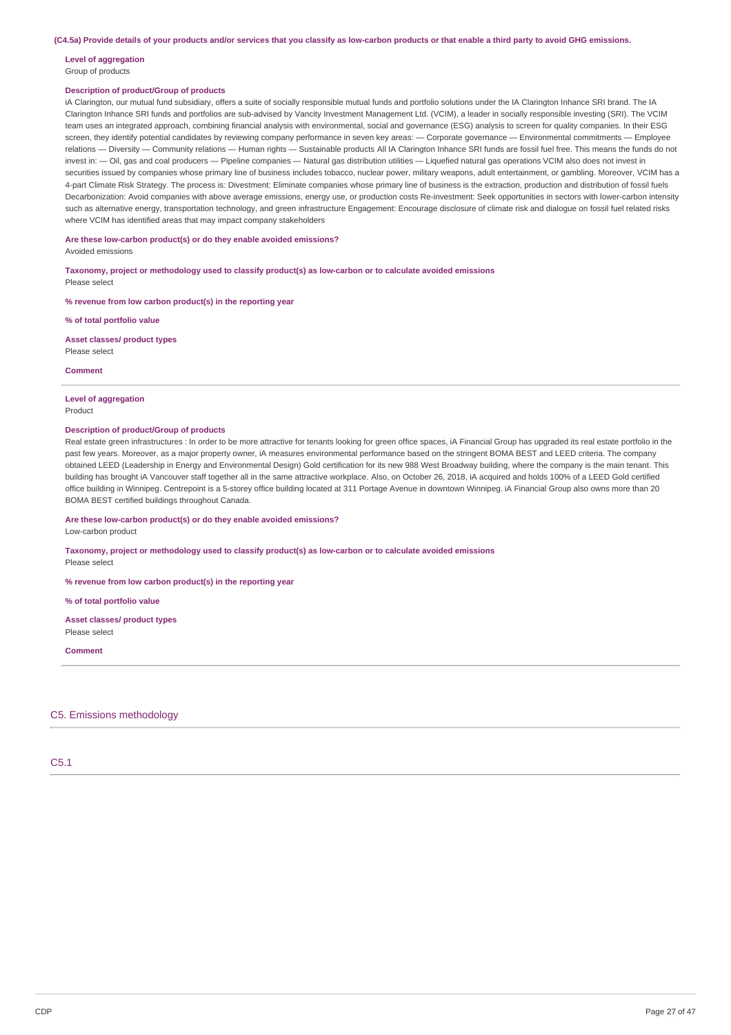**(C4.5a) Provide details of your products and/or services that you classify as low-carbon products or that enable a third party to avoid GHG emissions.**

**Level of aggregation**

Group of products

**Description of product/Group of products**

iA Clarington, our mutual fund subsidiary, offers a suite of socially responsible mutual funds and portfolio solutions under the IA Clarington Inhance SRI brand. The IA Clarington Inhance SRI funds and portfolios are sub-advised by Vancity Investment Management Ltd. (VCIM), a leader in socially responsible investing (SRI). The VCIM team uses an integrated approach, combining financial analysis with environmental, social and governance (ESG) analysis to screen for quality companies. In their ESG screen, they identify potential candidates by reviewing company performance in seven key areas: — Corporate governance — Environmental commitments — Employee relations — Diversity — Community relations — Human rights — Sustainable products All IA Clarington Inhance SRI funds are fossil fuel free. This means the funds do not invest in: — Oil, gas and coal producers — Pipeline companies — Natural gas distribution utilities — Liquefied natural gas operations VCIM also does not invest in securities issued by companies whose primary line of business includes tobacco, nuclear power, military weapons, adult entertainment, or gambling. Moreover, VCIM has a 4-part Climate Risk Strategy. The process is: Divestment: Eliminate companies whose primary line of business is the extraction, production and distribution of fossil fuels Decarbonization: Avoid companies with above average emissions, energy use, or production costs Re-investment: Seek opportunities in sectors with lower-carbon intensity such as alternative energy, transportation technology, and green infrastructure Engagement: Encourage disclosure of climate risk and dialogue on fossil fuel related risks where VCIM has identified areas that may impact company stakeholders

**Are these low-carbon product(s) or do they enable avoided emissions?**

Avoided emissions

**Taxonomy, project or methodology used to classify product(s) as low-carbon or to calculate avoided emissions**

Please select

**% revenue from low carbon product(s) in the reporting year**

**% of total portfolio value**

**Asset classes/ product types**

Please select

**Comment**

---

**Level of aggregation**

Product

**Description of product/Group of products**

Real estate green infrastructures : In order to be more attractive for tenants looking for green office spaces, iA Financial Group has upgraded its real estate portfolio in the past few years. Moreover, as a major property owner, iA measures environmental performance based on the stringent BOMA BEST and LEED criteria. The company obtained LEED (Leadership in Energy and Environmental Design) Gold certification for its new 988 West Broadway building, where the company is the main tenant. This building has brought iA Vancouver staff together all in the same attractive workplace. Also, on October 26, 2018, iA acquired and holds 100% of a LEED Gold certified office building in Winnipeg. Centrepoint is a 5-storey office building located at 311 Portage Avenue in downtown Winnipeg. iA Financial Group also owns more than 20 BOMA BEST certified buildings throughout Canada.

**Are these low-carbon product(s) or do they enable avoided emissions?**

Low-carbon product

**Taxonomy, project or methodology used to classify product(s) as low-carbon or to calculate avoided emissions**

Please select

**% revenue from low carbon product(s) in the reporting year**

**% of total portfolio value**

**Asset classes/ product types**

Please select

**Comment**

---

## C5. Emissions methodology

### C5.1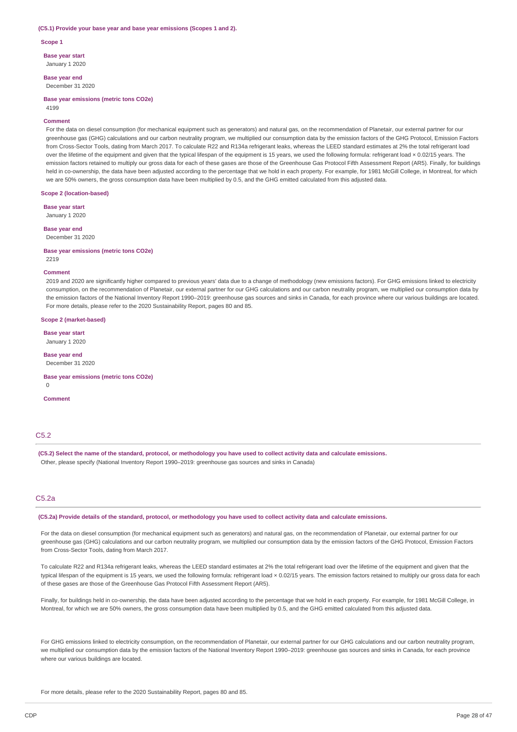**(C5.1) Provide your base year and base year emissions (Scopes 1 and 2).**

**Scope 1**

**Base year start**

January 1 2020

**Base year end**

December 31 2020

**Base year emissions (metric tons CO2e)**

4199

**Comment**

For the data on diesel consumption (for mechanical equipment such as generators) and natural gas, on the recommendation of Planetair, our external partner for our greenhouse gas (GHG) calculations and our carbon neutrality program, we multiplied our consumption data by the emission factors of the GHG Protocol, Emission Factors from Cross-Sector Tools, dating from March 2017. To calculate R22 and R134a refrigerant leaks, whereas the LEED standard estimates at 2% the total refrigerant load over the lifetime of the equipment and given that the typical lifespan of the equipment is 15 years, we used the following formula: refrigerant load × 0.02/15 years. The emission factors retained to multiply our gross data for each of these gases are those of the Greenhouse Gas Protocol Fifth Assessment Report (AR5). Finally, for buildings held in co-ownership, the data have been adjusted according to the percentage that we hold in each property. For example, for 1981 McGill College, in Montreal, for which we are 50% owners, the gross consumption data have been multiplied by 0.5, and the GHG emitted calculated from this adjusted data.

**Scope 2 (location-based)**

**Base year start**

January 1 2020

**Base year end**

December 31 2020

**Base year emissions (metric tons CO2e)**

2219

**Comment**

2019 and 2020 are significantly higher compared to previous years' data due to a change of methodology (new emissions factors). For GHG emissions linked to electricity consumption, on the recommendation of Planetair, our external partner for our GHG calculations and our carbon neutrality program, we multiplied our consumption data by the emission factors of the National Inventory Report 1990–2019: greenhouse gas sources and sinks in Canada, for each province where our various buildings are located. For more details, please refer to the 2020 Sustainability Report, pages 80 and 85.

**Scope 2 (market-based)**

**Base year start**

January 1 2020

**Base year end**

December 31 2020

**Base year emissions (metric tons CO2e)**

0

**Comment**

## C5.2

**(C5.2) Select the name of the standard, protocol, or methodology you have used to collect activity data and calculate emissions.**

Other, please specify (National Inventory Report 1990–2019: greenhouse gas sources and sinks in Canada)

## C5.2a

**(C5.2a) Provide details of the standard, protocol, or methodology you have used to collect activity data and calculate emissions.**

For the data on diesel consumption (for mechanical equipment such as generators) and natural gas, on the recommendation of Planetair, our external partner for our greenhouse gas (GHG) calculations and our carbon neutrality program, we multiplied our consumption data by the emission factors of the GHG Protocol, Emission Factors from Cross-Sector Tools, dating from March 2017.

To calculate R22 and R134a refrigerant leaks, whereas the LEED standard estimates at 2% the total refrigerant load over the lifetime of the equipment and given that the typical lifespan of the equipment is 15 years, we used the following formula: refrigerant load × 0.02/15 years. The emission factors retained to multiply our gross data for each of these gases are those of the Greenhouse Gas Protocol Fifth Assessment Report (AR5).

Finally, for buildings held in co-ownership, the data have been adjusted according to the percentage that we hold in each property. For example, for 1981 McGill College, in Montreal, for which we are 50% owners, the gross consumption data have been multiplied by 0.5, and the GHG emitted calculated from this adjusted data.

For GHG emissions linked to electricity consumption, on the recommendation of Planetair, our external partner for our GHG calculations and our carbon neutrality program, we multiplied our consumption data by the emission factors of the National Inventory Report 1990–2019: greenhouse gas sources and sinks in Canada, for each province where our various buildings are located.

For more details, please refer to the 2020 Sustainability Report, pages 80 and 85.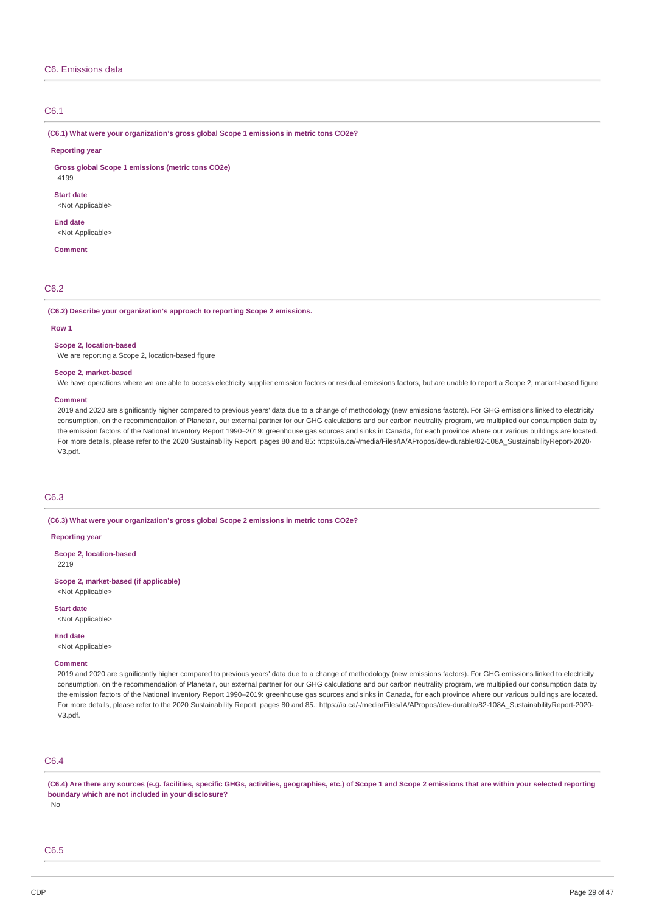## C6. Emissions data

### C6.1

**(C6.1) What were your organization's gross global Scope 1 emissions in metric tons CO2e?**

**Reporting year**

**Gross global Scope 1 emissions (metric tons CO2e)**
4199

**Start date**
<Not Applicable>

**End date**
<Not Applicable>

**Comment**

### C6.2

**(C6.2) Describe your organization's approach to reporting Scope 2 emissions.**

**Row 1**

**Scope 2, location-based**
We are reporting a Scope 2, location-based figure

**Scope 2, market-based**
We have operations where we are able to access electricity supplier emission factors or residual emissions factors, but are unable to report a Scope 2, market-based figure

**Comment**
2019 and 2020 are significantly higher compared to previous years' data due to a change of methodology (new emissions factors). For GHG emissions linked to electricity consumption, on the recommendation of Planetair, our external partner for our GHG calculations and our carbon neutrality program, we multiplied our consumption data by the emission factors of the National Inventory Report 1990–2019: greenhouse gas sources and sinks in Canada, for each province where our various buildings are located. For more details, please refer to the 2020 Sustainability Report, pages 80 and 85: https://ia.ca/-/media/Files/IA/APropos/dev-durable/82-108A_SustainabilityReport-2020-V3.pdf.

### C6.3

**(C6.3) What were your organization's gross global Scope 2 emissions in metric tons CO2e?**

**Reporting year**

**Scope 2, location-based**
2219

**Scope 2, market-based (if applicable)**
<Not Applicable>

**Start date**
<Not Applicable>

**End date**
<Not Applicable>

**Comment**
2019 and 2020 are significantly higher compared to previous years' data due to a change of methodology (new emissions factors). For GHG emissions linked to electricity consumption, on the recommendation of Planetair, our external partner for our GHG calculations and our carbon neutrality program, we multiplied our consumption data by the emission factors of the National Inventory Report 1990–2019: greenhouse gas sources and sinks in Canada, for each province where our various buildings are located. For more details, please refer to the 2020 Sustainability Report, pages 80 and 85.: https://ia.ca/-/media/Files/IA/APropos/dev-durable/82-108A_SustainabilityReport-2020-V3.pdf.

### C6.4

**(C6.4) Are there any sources (e.g. facilities, specific GHGs, activities, geographies, etc.) of Scope 1 and Scope 2 emissions that are within your selected reporting boundary which are not included in your disclosure?**
No

### C6.5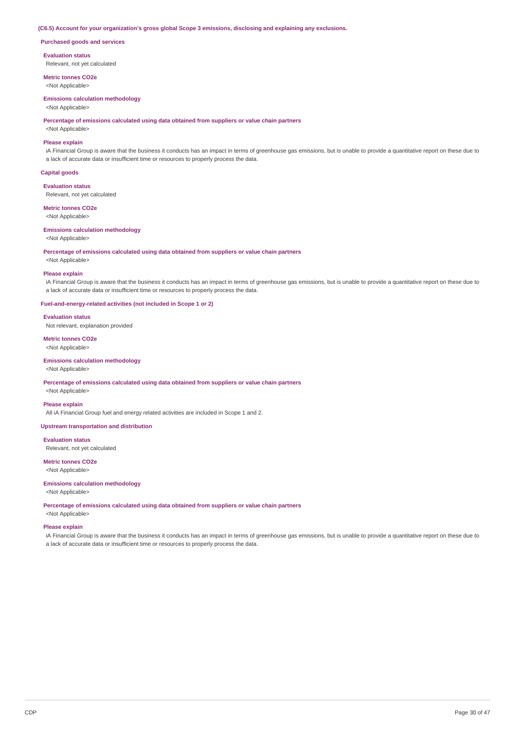**(C6.5) Account for your organization's gross global Scope 3 emissions, disclosing and explaining any exclusions.**

**Purchased goods and services**

**Evaluation status**

Relevant, not yet calculated

**Metric tonnes CO2e**

<Not Applicable>

**Emissions calculation methodology**

<Not Applicable>

**Percentage of emissions calculated using data obtained from suppliers or value chain partners**

<Not Applicable>

**Please explain**

iA Financial Group is aware that the business it conducts has an impact in terms of greenhouse gas emissions, but is unable to provide a quantitative report on these due to a lack of accurate data or insufficient time or resources to properly process the data.

**Capital goods**

**Evaluation status**

Relevant, not yet calculated

**Metric tonnes CO2e**

<Not Applicable>

**Emissions calculation methodology**

<Not Applicable>

**Percentage of emissions calculated using data obtained from suppliers or value chain partners**

<Not Applicable>

**Please explain**

iA Financial Group is aware that the business it conducts has an impact in terms of greenhouse gas emissions, but is unable to provide a quantitative report on these due to a lack of accurate data or insufficient time or resources to properly process the data.

**Fuel-and-energy-related activities (not included in Scope 1 or 2)**

**Evaluation status**

Not relevant, explanation provided

**Metric tonnes CO2e**

<Not Applicable>

**Emissions calculation methodology**

<Not Applicable>

**Percentage of emissions calculated using data obtained from suppliers or value chain partners**

<Not Applicable>

**Please explain**

All iA Financial Group fuel and energy related activities are included in Scope 1 and 2.

**Upstream transportation and distribution**

**Evaluation status**

Relevant, not yet calculated

**Metric tonnes CO2e**

<Not Applicable>

**Emissions calculation methodology**

<Not Applicable>

**Percentage of emissions calculated using data obtained from suppliers or value chain partners**

<Not Applicable>

**Please explain**

iA Financial Group is aware that the business it conducts has an impact in terms of greenhouse gas emissions, but is unable to provide a quantitative report on these due to a lack of accurate data or insufficient time or resources to properly process the data.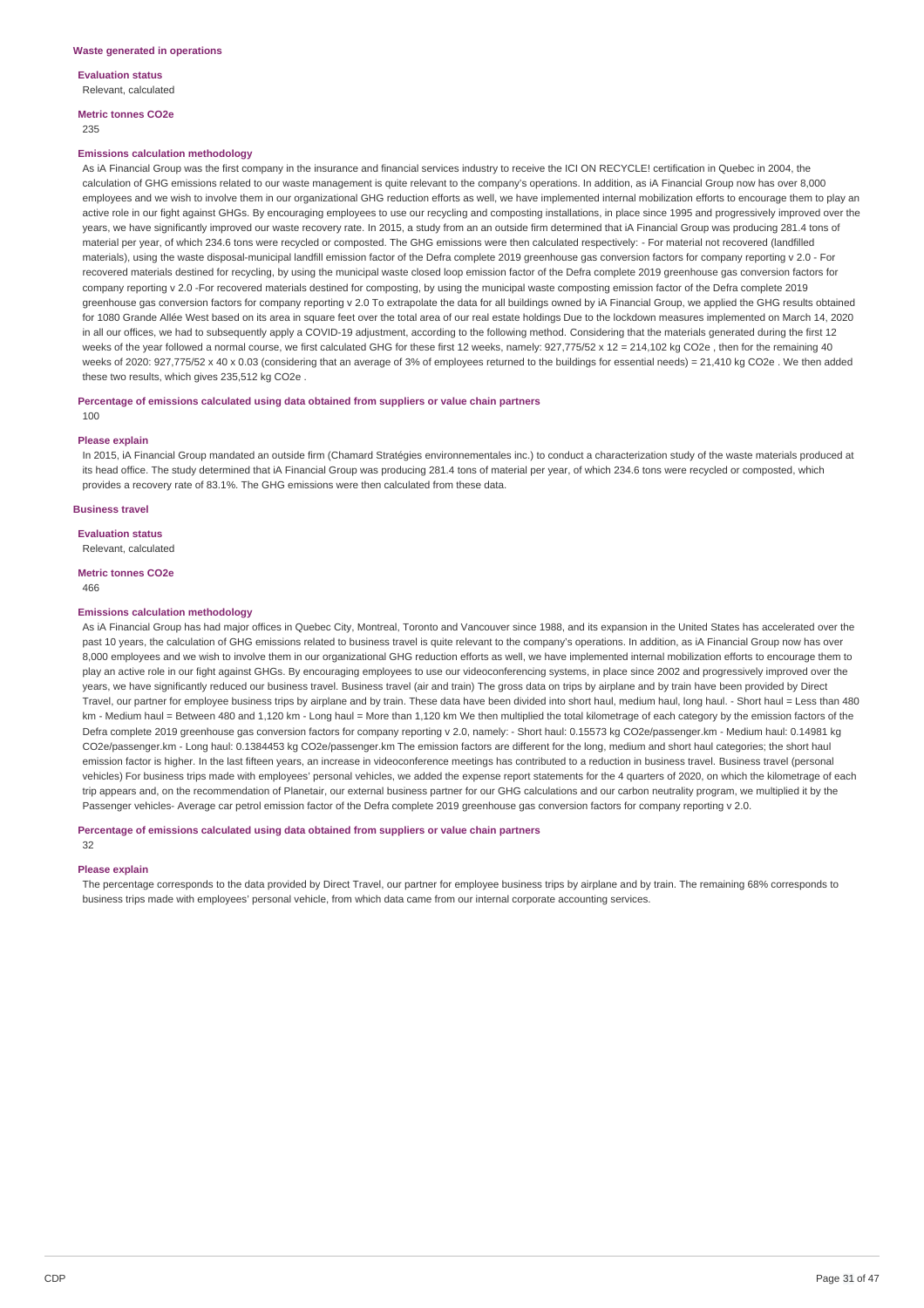### Waste generated in operations

**Evaluation status**

Relevant, calculated

**Metric tonnes CO2e**

235

**Emissions calculation methodology**

As iA Financial Group was the first company in the insurance and financial services industry to receive the ICI ON RECYCLE! certification in Quebec in 2004, the calculation of GHG emissions related to our waste management is quite relevant to the company's operations. In addition, as iA Financial Group now has over 8,000 employees and we wish to involve them in our organizational GHG reduction efforts as well, we have implemented internal mobilization efforts to encourage them to play an active role in our fight against GHGs. By encouraging employees to use our recycling and composting installations, in place since 1995 and progressively improved over the years, we have significantly improved our waste recovery rate. In 2015, a study from an an outside firm determined that iA Financial Group was producing 281.4 tons of material per year, of which 234.6 tons were recycled or composted. The GHG emissions were then calculated respectively: - For material not recovered (landfilled materials), using the waste disposal-municipal landfill emission factor of the Defra complete 2019 greenhouse gas conversion factors for company reporting v 2.0 - For recovered materials destined for recycling, by using the municipal waste closed loop emission factor of the Defra complete 2019 greenhouse gas conversion factors for company reporting v 2.0 -For recovered materials destined for composting, by using the municipal waste composting emission factor of the Defra complete 2019 greenhouse gas conversion factors for company reporting v 2.0 To extrapolate the data for all buildings owned by iA Financial Group, we applied the GHG results obtained for 1080 Grande Allée West based on its area in square feet over the total area of our real estate holdings Due to the lockdown measures implemented on March 14, 2020 in all our offices, we had to subsequently apply a COVID-19 adjustment, according to the following method. Considering that the materials generated during the first 12 weeks of the year followed a normal course, we first calculated GHG for these first 12 weeks, namely: 927,775/52 x 12 = 214,102 kg CO2e , then for the remaining 40 weeks of 2020: 927,775/52 x 40 x 0.03 (considering that an average of 3% of employees returned to the buildings for essential needs) = 21,410 kg CO2e . We then added these two results, which gives 235,512 kg CO2e .

**Percentage of emissions calculated using data obtained from suppliers or value chain partners**

100

**Please explain**

In 2015, iA Financial Group mandated an outside firm (Chamard Stratégies environnementales inc.) to conduct a characterization study of the waste materials produced at its head office. The study determined that iA Financial Group was producing 281.4 tons of material per year, of which 234.6 tons were recycled or composted, which provides a recovery rate of 83.1%. The GHG emissions were then calculated from these data.

### Business travel

**Evaluation status**

Relevant, calculated

**Metric tonnes CO2e**

466

**Emissions calculation methodology**

As iA Financial Group has had major offices in Quebec City, Montreal, Toronto and Vancouver since 1988, and its expansion in the United States has accelerated over the past 10 years, the calculation of GHG emissions related to business travel is quite relevant to the company's operations. In addition, as iA Financial Group now has over 8,000 employees and we wish to involve them in our organizational GHG reduction efforts as well, we have implemented internal mobilization efforts to encourage them to play an active role in our fight against GHGs. By encouraging employees to use our videoconferencing systems, in place since 2002 and progressively improved over the years, we have significantly reduced our business travel. Business travel (air and train) The gross data on trips by airplane and by train have been provided by Direct Travel, our partner for employee business trips by airplane and by train. These data have been divided into short haul, medium haul, long haul. - Short haul = Less than 480 km - Medium haul = Between 480 and 1,120 km - Long haul = More than 1,120 km We then multiplied the total kilometrage of each category by the emission factors of the Defra complete 2019 greenhouse gas conversion factors for company reporting v 2.0, namely: - Short haul: 0.15573 kg CO2e/passenger.km - Medium haul: 0.14981 kg CO2e/passenger.km - Long haul: 0.1384453 kg CO2e/passenger.km The emission factors are different for the long, medium and short haul categories; the short haul emission factor is higher. In the last fifteen years, an increase in videoconference meetings has contributed to a reduction in business travel. Business travel (personal vehicles) For business trips made with employees' personal vehicles, we added the expense report statements for the 4 quarters of 2020, on which the kilometrage of each trip appears and, on the recommendation of Planetair, our external business partner for our GHG calculations and our carbon neutrality program, we multiplied it by the Passenger vehicles- Average car petrol emission factor of the Defra complete 2019 greenhouse gas conversion factors for company reporting v 2.0.

**Percentage of emissions calculated using data obtained from suppliers or value chain partners**

32

**Please explain**

The percentage corresponds to the data provided by Direct Travel, our partner for employee business trips by airplane and by train. The remaining 68% corresponds to business trips made with employees' personal vehicle, from which data came from our internal corporate accounting services.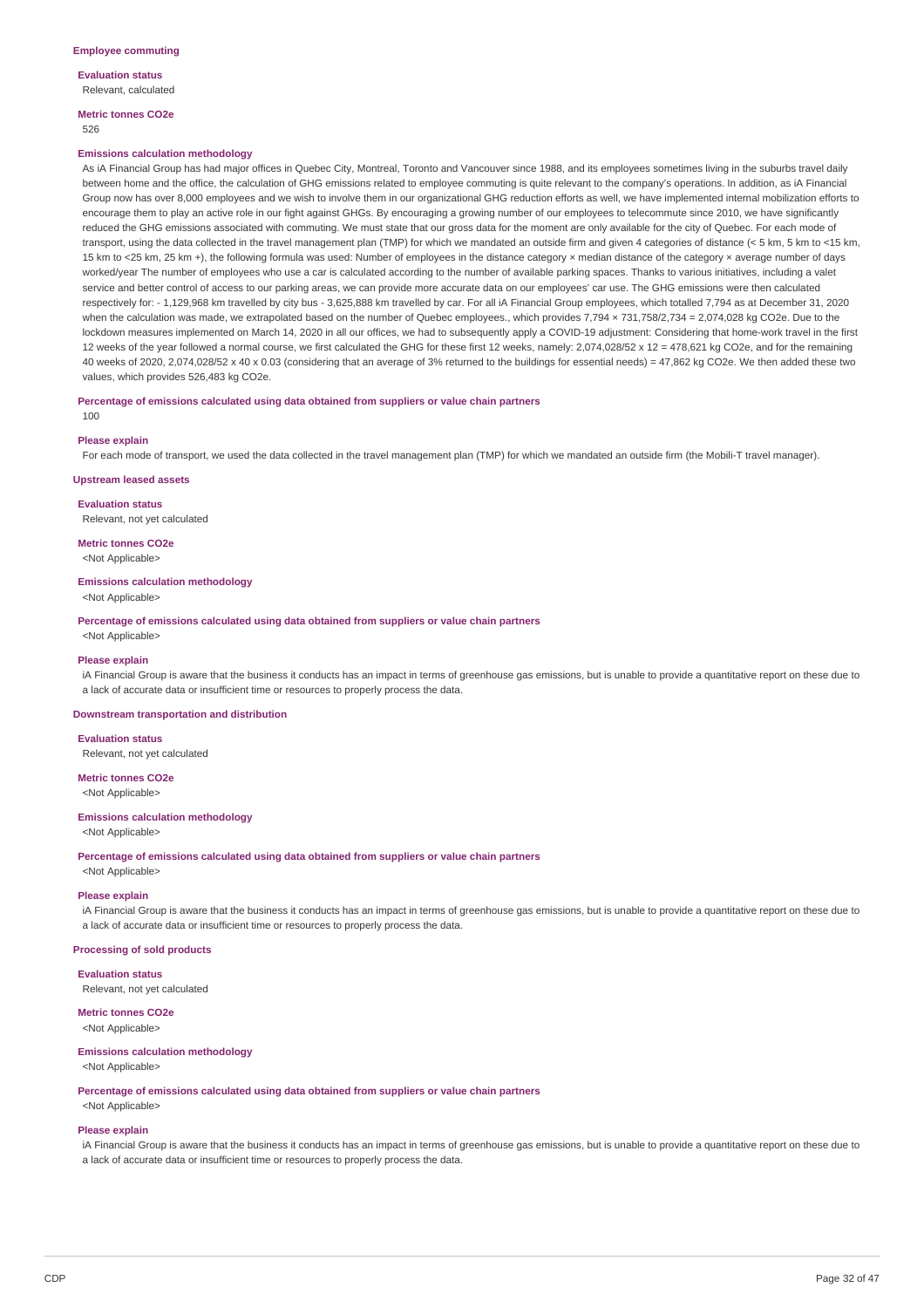**Employee commuting**

**Evaluation status**

Relevant, calculated

**Metric tonnes CO2e**

526

**Emissions calculation methodology**

As iA Financial Group has had major offices in Quebec City, Montreal, Toronto and Vancouver since 1988, and its employees sometimes living in the suburbs travel daily between home and the office, the calculation of GHG emissions related to employee commuting is quite relevant to the company's operations. In addition, as iA Financial Group now has over 8,000 employees and we wish to involve them in our organizational GHG reduction efforts as well, we have implemented internal mobilization efforts to encourage them to play an active role in our fight against GHGs. By encouraging a growing number of our employees to telecommute since 2010, we have significantly reduced the GHG emissions associated with commuting. We must state that our gross data for the moment are only available for the city of Quebec. For each mode of transport, using the data collected in the travel management plan (TMP) for which we mandated an outside firm and given 4 categories of distance (< 5 km, 5 km to <15 km, 15 km to <25 km, 25 km +), the following formula was used: Number of employees in the distance category × median distance of the category × average number of days worked/year The number of employees who use a car is calculated according to the number of available parking spaces. Thanks to various initiatives, including a valet service and better control of access to our parking areas, we can provide more accurate data on our employees' car use. The GHG emissions were then calculated respectively for: - 1,129,968 km travelled by city bus - 3,625,888 km travelled by car. For all iA Financial Group employees, which totalled 7,794 as at December 31, 2020 when the calculation was made, we extrapolated based on the number of Quebec employees., which provides 7,794 × 731,758/2,734 = 2,074,028 kg CO2e. Due to the lockdown measures implemented on March 14, 2020 in all our offices, we had to subsequently apply a COVID-19 adjustment: Considering that home-work travel in the first 12 weeks of the year followed a normal course, we first calculated the GHG for these first 12 weeks, namely: 2,074,028/52 x 12 = 478,621 kg CO2e, and for the remaining 40 weeks of 2020, 2,074,028/52 x 40 x 0.03 (considering that an average of 3% returned to the buildings for essential needs) = 47,862 kg CO2e. We then added these two values, which provides 526,483 kg CO2e.

**Percentage of emissions calculated using data obtained from suppliers or value chain partners**

100

**Please explain**

For each mode of transport, we used the data collected in the travel management plan (TMP) for which we mandated an outside firm (the Mobili-T travel manager).

**Upstream leased assets**

**Evaluation status**

Relevant, not yet calculated

**Metric tonnes CO2e**

<Not Applicable>

**Emissions calculation methodology**

<Not Applicable>

**Percentage of emissions calculated using data obtained from suppliers or value chain partners**

<Not Applicable>

**Please explain**

iA Financial Group is aware that the business it conducts has an impact in terms of greenhouse gas emissions, but is unable to provide a quantitative report on these due to a lack of accurate data or insufficient time or resources to properly process the data.

**Downstream transportation and distribution**

**Evaluation status**

Relevant, not yet calculated

**Metric tonnes CO2e**

<Not Applicable>

**Emissions calculation methodology**

<Not Applicable>

**Percentage of emissions calculated using data obtained from suppliers or value chain partners**

<Not Applicable>

**Please explain**

iA Financial Group is aware that the business it conducts has an impact in terms of greenhouse gas emissions, but is unable to provide a quantitative report on these due to a lack of accurate data or insufficient time or resources to properly process the data.

**Processing of sold products**

**Evaluation status**

Relevant, not yet calculated

**Metric tonnes CO2e**

<Not Applicable>

**Emissions calculation methodology**

<Not Applicable>

**Percentage of emissions calculated using data obtained from suppliers or value chain partners**

<Not Applicable>

**Please explain**

iA Financial Group is aware that the business it conducts has an impact in terms of greenhouse gas emissions, but is unable to provide a quantitative report on these due to a lack of accurate data or insufficient time or resources to properly process the data.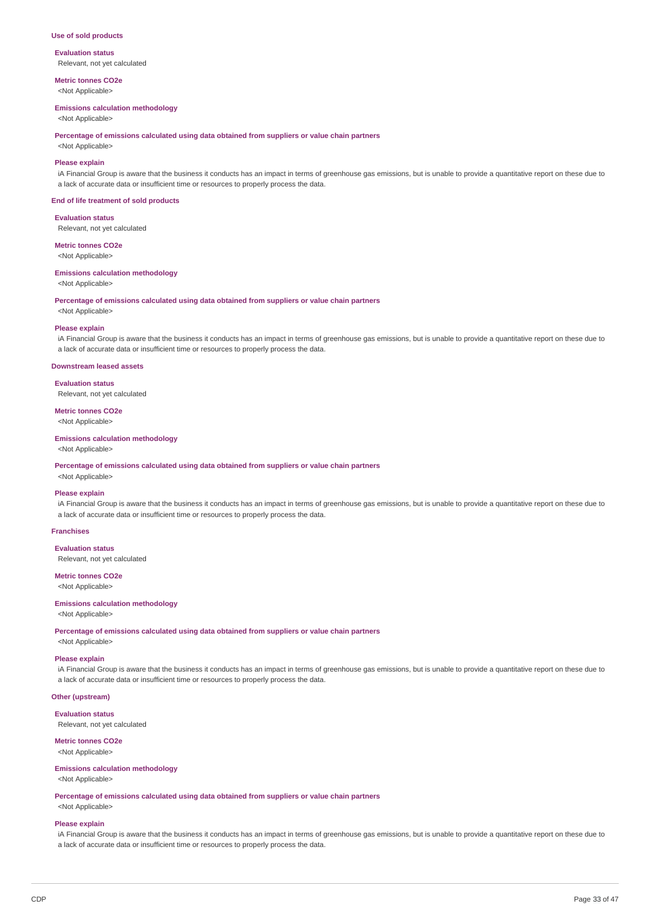### Use of sold products

**Evaluation status**
Relevant, not yet calculated

**Metric tonnes CO2e**
<Not Applicable>

**Emissions calculation methodology**
<Not Applicable>

**Percentage of emissions calculated using data obtained from suppliers or value chain partners**
<Not Applicable>

**Please explain**
iA Financial Group is aware that the business it conducts has an impact in terms of greenhouse gas emissions, but is unable to provide a quantitative report on these due to a lack of accurate data or insufficient time or resources to properly process the data.

### End of life treatment of sold products

**Evaluation status**
Relevant, not yet calculated

**Metric tonnes CO2e**
<Not Applicable>

**Emissions calculation methodology**
<Not Applicable>

**Percentage of emissions calculated using data obtained from suppliers or value chain partners**
<Not Applicable>

**Please explain**
iA Financial Group is aware that the business it conducts has an impact in terms of greenhouse gas emissions, but is unable to provide a quantitative report on these due to a lack of accurate data or insufficient time or resources to properly process the data.

### Downstream leased assets

**Evaluation status**
Relevant, not yet calculated

**Metric tonnes CO2e**
<Not Applicable>

**Emissions calculation methodology**
<Not Applicable>

**Percentage of emissions calculated using data obtained from suppliers or value chain partners**
<Not Applicable>

**Please explain**
iA Financial Group is aware that the business it conducts has an impact in terms of greenhouse gas emissions, but is unable to provide a quantitative report on these due to a lack of accurate data or insufficient time or resources to properly process the data.

### Franchises

**Evaluation status**
Relevant, not yet calculated

**Metric tonnes CO2e**
<Not Applicable>

**Emissions calculation methodology**
<Not Applicable>

**Percentage of emissions calculated using data obtained from suppliers or value chain partners**
<Not Applicable>

**Please explain**
iA Financial Group is aware that the business it conducts has an impact in terms of greenhouse gas emissions, but is unable to provide a quantitative report on these due to a lack of accurate data or insufficient time or resources to properly process the data.

### Other (upstream)

**Evaluation status**
Relevant, not yet calculated

**Metric tonnes CO2e**
<Not Applicable>

**Emissions calculation methodology**
<Not Applicable>

**Percentage of emissions calculated using data obtained from suppliers or value chain partners**
<Not Applicable>

**Please explain**
iA Financial Group is aware that the business it conducts has an impact in terms of greenhouse gas emissions, but is unable to provide a quantitative report on these due to a lack of accurate data or insufficient time or resources to properly process the data.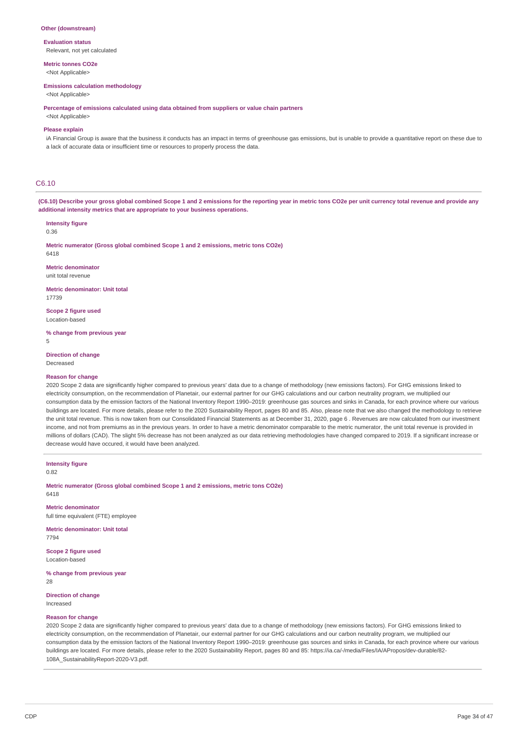**Other (downstream)**

**Evaluation status**
Relevant, not yet calculated

**Metric tonnes CO2e**
<Not Applicable>

**Emissions calculation methodology**
<Not Applicable>

**Percentage of emissions calculated using data obtained from suppliers or value chain partners**
<Not Applicable>

**Please explain**
iA Financial Group is aware that the business it conducts has an impact in terms of greenhouse gas emissions, but is unable to provide a quantitative report on these due to a lack of accurate data or insufficient time or resources to properly process the data.

## C6.10

**(C6.10) Describe your gross global combined Scope 1 and 2 emissions for the reporting year in metric tons CO2e per unit currency total revenue and provide any additional intensity metrics that are appropriate to your business operations.**

**Intensity figure**
0.36

**Metric numerator (Gross global combined Scope 1 and 2 emissions, metric tons CO2e)**
6418

**Metric denominator**
unit total revenue

**Metric denominator: Unit total**
17739

**Scope 2 figure used**
Location-based

**% change from previous year**
5

**Direction of change**
Decreased

**Reason for change**
2020 Scope 2 data are significantly higher compared to previous years' data due to a change of methodology (new emissions factors). For GHG emissions linked to electricity consumption, on the recommendation of Planetair, our external partner for our GHG calculations and our carbon neutrality program, we multiplied our consumption data by the emission factors of the National Inventory Report 1990–2019: greenhouse gas sources and sinks in Canada, for each province where our various buildings are located. For more details, please refer to the 2020 Sustainability Report, pages 80 and 85. Also, please note that we also changed the methodology to retrieve the unit total revenue. This is now taken from our Consolidated Financial Statements as at December 31, 2020, page 6 . Revenues are now calculated from our investment income, and not from premiums as in the previous years. In order to have a metric denominator comparable to the metric numerator, the unit total revenue is provided in millions of dollars (CAD). The slight 5% decrease has not been analyzed as our data retrieving methodologies have changed compared to 2019. If a significant increase or decrease would have occured, it would have been analyzed.

**Intensity figure**
0.82

**Metric numerator (Gross global combined Scope 1 and 2 emissions, metric tons CO2e)**
6418

**Metric denominator**
full time equivalent (FTE) employee

**Metric denominator: Unit total**
7794

**Scope 2 figure used**
Location-based

**% change from previous year**
28

**Direction of change**
Increased

**Reason for change**
2020 Scope 2 data are significantly higher compared to previous years' data due to a change of methodology (new emissions factors). For GHG emissions linked to electricity consumption, on the recommendation of Planetair, our external partner for our GHG calculations and our carbon neutrality program, we multiplied our consumption data by the emission factors of the National Inventory Report 1990–2019: greenhouse gas sources and sinks in Canada, for each province where our various buildings are located. For more details, please refer to the 2020 Sustainability Report, pages 80 and 85: https://ia.ca/-/media/Files/IA/APropos/dev-durable/82-108A_SustainabilityReport-2020-V3.pdf.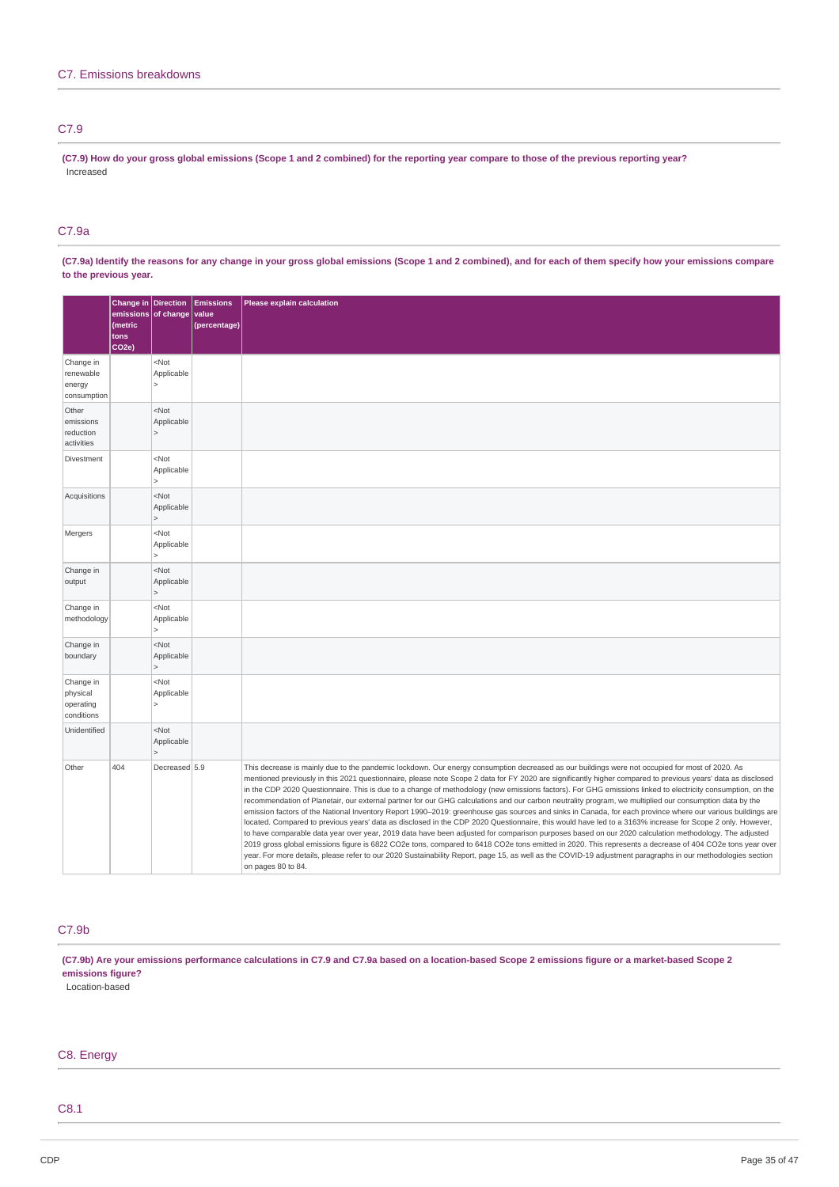## C7. Emissions breakdowns

### C7.9

**(C7.9) How do your gross global emissions (Scope 1 and 2 combined) for the reporting year compare to those of the previous reporting year?**

Increased

### C7.9a

**(C7.9a) Identify the reasons for any change in your gross global emissions (Scope 1 and 2 combined), and for each of them specify how your emissions compare to the previous year.**

| | Change in emissions (metric tons CO2e) | Direction of change | Emissions value (percentage) | Please explain calculation |
|---|---|---|---|---|
| Change in renewable energy consumption | | <Not Applicable> | | |
| Other emissions reduction activities | | <Not Applicable> | | |
| Divestment | | <Not Applicable> | | |
| Acquisitions | | <Not Applicable> | | |
| Mergers | | <Not Applicable> | | |
| Change in output | | <Not Applicable> | | |
| Change in methodology | | <Not Applicable> | | |
| Change in boundary | | <Not Applicable> | | |
| Change in physical operating conditions | | <Not Applicable> | | |
| Unidentified | | <Not Applicable> | | |
| Other | 404 | Decreased | 5.9 | This decrease is mainly due to the pandemic lockdown. Our energy consumption decreased as our buildings were not occupied for most of 2020. As mentioned previously in this 2021 questionnaire, please note Scope 2 data for FY 2020 are significantly higher compared to previous years' data as disclosed in the CDP 2020 Questionnaire. This is due to a change of methodology (new emissions factors). For GHG emissions linked to electricity consumption, on the recommendation of Planetair, our external partner for our GHG calculations and our carbon neutrality program, we multiplied our consumption data by the emission factors of the National Inventory Report 1990–2019: greenhouse gas sources and sinks in Canada, for each province where our various buildings are located. Compared to previous years' data as disclosed in the CDP 2020 Questionnaire, this would have led to a 3163% increase for Scope 2 only. However, to have comparable data year over year, 2019 data have been adjusted for comparison purposes based on our 2020 calculation methodology. The adjusted 2019 gross global emissions figure is 6822 CO2e tons, compared to 6418 CO2e tons emitted in 2020. This represents a decrease of 404 CO2e tons year over year. For more details, please refer to our 2020 Sustainability Report, page 15, as well as the COVID-19 adjustment paragraphs in our methodologies section on pages 80 to 84. |

### C7.9b

**(C7.9b) Are your emissions performance calculations in C7.9 and C7.9a based on a location-based Scope 2 emissions figure or a market-based Scope 2 emissions figure?**

Location-based

## C8. Energy

### C8.1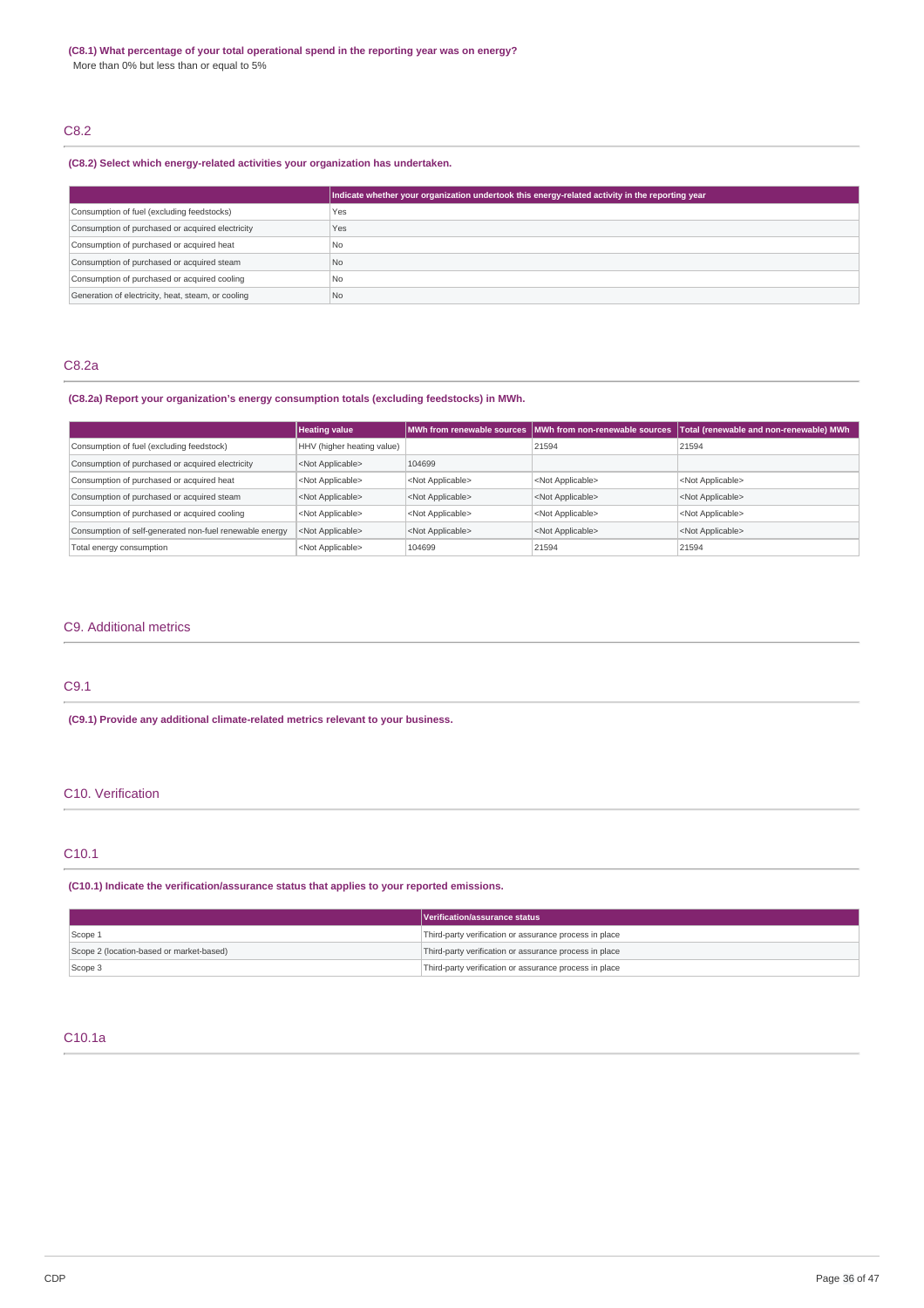**(C8.1) What percentage of your total operational spend in the reporting year was on energy?**

More than 0% but less than or equal to 5%

## C8.2

**(C8.2) Select which energy-related activities your organization has undertaken.**

| | Indicate whether your organization undertook this energy-related activity in the reporting year |
|---|---|
| Consumption of fuel (excluding feedstocks) | Yes |
| Consumption of purchased or acquired electricity | Yes |
| Consumption of purchased or acquired heat | No |
| Consumption of purchased or acquired steam | No |
| Consumption of purchased or acquired cooling | No |
| Generation of electricity, heat, steam, or cooling | No |

## C8.2a

**(C8.2a) Report your organization's energy consumption totals (excluding feedstocks) in MWh.**

| | Heating value | MWh from renewable sources | MWh from non-renewable sources | Total (renewable and non-renewable) MWh |
|---|---|---|---|---|
| Consumption of fuel (excluding feedstock) | HHV (higher heating value) | | 21594 | 21594 |
| Consumption of purchased or acquired electricity | <Not Applicable> | 104699 | | |
| Consumption of purchased or acquired heat | <Not Applicable> | <Not Applicable> | <Not Applicable> | <Not Applicable> |
| Consumption of purchased or acquired steam | <Not Applicable> | <Not Applicable> | <Not Applicable> | <Not Applicable> |
| Consumption of purchased or acquired cooling | <Not Applicable> | <Not Applicable> | <Not Applicable> | <Not Applicable> |
| Consumption of self-generated non-fuel renewable energy | <Not Applicable> | <Not Applicable> | <Not Applicable> | <Not Applicable> |
| Total energy consumption | <Not Applicable> | 104699 | 21594 | 21594 |

# C9. Additional metrics

## C9.1

**(C9.1) Provide any additional climate-related metrics relevant to your business.**

# C10. Verification

## C10.1

**(C10.1) Indicate the verification/assurance status that applies to your reported emissions.**

| | Verification/assurance status |
|---|---|
| Scope 1 | Third-party verification or assurance process in place |
| Scope 2 (location-based or market-based) | Third-party verification or assurance process in place |
| Scope 3 | Third-party verification or assurance process in place |

## C10.1a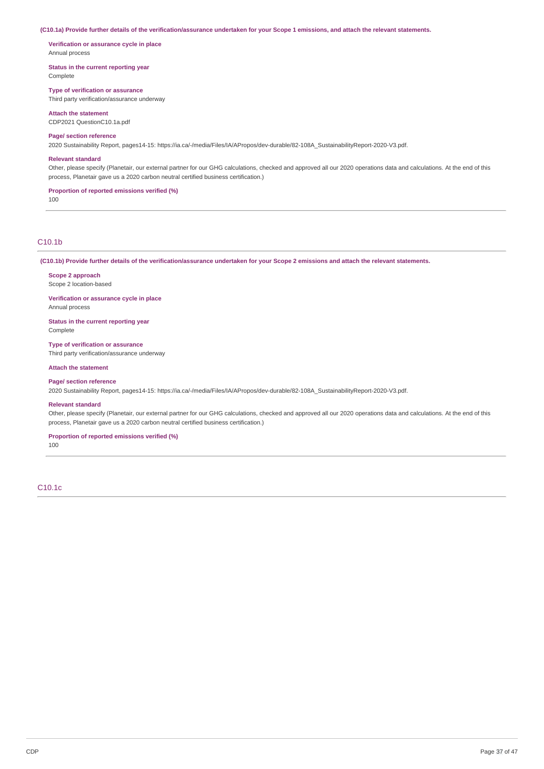**(C10.1a) Provide further details of the verification/assurance undertaken for your Scope 1 emissions, and attach the relevant statements.**

**Verification or assurance cycle in place**
Annual process

**Status in the current reporting year**
Complete

**Type of verification or assurance**
Third party verification/assurance underway

**Attach the statement**
CDP2021 QuestionC10.1a.pdf

**Page/ section reference**
2020 Sustainability Report, pages14-15: https://ia.ca/-/media/Files/IA/APropos/dev-durable/82-108A_SustainabilityReport-2020-V3.pdf.

**Relevant standard**
Other, please specify (Planetair, our external partner for our GHG calculations, checked and approved all our 2020 operations data and calculations. At the end of this process, Planetair gave us a 2020 carbon neutral certified business certification.)

**Proportion of reported emissions verified (%)**
100

## C10.1b

**(C10.1b) Provide further details of the verification/assurance undertaken for your Scope 2 emissions and attach the relevant statements.**

**Scope 2 approach**
Scope 2 location-based

**Verification or assurance cycle in place**
Annual process

**Status in the current reporting year**
Complete

**Type of verification or assurance**
Third party verification/assurance underway

**Attach the statement**

**Page/ section reference**
2020 Sustainability Report, pages14-15: https://ia.ca/-/media/Files/IA/APropos/dev-durable/82-108A_SustainabilityReport-2020-V3.pdf.

**Relevant standard**
Other, please specify (Planetair, our external partner for our GHG calculations, checked and approved all our 2020 operations data and calculations. At the end of this process, Planetair gave us a 2020 carbon neutral certified business certification.)

**Proportion of reported emissions verified (%)**
100

## C10.1c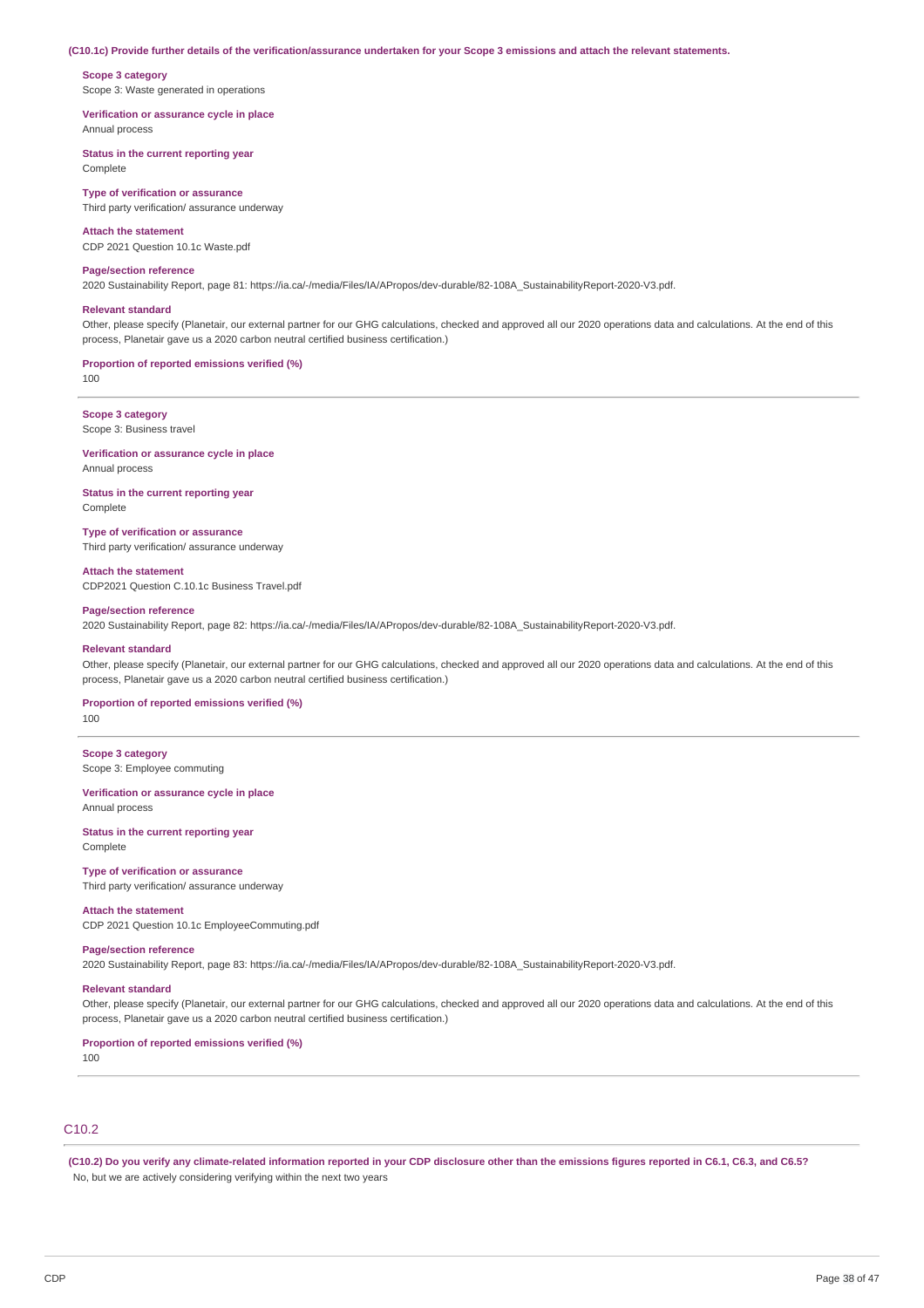**(C10.1c) Provide further details of the verification/assurance undertaken for your Scope 3 emissions and attach the relevant statements.**

**Scope 3 category**
Scope 3: Waste generated in operations

**Verification or assurance cycle in place**
Annual process

**Status in the current reporting year**
Complete

**Type of verification or assurance**
Third party verification/ assurance underway

**Attach the statement**
CDP 2021 Question 10.1c Waste.pdf

**Page/section reference**
2020 Sustainability Report, page 81: https://ia.ca/-/media/Files/IA/APropos/dev-durable/82-108A_SustainabilityReport-2020-V3.pdf.

**Relevant standard**
Other, please specify (Planetair, our external partner for our GHG calculations, checked and approved all our 2020 operations data and calculations. At the end of this process, Planetair gave us a 2020 carbon neutral certified business certification.)

**Proportion of reported emissions verified (%)**
100

---

**Scope 3 category**
Scope 3: Business travel

**Verification or assurance cycle in place**
Annual process

**Status in the current reporting year**
Complete

**Type of verification or assurance**
Third party verification/ assurance underway

**Attach the statement**
CDP2021 Question C.10.1c Business Travel.pdf

**Page/section reference**
2020 Sustainability Report, page 82: https://ia.ca/-/media/Files/IA/APropos/dev-durable/82-108A_SustainabilityReport-2020-V3.pdf.

**Relevant standard**
Other, please specify (Planetair, our external partner for our GHG calculations, checked and approved all our 2020 operations data and calculations. At the end of this process, Planetair gave us a 2020 carbon neutral certified business certification.)

**Proportion of reported emissions verified (%)**
100

---

**Scope 3 category**
Scope 3: Employee commuting

**Verification or assurance cycle in place**
Annual process

**Status in the current reporting year**
Complete

**Type of verification or assurance**
Third party verification/ assurance underway

**Attach the statement**
CDP 2021 Question 10.1c EmployeeCommuting.pdf

**Page/section reference**
2020 Sustainability Report, page 83: https://ia.ca/-/media/Files/IA/APropos/dev-durable/82-108A_SustainabilityReport-2020-V3.pdf.

**Relevant standard**
Other, please specify (Planetair, our external partner for our GHG calculations, checked and approved all our 2020 operations data and calculations. At the end of this process, Planetair gave us a 2020 carbon neutral certified business certification.)

**Proportion of reported emissions verified (%)**
100

## C10.2

**(C10.2) Do you verify any climate-related information reported in your CDP disclosure other than the emissions figures reported in C6.1, C6.3, and C6.5?**
No, but we are actively considering verifying within the next two years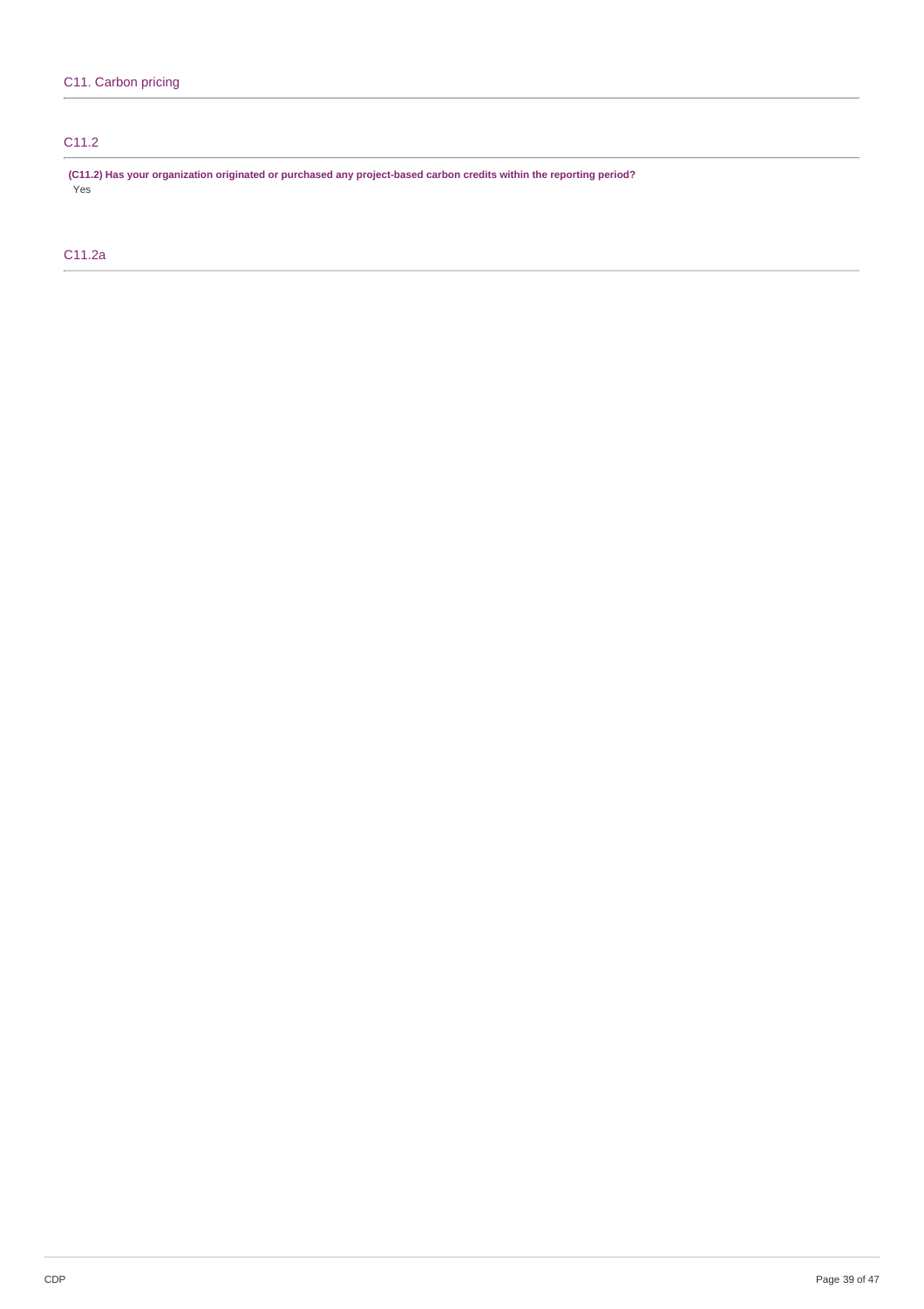## C11. Carbon pricing

### C11.2

**(C11.2) Has your organization originated or purchased any project-based carbon credits within the reporting period?**

Yes

### C11.2a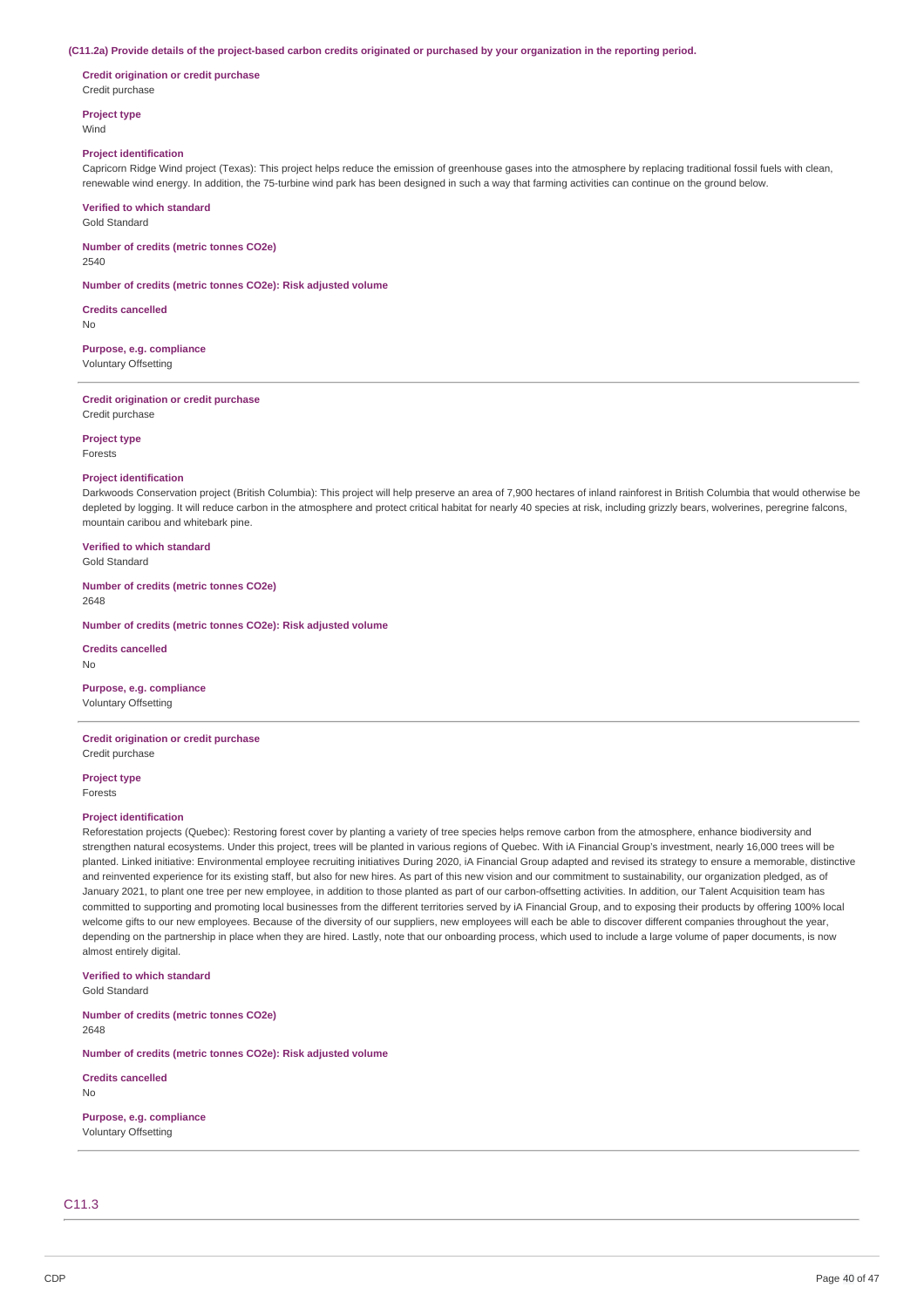**(C11.2a) Provide details of the project-based carbon credits originated or purchased by your organization in the reporting period.**

**Credit origination or credit purchase**
Credit purchase

**Project type**
Wind

**Project identification**
Capricorn Ridge Wind project (Texas): This project helps reduce the emission of greenhouse gases into the atmosphere by replacing traditional fossil fuels with clean, renewable wind energy. In addition, the 75-turbine wind park has been designed in such a way that farming activities can continue on the ground below.

**Verified to which standard**
Gold Standard

**Number of credits (metric tonnes CO2e)**
2540

**Number of credits (metric tonnes CO2e): Risk adjusted volume**

**Credits cancelled**
No

**Purpose, e.g. compliance**
Voluntary Offsetting

---

**Credit origination or credit purchase**
Credit purchase

**Project type**
Forests

**Project identification**
Darkwoods Conservation project (British Columbia): This project will help preserve an area of 7,900 hectares of inland rainforest in British Columbia that would otherwise be depleted by logging. It will reduce carbon in the atmosphere and protect critical habitat for nearly 40 species at risk, including grizzly bears, wolverines, peregrine falcons, mountain caribou and whitebark pine.

**Verified to which standard**
Gold Standard

**Number of credits (metric tonnes CO2e)**
2648

**Number of credits (metric tonnes CO2e): Risk adjusted volume**

**Credits cancelled**
No

**Purpose, e.g. compliance**
Voluntary Offsetting

---

**Credit origination or credit purchase**
Credit purchase

**Project type**
Forests

**Project identification**
Reforestation projects (Quebec): Restoring forest cover by planting a variety of tree species helps remove carbon from the atmosphere, enhance biodiversity and strengthen natural ecosystems. Under this project, trees will be planted in various regions of Quebec. With iA Financial Group's investment, nearly 16,000 trees will be planted. Linked initiative: Environmental employee recruiting initiatives During 2020, iA Financial Group adapted and revised its strategy to ensure a memorable, distinctive and reinvented experience for its existing staff, but also for new hires. As part of this new vision and our commitment to sustainability, our organization pledged, as of January 2021, to plant one tree per new employee, in addition to those planted as part of our carbon-offsetting activities. In addition, our Talent Acquisition team has committed to supporting and promoting local businesses from the different territories served by iA Financial Group, and to exposing their products by offering 100% local welcome gifts to our new employees. Because of the diversity of our suppliers, new employees will each be able to discover different companies throughout the year, depending on the partnership in place when they are hired. Lastly, note that our onboarding process, which used to include a large volume of paper documents, is now almost entirely digital.

**Verified to which standard**
Gold Standard

**Number of credits (metric tonnes CO2e)**
2648

**Number of credits (metric tonnes CO2e): Risk adjusted volume**

**Credits cancelled**
No

**Purpose, e.g. compliance**
Voluntary Offsetting

---

## C11.3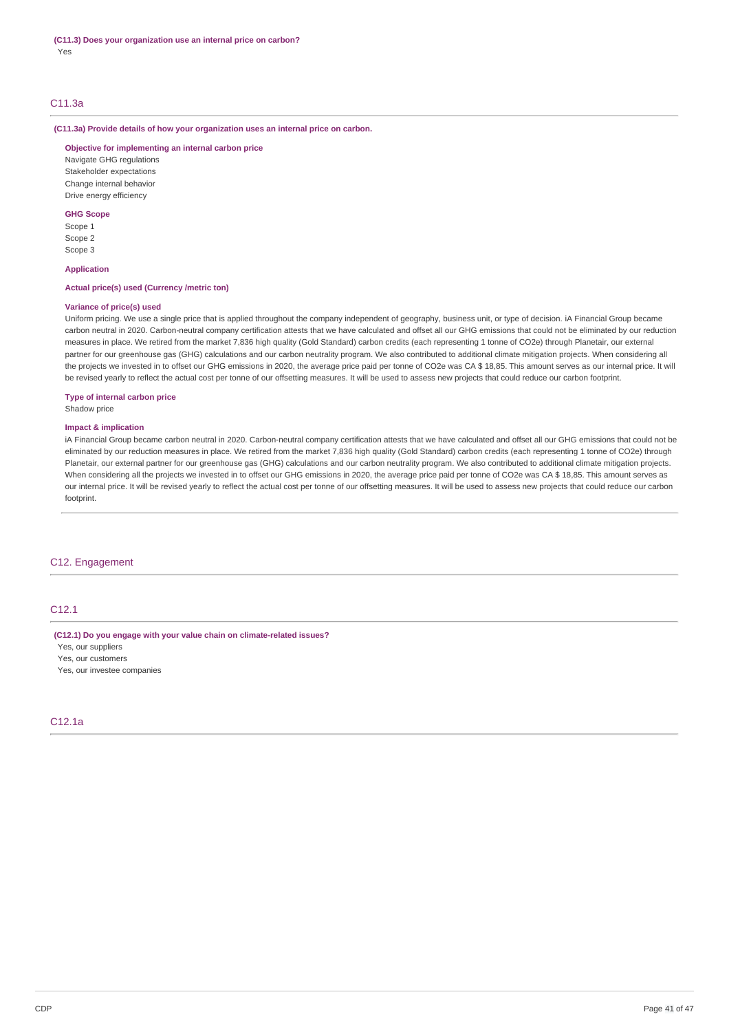**(C11.3) Does your organization use an internal price on carbon?**

Yes

## C11.3a

**(C11.3a) Provide details of how your organization uses an internal price on carbon.**

**Objective for implementing an internal carbon price**

Navigate GHG regulations
Stakeholder expectations
Change internal behavior
Drive energy efficiency

**GHG Scope**

Scope 1
Scope 2
Scope 3

**Application**

**Actual price(s) used (Currency /metric ton)**

**Variance of price(s) used**

Uniform pricing. We use a single price that is applied throughout the company independent of geography, business unit, or type of decision. iA Financial Group became carbon neutral in 2020. Carbon-neutral company certification attests that we have calculated and offset all our GHG emissions that could not be eliminated by our reduction measures in place. We retired from the market 7,836 high quality (Gold Standard) carbon credits (each representing 1 tonne of CO2e) through Planetair, our external partner for our greenhouse gas (GHG) calculations and our carbon neutrality program. We also contributed to additional climate mitigation projects. When considering all the projects we invested in to offset our GHG emissions in 2020, the average price paid per tonne of CO2e was CA $ 18,85. This amount serves as our internal price. It will be revised yearly to reflect the actual cost per tonne of our offsetting measures. It will be used to assess new projects that could reduce our carbon footprint.

**Type of internal carbon price**

Shadow price

**Impact & implication**

iA Financial Group became carbon neutral in 2020. Carbon-neutral company certification attests that we have calculated and offset all our GHG emissions that could not be eliminated by our reduction measures in place. We retired from the market 7,836 high quality (Gold Standard) carbon credits (each representing 1 tonne of CO2e) through Planetair, our external partner for our greenhouse gas (GHG) calculations and our carbon neutrality program. We also contributed to additional climate mitigation projects. When considering all the projects we invested in to offset our GHG emissions in 2020, the average price paid per tonne of CO2e was CA $ 18,85. This amount serves as our internal price. It will be revised yearly to reflect the actual cost per tonne of our offsetting measures. It will be used to assess new projects that could reduce our carbon footprint.

# C12. Engagement

## C12.1

**(C12.1) Do you engage with your value chain on climate-related issues?**

Yes, our suppliers
Yes, our customers
Yes, our investee companies

## C12.1a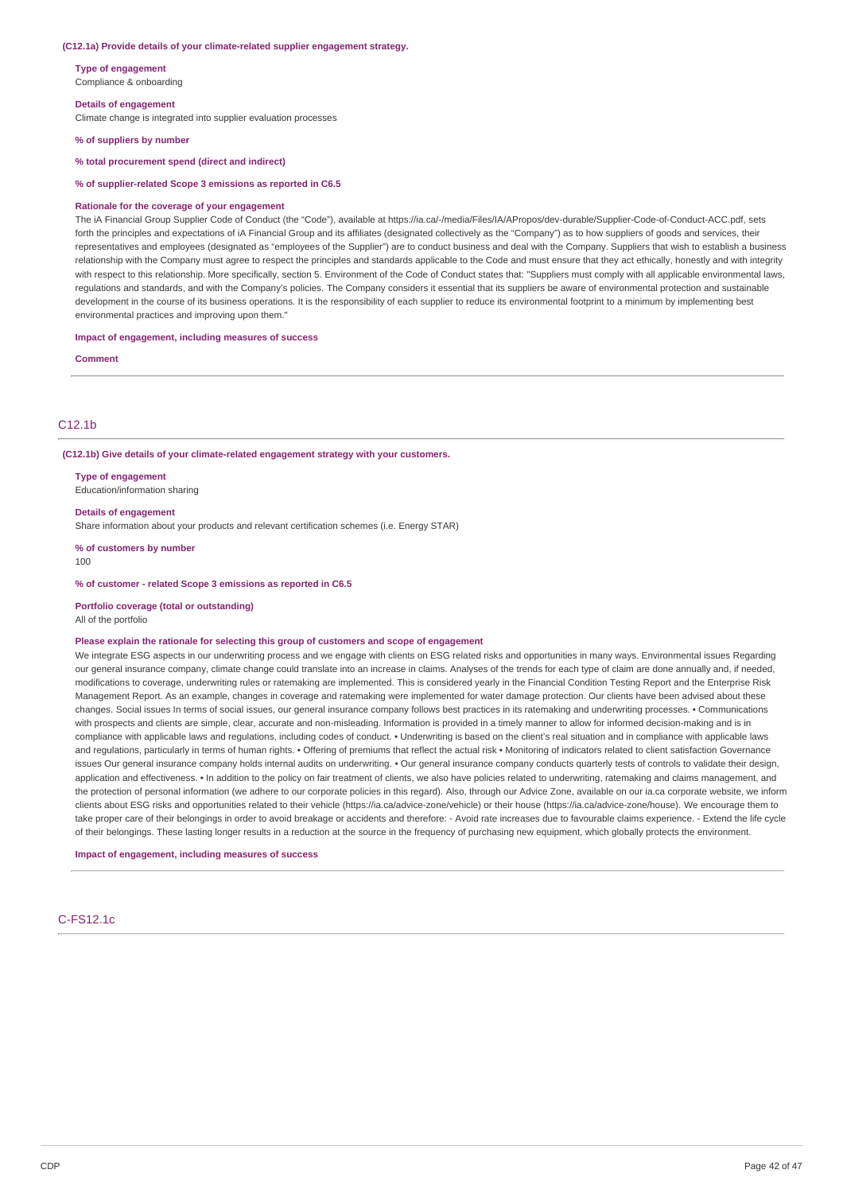**(C12.1a) Provide details of your climate-related supplier engagement strategy.**

**Type of engagement**
Compliance & onboarding

**Details of engagement**
Climate change is integrated into supplier evaluation processes

**% of suppliers by number**

**% total procurement spend (direct and indirect)**

**% of supplier-related Scope 3 emissions as reported in C6.5**

**Rationale for the coverage of your engagement**
The iA Financial Group Supplier Code of Conduct (the "Code"), available at https://ia.ca/-/media/Files/IA/APropos/dev-durable/Supplier-Code-of-Conduct-ACC.pdf, sets forth the principles and expectations of iA Financial Group and its affiliates (designated collectively as the "Company") as to how suppliers of goods and services, their representatives and employees (designated as "employees of the Supplier") are to conduct business and deal with the Company. Suppliers that wish to establish a business relationship with the Company must agree to respect the principles and standards applicable to the Code and must ensure that they act ethically, honestly and with integrity with respect to this relationship. More specifically, section 5. Environment of the Code of Conduct states that: "Suppliers must comply with all applicable environmental laws, regulations and standards, and with the Company's policies. The Company considers it essential that its suppliers be aware of environmental protection and sustainable development in the course of its business operations. It is the responsibility of each supplier to reduce its environmental footprint to a minimum by implementing best environmental practices and improving upon them."

**Impact of engagement, including measures of success**

**Comment**

## C12.1b

**(C12.1b) Give details of your climate-related engagement strategy with your customers.**

**Type of engagement**
Education/information sharing

**Details of engagement**
Share information about your products and relevant certification schemes (i.e. Energy STAR)

**% of customers by number**
100

**% of customer - related Scope 3 emissions as reported in C6.5**

**Portfolio coverage (total or outstanding)**
All of the portfolio

**Please explain the rationale for selecting this group of customers and scope of engagement**
We integrate ESG aspects in our underwriting process and we engage with clients on ESG related risks and opportunities in many ways. Environmental issues Regarding our general insurance company, climate change could translate into an increase in claims. Analyses of the trends for each type of claim are done annually and, if needed, modifications to coverage, underwriting rules or ratemaking are implemented. This is considered yearly in the Financial Condition Testing Report and the Enterprise Risk Management Report. As an example, changes in coverage and ratemaking were implemented for water damage protection. Our clients have been advised about these changes. Social issues In terms of social issues, our general insurance company follows best practices in its ratemaking and underwriting processes. • Communications with prospects and clients are simple, clear, accurate and non-misleading. Information is provided in a timely manner to allow for informed decision-making and is in compliance with applicable laws and regulations, including codes of conduct. • Underwriting is based on the client's real situation and in compliance with applicable laws and regulations, particularly in terms of human rights. • Offering of premiums that reflect the actual risk • Monitoring of indicators related to client satisfaction Governance issues Our general insurance company holds internal audits on underwriting. • Our general insurance company conducts quarterly tests of controls to validate their design, application and effectiveness. • In addition to the policy on fair treatment of clients, we also have policies related to underwriting, ratemaking and claims management, and the protection of personal information (we adhere to our corporate policies in this regard). Also, through our Advice Zone, available on our ia.ca corporate website, we inform clients about ESG risks and opportunities related to their vehicle (https://ia.ca/advice-zone/vehicle) or their house (https://ia.ca/advice-zone/house). We encourage them to take proper care of their belongings in order to avoid breakage or accidents and therefore: - Avoid rate increases due to favourable claims experience. - Extend the life cycle of their belongings. These lasting longer results in a reduction at the source in the frequency of purchasing new equipment, which globally protects the environment.

**Impact of engagement, including measures of success**

## C-FS12.1c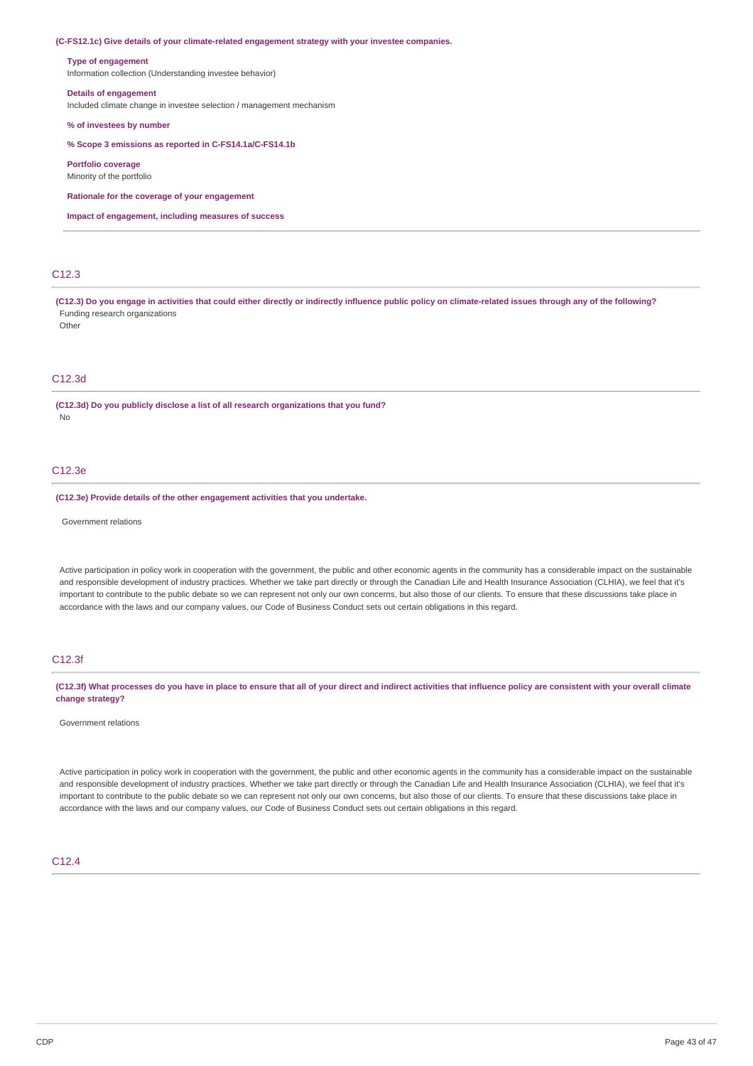**(C-FS12.1c) Give details of your climate-related engagement strategy with your investee companies.**

**Type of engagement**
Information collection (Understanding investee behavior)

**Details of engagement**
Included climate change in investee selection / management mechanism

**% of investees by number**

**% Scope 3 emissions as reported in C-FS14.1a/C-FS14.1b**

**Portfolio coverage**
Minority of the portfolio

**Rationale for the coverage of your engagement**

**Impact of engagement, including measures of success**

## C12.3

**(C12.3) Do you engage in activities that could either directly or indirectly influence public policy on climate-related issues through any of the following?**
Funding research organizations
Other

## C12.3d

**(C12.3d) Do you publicly disclose a list of all research organizations that you fund?**
No

## C12.3e

**(C12.3e) Provide details of the other engagement activities that you undertake.**

Government relations

Active participation in policy work in cooperation with the government, the public and other economic agents in the community has a considerable impact on the sustainable and responsible development of industry practices. Whether we take part directly or through the Canadian Life and Health Insurance Association (CLHIA), we feel that it's important to contribute to the public debate so we can represent not only our own concerns, but also those of our clients. To ensure that these discussions take place in accordance with the laws and our company values, our Code of Business Conduct sets out certain obligations in this regard.

## C12.3f

**(C12.3f) What processes do you have in place to ensure that all of your direct and indirect activities that influence policy are consistent with your overall climate change strategy?**

Government relations

Active participation in policy work in cooperation with the government, the public and other economic agents in the community has a considerable impact on the sustainable and responsible development of industry practices. Whether we take part directly or through the Canadian Life and Health Insurance Association (CLHIA), we feel that it's important to contribute to the public debate so we can represent not only our own concerns, but also those of our clients. To ensure that these discussions take place in accordance with the laws and our company values, our Code of Business Conduct sets out certain obligations in this regard.

## C12.4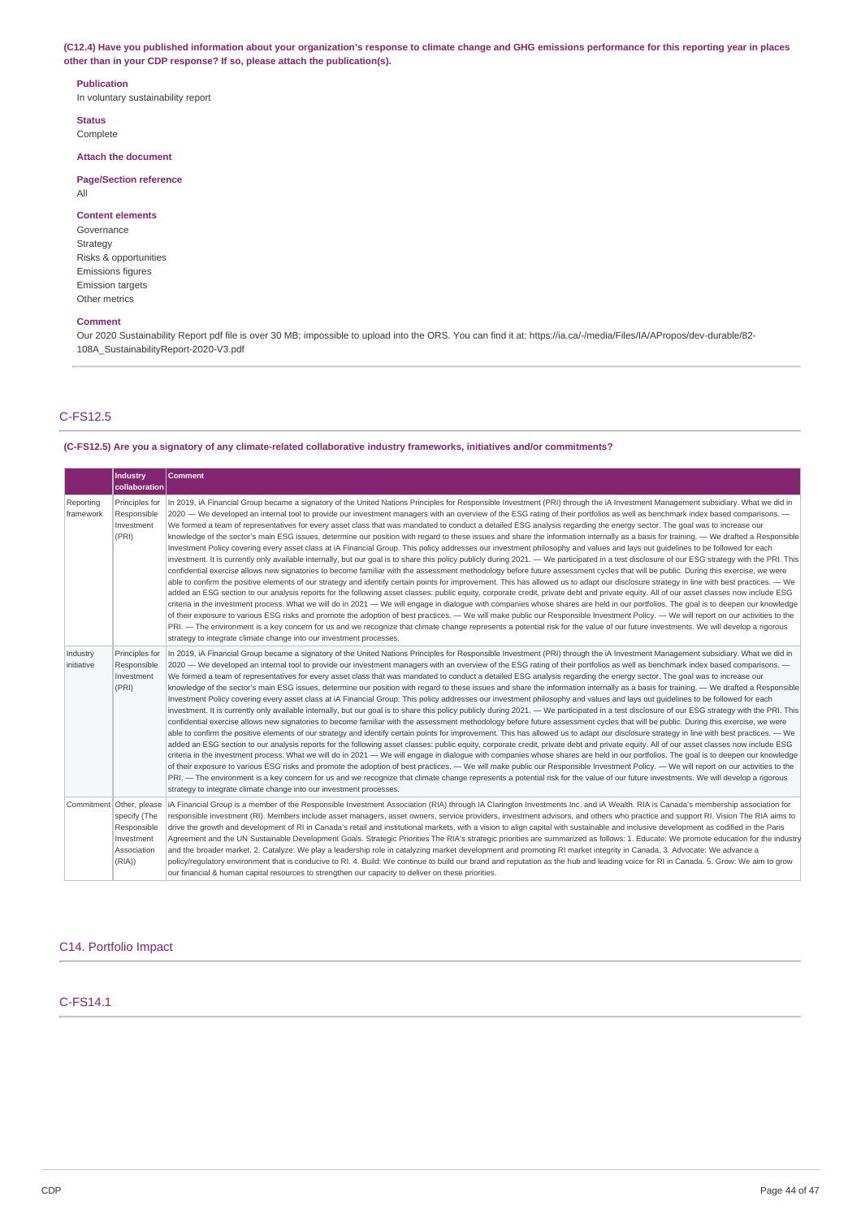**(C12.4) Have you published information about your organization's response to climate change and GHG emissions performance for this reporting year in places other than in your CDP response? If so, please attach the publication(s).**

**Publication**
In voluntary sustainability report

**Status**
Complete

**Attach the document**

**Page/Section reference**
All

**Content elements**
Governance
Strategy
Risks & opportunities
Emissions figures
Emission targets
Other metrics

**Comment**
Our 2020 Sustainability Report pdf file is over 30 MB; impossible to upload into the ORS. You can find it at: https://ia.ca/-/media/Files/IA/APropos/dev-durable/82-108A_SustainabilityReport-2020-V3.pdf

## C-FS12.5

**(C-FS12.5) Are you a signatory of any climate-related collaborative industry frameworks, initiatives and/or commitments?**

| | Industry collaboration | Comment |
|---|---|---|
| Reporting framework | Principles for Responsible Investment (PRI) | In 2019, iA Financial Group became a signatory of the United Nations Principles for Responsible Investment (PRI) through the iA Investment Management subsidiary. What we did in 2020 — We developed an internal tool to provide our investment managers with an overview of the ESG rating of their portfolios as well as benchmark index based comparisons. — We formed a team of representatives for every asset class that was mandated to conduct a detailed ESG analysis regarding the energy sector. The goal was to increase our knowledge of the sector's main ESG issues, determine our position with regard to these issues and share the information internally as a basis for training. — We drafted a Responsible Investment Policy covering every asset class at iA Financial Group. This policy addresses our investment philosophy and values and lays out guidelines to be followed for each investment. It is currently only available internally, but our goal is to share this policy publicly during 2021. — We participated in a test disclosure of our ESG strategy with the PRI. This confidential exercise allows new signatories to become familiar with the assessment methodology before future assessment cycles that will be public. During this exercise, we were able to confirm the positive elements of our strategy and identify certain points for improvement. This has allowed us to adapt our disclosure strategy in line with best practices. — We added an ESG section to our analysis reports for the following asset classes: public equity, corporate credit, private debt and private equity. All of our asset classes now include ESG criteria in the investment process. What we will do in 2021 — We will engage in dialogue with companies whose shares are held in our portfolios. The goal is to deepen our knowledge of their exposure to various ESG risks and promote the adoption of best practices. — We will make public our Responsible Investment Policy. — We will report on our activities to the PRI. — The environment is a key concern for us and we recognize that climate change represents a potential risk for the value of our future investments. We will develop a rigorous strategy to integrate climate change into our investment processes. |
| Industry initiative | Principles for Responsible Investment (PRI) | In 2019, iA Financial Group became a signatory of the United Nations Principles for Responsible Investment (PRI) through the iA Investment Management subsidiary. What we did in 2020 — We developed an internal tool to provide our investment managers with an overview of the ESG rating of their portfolios as well as benchmark index based comparisons. — We formed a team of representatives for every asset class that was mandated to conduct a detailed ESG analysis regarding the energy sector. The goal was to increase our knowledge of the sector's main ESG issues, determine our position with regard to these issues and share the information internally as a basis for training. — We drafted a Responsible Investment Policy covering every asset class at iA Financial Group. This policy addresses our investment philosophy and values and lays out guidelines to be followed for each investment. It is currently only available internally, but our goal is to share this policy publicly during 2021. — We participated in a test disclosure of our ESG strategy with the PRI. This confidential exercise allows new signatories to become familiar with the assessment methodology before future assessment cycles that will be public. During this exercise, we were able to confirm the positive elements of our strategy and identify certain points for improvement. This has allowed us to adapt our disclosure strategy in line with best practices. — We added an ESG section to our analysis reports for the following asset classes: public equity, corporate credit, private debt and private equity. All of our asset classes now include ESG criteria in the investment process. What we will do in 2021 — We will engage in dialogue with companies whose shares are held in our portfolios. The goal is to deepen our knowledge of their exposure to various ESG risks and promote the adoption of best practices. — We will make public our Responsible Investment Policy. — We will report on our activities to the PRI. — The environment is a key concern for us and we recognize that climate change represents a potential risk for the value of our future investments. We will develop a rigorous strategy to integrate climate change into our investment processes. |
| Commitment | Other, please specify (The Responsible Investment Association (RIA)) | iA Financial Group is a member of the Responsible Investment Association (RIA) through IA Clarington Investments Inc. and iA Wealth. RIA is Canada's membership association for responsible investment (RI). Members include asset managers, asset owners, service providers, investment advisors, and others who practice and support RI. Vision The RIA aims to drive the growth and development of RI in Canada's retail and institutional markets, with a vision to align capital with sustainable and inclusive development as codified in the Paris Agreement and the UN Sustainable Development Goals. Strategic Priorities The RIA's strategic priorities are summarized as follows: 1. Educate: We promote education for the industry and the broader market. 2. Catalyze: We play a leadership role in catalyzing market development and promoting RI market integrity in Canada. 3. Advocate: We advance a policy/regulatory environment that is conducive to RI. 4. Build: We continue to build our brand and reputation as the hub and leading voice for RI in Canada. 5. Grow: We aim to grow our financial & human capital resources to strengthen our capacity to deliver on these priorities. |

## C14. Portfolio Impact

## C-FS14.1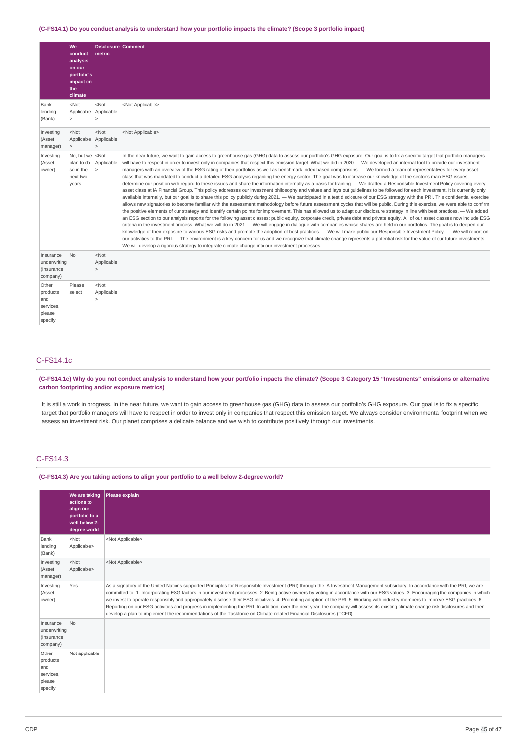### (C-FS14.1) Do you conduct analysis to understand how your portfolio impacts the climate? (Scope 3 portfolio impact)

| | We conduct analysis on our portfolio's impact on the climate | Disclosure metric | Comment |
|---|---|---|---|
| Bank lending (Bank) | <Not Applicable> | <Not Applicable> | <Not Applicable> |
| Investing (Asset manager) | <Not Applicable> | <Not Applicable> | <Not Applicable> |
| Investing (Asset owner) | No, but we plan to do so in the next two years | <Not Applicable> | In the near future, we want to gain access to greenhouse gas (GHG) data to assess our portfolio's GHG exposure. Our goal is to fix a specific target that portfolio managers will have to respect in order to invest only in companies that respect this emission target. What we did in 2020 — We developed an internal tool to provide our investment managers with an overview of the ESG rating of their portfolios as well as benchmark index based comparisons. — We formed a team of representatives for every asset class that was mandated to conduct a detailed ESG analysis regarding the energy sector. The goal was to increase our knowledge of the sector's main ESG issues, determine our position with regard to these issues and share the information internally as a basis for training. — We drafted a Responsible Investment Policy covering every asset class at iA Financial Group. This policy addresses our investment philosophy and values and lays out guidelines to be followed for each investment. It is currently only available internally, but our goal is to share this policy publicly during 2021. — We participated in a test disclosure of our ESG strategy with the PRI. This confidential exercise allows new signatories to become familiar with the assessment methodology before future assessment cycles that will be public. During this exercise, we were able to confirm the positive elements of our strategy and identify certain points for improvement. This has allowed us to adapt our disclosure strategy in line with best practices. — We added an ESG section to our analysis reports for the following asset classes: public equity, corporate credit, private debt and private equity. All of our asset classes now include ESG criteria in the investment process. What we will do in 2021 — We will engage in dialogue with companies whose shares are held in our portfolios. The goal is to deepen our knowledge of their exposure to various ESG risks and promote the adoption of best practices. — We will make public our Responsible Investment Policy. — We will report on our activities to the PRI. — The environment is a key concern for us and we recognize that climate change represents a potential risk for the value of our future investments. We will develop a rigorous strategy to integrate climate change into our investment processes. |
| Insurance underwriting (Insurance company) | No | <Not Applicable> | |
| Other products and services, please specify | Please select | <Not Applicable> | |

## C-FS14.1c

### (C-FS14.1c) Why do you not conduct analysis to understand how your portfolio impacts the climate? (Scope 3 Category 15 "Investments" emissions or alternative carbon footprinting and/or exposure metrics)

It is still a work in progress. In the near future, we want to gain access to greenhouse gas (GHG) data to assess our portfolio's GHG exposure. Our goal is to fix a specific target that portfolio managers will have to respect in order to invest only in companies that respect this emission target. We always consider environmental footprint when we assess an investment risk. Our planet comprises a delicate balance and we wish to contribute positively through our investments.

## C-FS14.3

### (C-FS14.3) Are you taking actions to align your portfolio to a well below 2-degree world?

| | We are taking actions to align our portfolio to a well below 2-degree world | Please explain |
|---|---|---|
| Bank lending (Bank) | <Not Applicable> | <Not Applicable> |
| Investing (Asset manager) | <Not Applicable> | <Not Applicable> |
| Investing (Asset owner) | Yes | As a signatory of the United Nations supported Principles for Responsible Investment (PRI) through the iA Investment Management subsidiary. In accordance with the PRI, we are committed to: 1. Incorporating ESG factors in our investment processes. 2. Being active owners by voting in accordance with our ESG values. 3. Encouraging the companies in which we invest to operate responsibly and appropriately disclose their ESG initiatives. 4. Promoting adoption of the PRI. 5. Working with industry members to improve ESG practices. 6. Reporting on our ESG activities and progress in implementing the PRI. In addition, over the next year, the company will assess its existing climate change risk disclosures and then develop a plan to implement the recommendations of the Taskforce on Climate-related Financial Disclosures (TCFD). |
| Insurance underwriting (Insurance company) | No | |
| Other products and services, please specify | Not applicable | |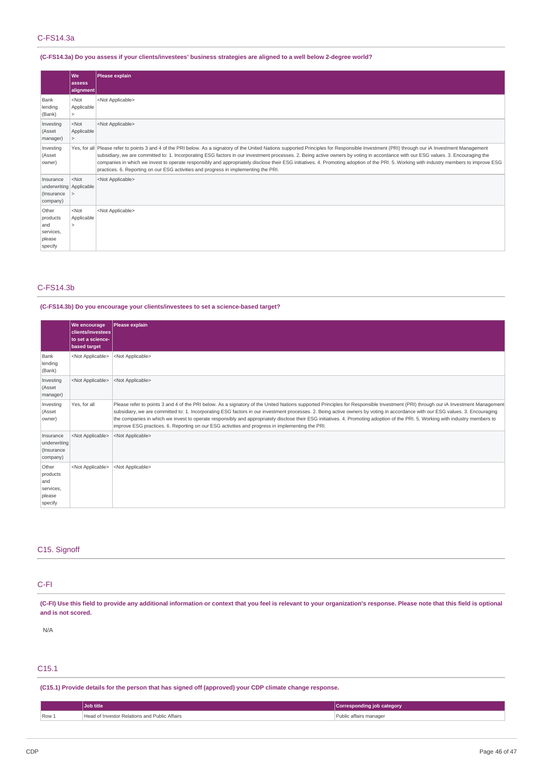## C-FS14.3a

**(C-FS14.3a) Do you assess if your clients/investees' business strategies are aligned to a well below 2-degree world?**

| | We assess alignment | Please explain |
|---|---|---|
| Bank lending (Bank) | <Not Applicable> | <Not Applicable> |
| Investing (Asset manager) | <Not Applicable> | <Not Applicable> |
| Investing (Asset owner) | Yes, for all | Please refer to points 3 and 4 of the PRI below. As a signatory of the United Nations supported Principles for Responsible Investment (PRI) through our iA Investment Management subsidiary, we are committed to: 1. Incorporating ESG factors in our investment processes. 2. Being active owners by voting in accordance with our ESG values. 3. Encouraging the companies in which we invest to operate responsibly and appropriately disclose their ESG initiatives. 4. Promoting adoption of the PRI. 5. Working with industry members to improve ESG practices. 6. Reporting on our ESG activities and progress in implementing the PRI. |
| Insurance underwriting (Insurance company) | <Not Applicable> | <Not Applicable> |
| Other products and services, please specify | <Not Applicable> | <Not Applicable> |

## C-FS14.3b

**(C-FS14.3b) Do you encourage your clients/investees to set a science-based target?**

| | We encourage clients/investees to set a science-based target | Please explain |
|---|---|---|
| Bank lending (Bank) | <Not Applicable> | <Not Applicable> |
| Investing (Asset manager) | <Not Applicable> | <Not Applicable> |
| Investing (Asset owner) | Yes, for all | Please refer to points 3 and 4 of the PRI below. As a signatory of the United Nations supported Principles for Responsible Investment (PRI) through our iA Investment Management subsidiary, we are committed to: 1. Incorporating ESG factors in our investment processes. 2. Being active owners by voting in accordance with our ESG values. 3. Encouraging the companies in which we invest to operate responsibly and appropriately disclose their ESG initiatives. 4. Promoting adoption of the PRI. 5. Working with industry members to improve ESG practices. 6. Reporting on our ESG activities and progress in implementing the PRI. |
| Insurance underwriting (Insurance company) | <Not Applicable> | <Not Applicable> |
| Other products and services, please specify | <Not Applicable> | <Not Applicable> |

# C15. Signoff

## C-FI

**(C-FI) Use this field to provide any additional information or context that you feel is relevant to your organization's response. Please note that this field is optional and is not scored.**

N/A

## C15.1

**(C15.1) Provide details for the person that has signed off (approved) your CDP climate change response.**

| | Job title | Corresponding job category |
|---|---|---|
| Row 1 | Head of Investor Relations and Public Affairs | Public affairs manager |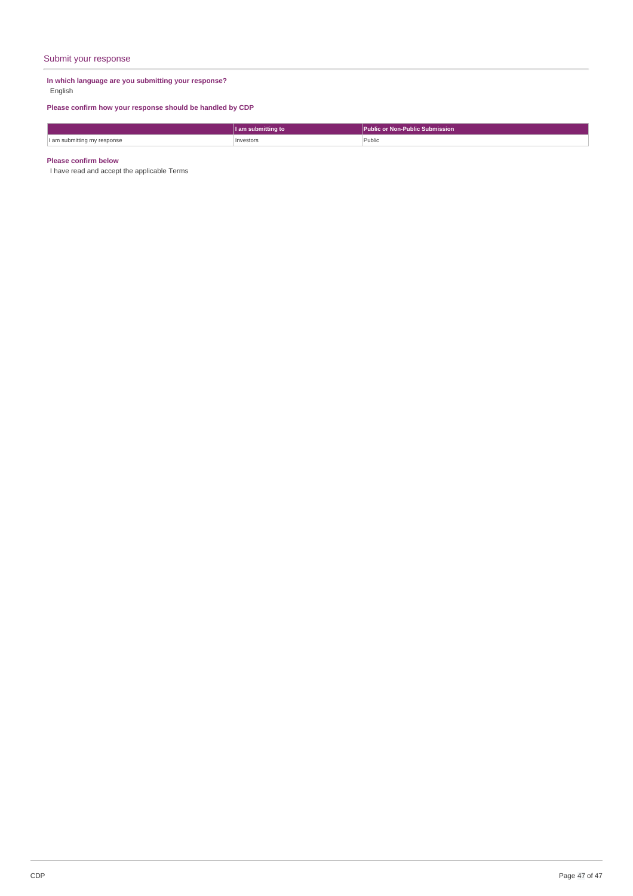## Submit your response

**In which language are you submitting your response?**

English

**Please confirm how your response should be handled by CDP**

| | I am submitting to | Public or Non-Public Submission |
|---|---|---|
| I am submitting my response | Investors | Public |

**Please confirm below**

I have read and accept the applicable Terms